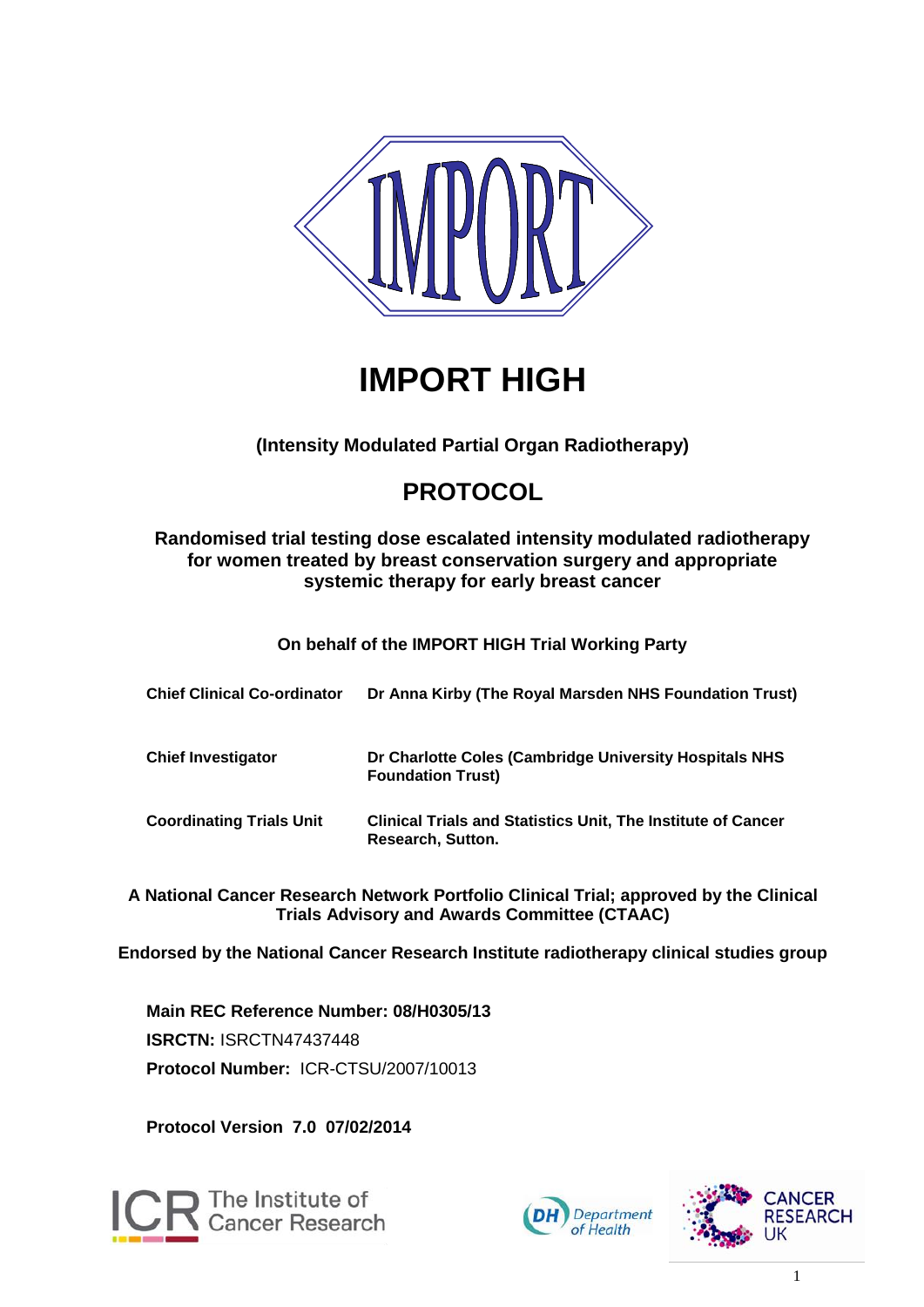IMPORT

# IMPORT HIGH

**(Intensity Modulated Partial Organ Radiotherapy)**

## PROTOCOL

**Randomised trial testing dose escalated intensity modulated radiotherapy for women treated by breast conservation surgery and appropriate systemic therapy for early breast cancer**

**On behalf of the IMPORT HIGH Trial Working Party**

| | |
|---|---|
| **Chief Clinical Co-ordinator** | **Dr Anna Kirby (The Royal Marsden NHS Foundation Trust)** |
| **Chief Investigator** | **Dr Charlotte Coles (Cambridge University Hospitals NHS Foundation Trust)** |
| **Coordinating Trials Unit** | **Clinical Trials and Statistics Unit, The Institute of Cancer Research, Sutton.** |

**A National Cancer Research Network Portfolio Clinical Trial; approved by the Clinical Trials Advisory and Awards Committee (CTAAC)**

**Endorsed by the National Cancer Research Institute radiotherapy clinical studies group**

**Main REC Reference Number: 08/H0305/13**

**ISRCTN:** ISRCTN47437448

**Protocol Number:** ICR-CTSU/2007/10013

**Protocol Version 7.0 07/02/2014**

The Institute of Cancer Research

DH Department of Health

CANCER RESEARCH UK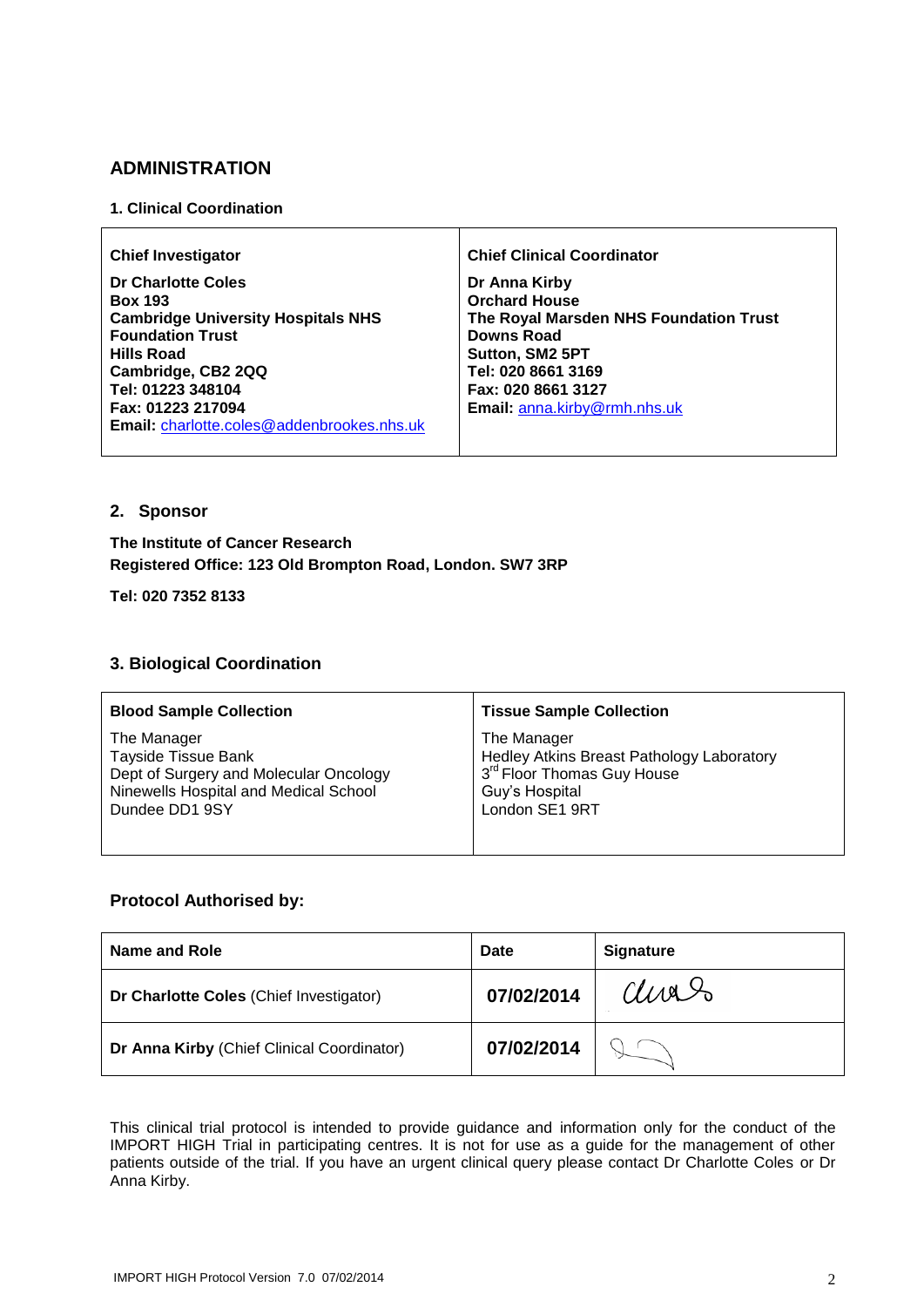## ADMINISTRATION

### 1. Clinical Coordination

| Chief Investigator | Chief Clinical Coordinator |
|---|---|
| **Dr Charlotte Coles**<br>**Box 193**<br>**Cambridge University Hospitals NHS Foundation Trust**<br>**Hills Road**<br>**Cambridge, CB2 2QQ**<br>**Tel: 01223 348104**<br>**Fax: 01223 217094**<br>**Email:** charlotte.coles@addenbrookes.nhs.uk | **Dr Anna Kirby**<br>**Orchard House**<br>**The Royal Marsden NHS Foundation Trust**<br>**Downs Road**<br>**Sutton, SM2 5PT**<br>**Tel: 020 8661 3169**<br>**Fax: 020 8661 3127**<br>**Email:** anna.kirby@rmh.nhs.uk |

### 2. Sponsor

**The Institute of Cancer Research**
**Registered Office: 123 Old Brompton Road, London. SW7 3RP**

**Tel: 020 7352 8133**

### 3. Biological Coordination

| Blood Sample Collection | Tissue Sample Collection |
|---|---|
| The Manager<br>Tayside Tissue Bank<br>Dept of Surgery and Molecular Oncology<br>Ninewells Hospital and Medical School<br>Dundee DD1 9SY | The Manager<br>Hedley Atkins Breast Pathology Laboratory<br>3rd Floor Thomas Guy House<br>Guy's Hospital<br>London SE1 9RT |

### Protocol Authorised by:

| Name and Role | Date | Signature |
|---|---|---|
| **Dr Charlotte Coles** (Chief Investigator) | 07/02/2014 | [signature] |
| **Dr Anna Kirby** (Chief Clinical Coordinator) | 07/02/2014 | [signature] |

This clinical trial protocol is intended to provide guidance and information only for the conduct of the IMPORT HIGH Trial in participating centres. It is not for use as a guide for the management of other patients outside of the trial. If you have an urgent clinical query please contact Dr Charlotte Coles or Dr Anna Kirby.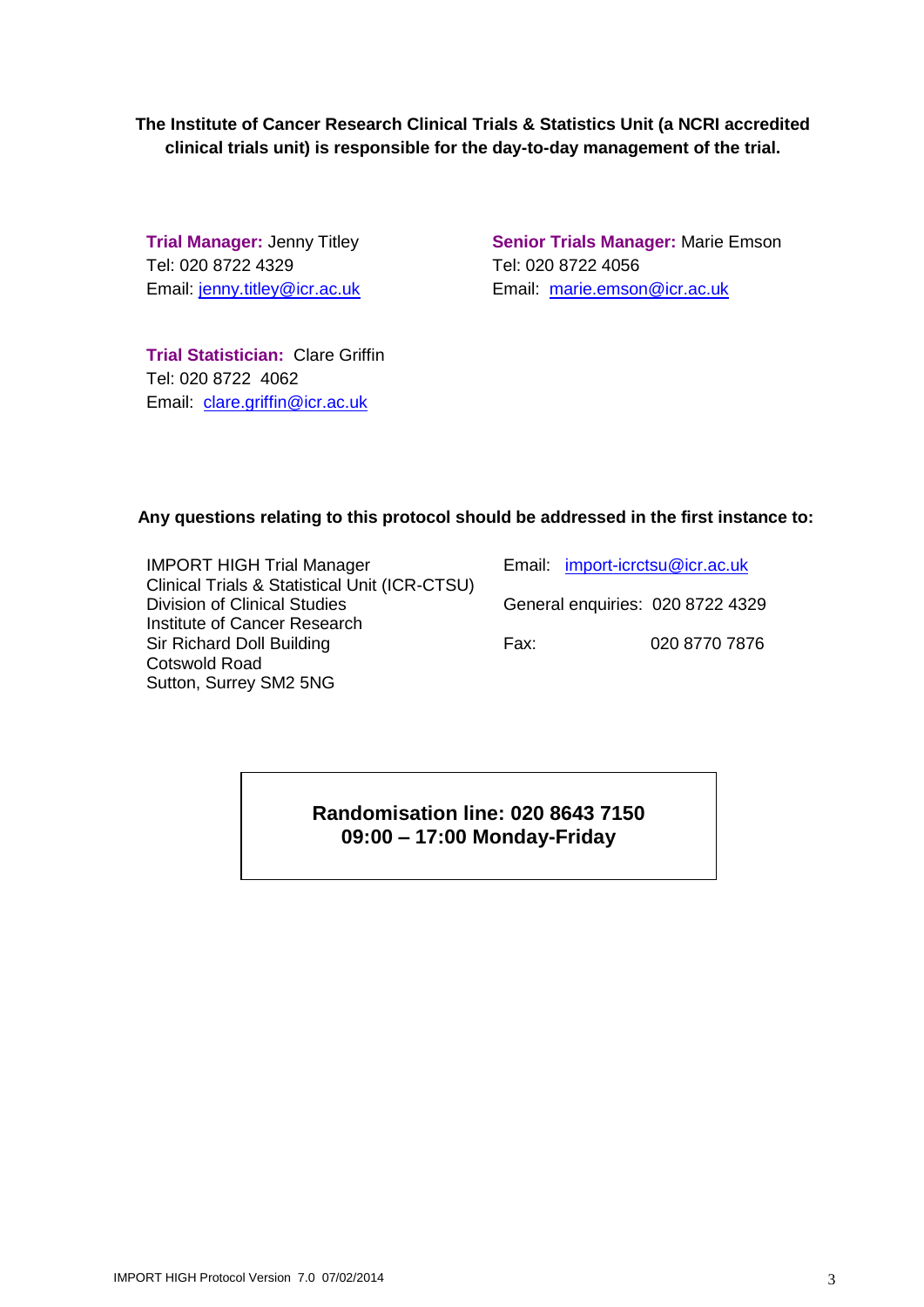**The Institute of Cancer Research Clinical Trials & Statistics Unit (a NCRI accredited clinical trials unit) is responsible for the day-to-day management of the trial.**

**Trial Manager:** Jenny Titley
Tel: 020 8722 4329
Email: jenny.titley@icr.ac.uk

**Senior Trials Manager:** Marie Emson
Tel: 020 8722 4056
Email: marie.emson@icr.ac.uk

**Trial Statistician:** Clare Griffin
Tel: 020 8722 4062
Email: clare.griffin@icr.ac.uk

**Any questions relating to this protocol should be addressed in the first instance to:**

IMPORT HIGH Trial Manager
Clinical Trials & Statistical Unit (ICR-CTSU)
Division of Clinical Studies
Institute of Cancer Research
Sir Richard Doll Building
Cotswold Road
Sutton, Surrey SM2 5NG

Email: import-icrctsu@icr.ac.uk
General enquiries: 020 8722 4329
Fax: 020 8770 7876

**Randomisation line: 020 8643 7150**
**09:00 – 17:00 Monday-Friday**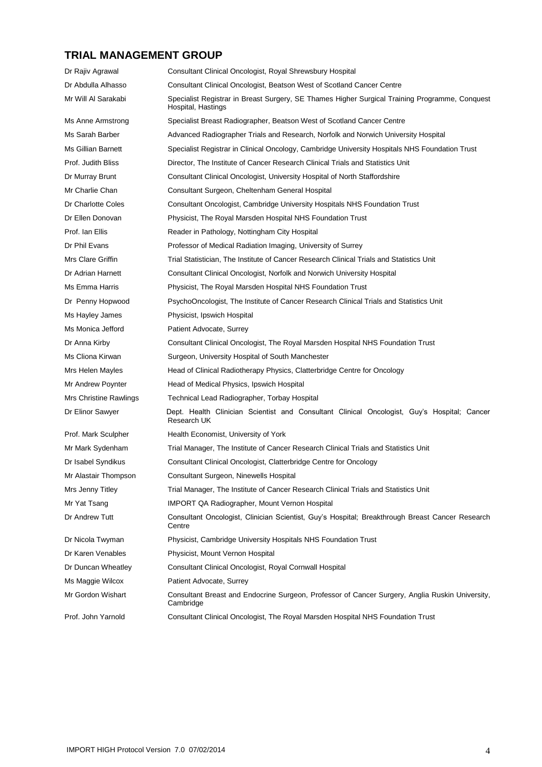## TRIAL MANAGEMENT GROUP

| | |
|---|---|
| Dr Rajiv Agrawal | Consultant Clinical Oncologist, Royal Shrewsbury Hospital |
| Dr Abdulla Alhasso | Consultant Clinical Oncologist, Beatson West of Scotland Cancer Centre |
| Mr Will Al Sarakabi | Specialist Registrar in Breast Surgery, SE Thames Higher Surgical Training Programme, Conquest Hospital, Hastings |
| Ms Anne Armstrong | Specialist Breast Radiographer, Beatson West of Scotland Cancer Centre |
| Ms Sarah Barber | Advanced Radiographer Trials and Research, Norfolk and Norwich University Hospital |
| Ms Gillian Barnett | Specialist Registrar in Clinical Oncology, Cambridge University Hospitals NHS Foundation Trust |
| Prof. Judith Bliss | Director, The Institute of Cancer Research Clinical Trials and Statistics Unit |
| Dr Murray Brunt | Consultant Clinical Oncologist, University Hospital of North Staffordshire |
| Mr Charlie Chan | Consultant Surgeon, Cheltenham General Hospital |
| Dr Charlotte Coles | Consultant Oncologist, Cambridge University Hospitals NHS Foundation Trust |
| Dr Ellen Donovan | Physicist, The Royal Marsden Hospital NHS Foundation Trust |
| Prof. Ian Ellis | Reader in Pathology, Nottingham City Hospital |
| Dr Phil Evans | Professor of Medical Radiation Imaging, University of Surrey |
| Mrs Clare Griffin | Trial Statistician, The Institute of Cancer Research Clinical Trials and Statistics Unit |
| Dr Adrian Harnett | Consultant Clinical Oncologist, Norfolk and Norwich University Hospital |
| Ms Emma Harris | Physicist, The Royal Marsden Hospital NHS Foundation Trust |
| Dr Penny Hopwood | PsychoOncologist, The Institute of Cancer Research Clinical Trials and Statistics Unit |
| Ms Hayley James | Physicist, Ipswich Hospital |
| Ms Monica Jefford | Patient Advocate, Surrey |
| Dr Anna Kirby | Consultant Clinical Oncologist, The Royal Marsden Hospital NHS Foundation Trust |
| Ms Cliona Kirwan | Surgeon, University Hospital of South Manchester |
| Mrs Helen Mayles | Head of Clinical Radiotherapy Physics, Clatterbridge Centre for Oncology |
| Mr Andrew Poynter | Head of Medical Physics, Ipswich Hospital |
| Mrs Christine Rawlings | Technical Lead Radiographer, Torbay Hospital |
| Dr Elinor Sawyer | Dept. Health Clinician Scientist and Consultant Clinical Oncologist, Guy's Hospital; Cancer Research UK |
| Prof. Mark Sculpher | Health Economist, University of York |
| Mr Mark Sydenham | Trial Manager, The Institute of Cancer Research Clinical Trials and Statistics Unit |
| Dr Isabel Syndikus | Consultant Clinical Oncologist, Clatterbridge Centre for Oncology |
| Mr Alastair Thompson | Consultant Surgeon, Ninewells Hospital |
| Mrs Jenny Titley | Trial Manager, The Institute of Cancer Research Clinical Trials and Statistics Unit |
| Mr Yat Tsang | IMPORT QA Radiographer, Mount Vernon Hospital |
| Dr Andrew Tutt | Consultant Oncologist, Clinician Scientist, Guy's Hospital; Breakthrough Breast Cancer Research Centre |
| Dr Nicola Twyman | Physicist, Cambridge University Hospitals NHS Foundation Trust |
| Dr Karen Venables | Physicist, Mount Vernon Hospital |
| Dr Duncan Wheatley | Consultant Clinical Oncologist, Royal Cornwall Hospital |
| Ms Maggie Wilcox | Patient Advocate, Surrey |
| Mr Gordon Wishart | Consultant Breast and Endocrine Surgeon, Professor of Cancer Surgery, Anglia Ruskin University, Cambridge |
| Prof. John Yarnold | Consultant Clinical Oncologist, The Royal Marsden Hospital NHS Foundation Trust |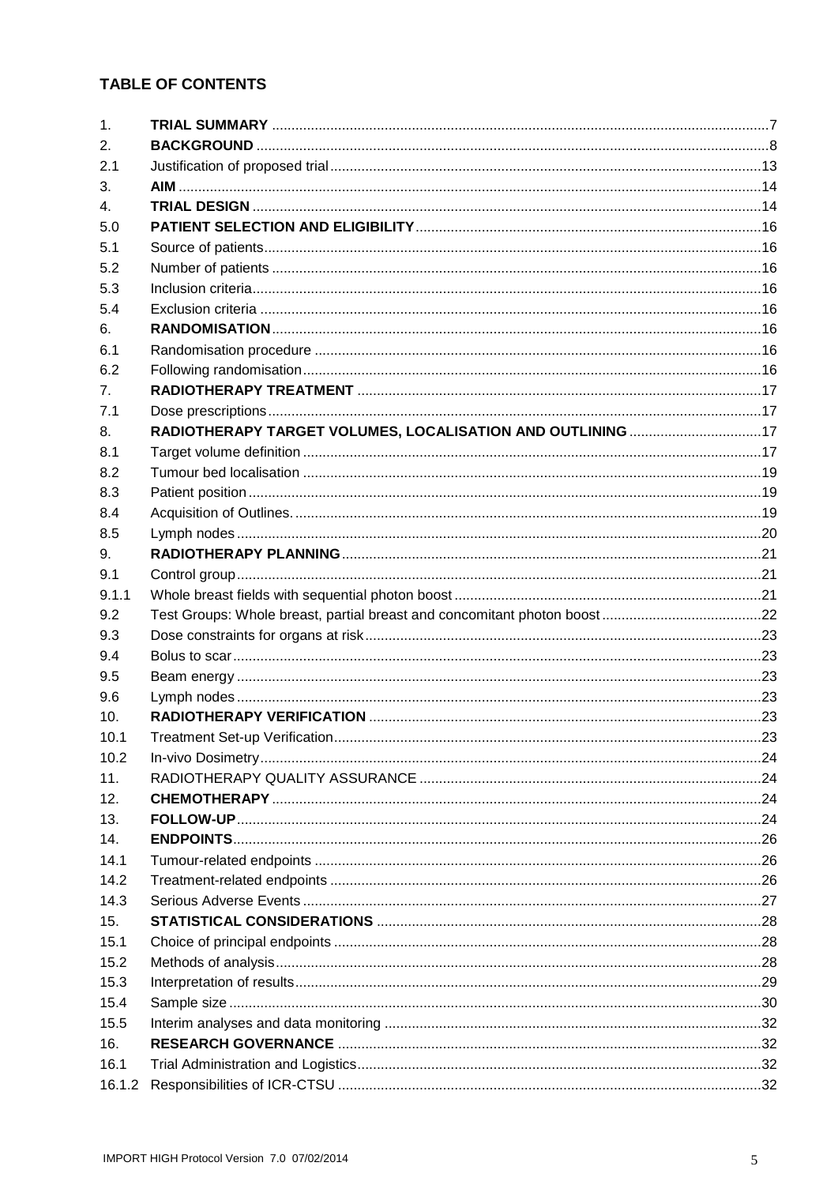## TABLE OF CONTENTS

| | | |
|---|---|---|
| 1. | **TRIAL SUMMARY** | 7 |
| 2. | **BACKGROUND** | 8 |
| 2.1 | Justification of proposed trial | 13 |
| 3. | **AIM** | 14 |
| 4. | **TRIAL DESIGN** | 14 |
| 5.0 | **PATIENT SELECTION AND ELIGIBILITY** | 16 |
| 5.1 | Source of patients | 16 |
| 5.2 | Number of patients | 16 |
| 5.3 | Inclusion criteria | 16 |
| 5.4 | Exclusion criteria | 16 |
| 6. | **RANDOMISATION** | 16 |
| 6.1 | Randomisation procedure | 16 |
| 6.2 | Following randomisation | 16 |
| 7. | **RADIOTHERAPY TREATMENT** | 17 |
| 7.1 | Dose prescriptions | 17 |
| 8. | **RADIOTHERAPY TARGET VOLUMES, LOCALISATION AND OUTLINING** | 17 |
| 8.1 | Target volume definition | 17 |
| 8.2 | Tumour bed localisation | 19 |
| 8.3 | Patient position | 19 |
| 8.4 | Acquisition of Outlines. | 19 |
| 8.5 | Lymph nodes | 20 |
| 9. | **RADIOTHERAPY PLANNING** | 21 |
| 9.1 | Control group | 21 |
| 9.1.1 | Whole breast fields with sequential photon boost | 21 |
| 9.2 | Test Groups: Whole breast, partial breast and concomitant photon boost | 22 |
| 9.3 | Dose constraints for organs at risk | 23 |
| 9.4 | Bolus to scar | 23 |
| 9.5 | Beam energy | 23 |
| 9.6 | Lymph nodes | 23 |
| 10. | **RADIOTHERAPY VERIFICATION** | 23 |
| 10.1 | Treatment Set-up Verification | 23 |
| 10.2 | In-vivo Dosimetry | 24 |
| 11. | RADIOTHERAPY QUALITY ASSURANCE | 24 |
| 12. | **CHEMOTHERAPY** | 24 |
| 13. | **FOLLOW-UP** | 24 |
| 14. | **ENDPOINTS** | 26 |
| 14.1 | Tumour-related endpoints | 26 |
| 14.2 | Treatment-related endpoints | 26 |
| 14.3 | Serious Adverse Events | 27 |
| 15. | **STATISTICAL CONSIDERATIONS** | 28 |
| 15.1 | Choice of principal endpoints | 28 |
| 15.2 | Methods of analysis | 28 |
| 15.3 | Interpretation of results | 29 |
| 15.4 | Sample size | 30 |
| 15.5 | Interim analyses and data monitoring | 32 |
| 16. | **RESEARCH GOVERNANCE** | 32 |
| 16.1 | Trial Administration and Logistics | 32 |
| 16.1.2 | Responsibilities of ICR-CTSU | 32 |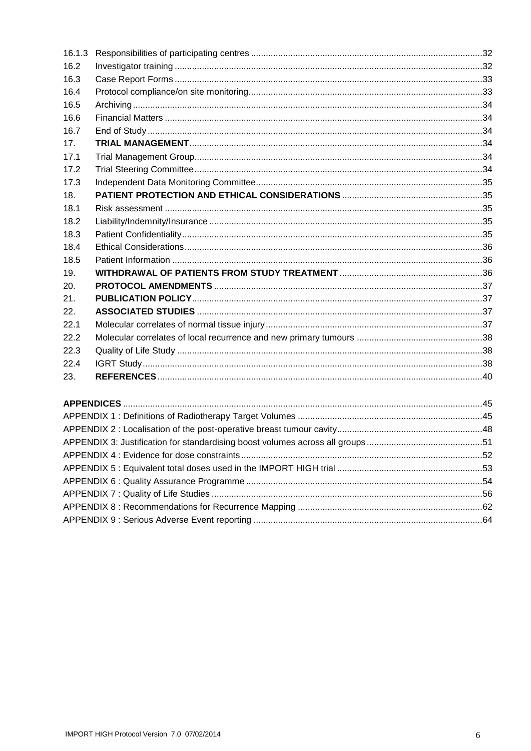| | | |
|---|---|---|
| 16.1.3 | Responsibilities of participating centres | 32 |
| 16.2 | Investigator training | 32 |
| 16.3 | Case Report Forms | 33 |
| 16.4 | Protocol compliance/on site monitoring | 33 |
| 16.5 | Archiving | 34 |
| 16.6 | Financial Matters | 34 |
| 16.7 | End of Study | 34 |
| 17. | **TRIAL MANAGEMENT** | 34 |
| 17.1 | Trial Management Group | 34 |
| 17.2 | Trial Steering Committee | 34 |
| 17.3 | Independent Data Monitoring Committee | 35 |
| 18. | **PATIENT PROTECTION AND ETHICAL CONSIDERATIONS** | 35 |
| 18.1 | Risk assessment | 35 |
| 18.2 | Liability/Indemnity/Insurance | 35 |
| 18.3 | Patient Confidentiality | 35 |
| 18.4 | Ethical Considerations | 36 |
| 18.5 | Patient Information | 36 |
| 19. | **WITHDRAWAL OF PATIENTS FROM STUDY TREATMENT** | 36 |
| 20. | **PROTOCOL AMENDMENTS** | 37 |
| 21. | **PUBLICATION POLICY** | 37 |
| 22. | **ASSOCIATED STUDIES** | 37 |
| 22.1 | Molecular correlates of normal tissue injury | 37 |
| 22.2 | Molecular correlates of local recurrence and new primary tumours | 38 |
| 22.3 | Quality of Life Study | 38 |
| 22.4 | IGRT Study | 38 |
| 23. | **REFERENCES** | 40 |

| | |
|---|---|
| **APPENDICES** | 45 |
| APPENDIX 1 : Definitions of Radiotherapy Target Volumes | 45 |
| APPENDIX 2 : Localisation of the post-operative breast tumour cavity | 48 |
| APPENDIX 3: Justification for standardising boost volumes across all groups | 51 |
| APPENDIX 4 : Evidence for dose constraints | 52 |
| APPENDIX 5 : Equivalent total doses used in the IMPORT HIGH trial | 53 |
| APPENDIX 6 : Quality Assurance Programme | 54 |
| APPENDIX 7 : Quality of Life Studies | 56 |
| APPENDIX 8 : Recommendations for Recurrence Mapping | 62 |
| APPENDIX 9 : Serious Adverse Event reporting | 64 |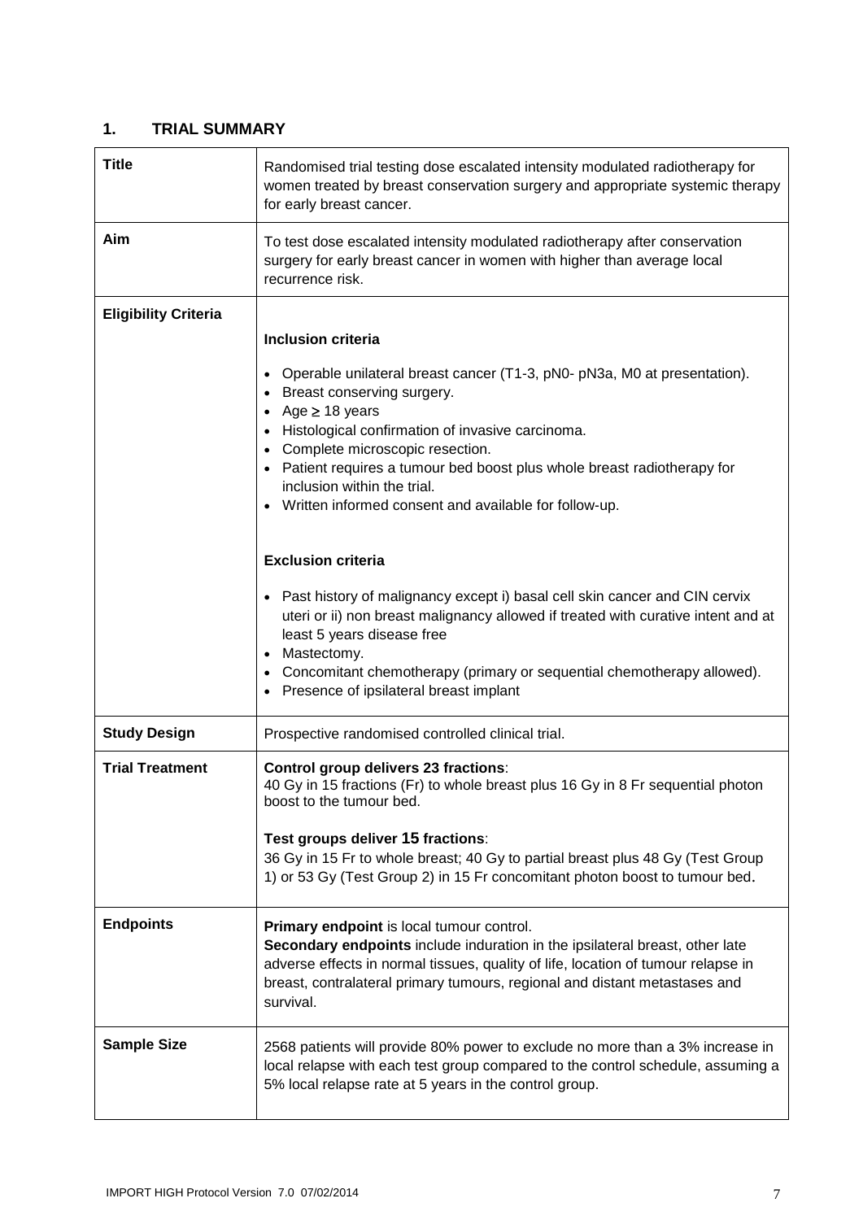## 1. TRIAL SUMMARY

| | |
|---|---|
| **Title** | Randomised trial testing dose escalated intensity modulated radiotherapy for women treated by breast conservation surgery and appropriate systemic therapy for early breast cancer. |
| **Aim** | To test dose escalated intensity modulated radiotherapy after conservation surgery for early breast cancer in women with higher than average local recurrence risk. |
| **Eligibility Criteria** | **Inclusion criteria**<br><br>• Operable unilateral breast cancer (T1-3, pN0- pN3a, M0 at presentation).<br>• Breast conserving surgery.<br>• Age ≥ 18 years<br>• Histological confirmation of invasive carcinoma.<br>• Complete microscopic resection.<br>• Patient requires a tumour bed boost plus whole breast radiotherapy for inclusion within the trial.<br>• Written informed consent and available for follow-up.<br><br>**Exclusion criteria**<br><br>• Past history of malignancy except i) basal cell skin cancer and CIN cervix uteri or ii) non breast malignancy allowed if treated with curative intent and at least 5 years disease free<br>• Mastectomy.<br>• Concomitant chemotherapy (primary or sequential chemotherapy allowed).<br>• Presence of ipsilateral breast implant |
| **Study Design** | Prospective randomised controlled clinical trial. |
| **Trial Treatment** | **Control group delivers 23 fractions**:<br>40 Gy in 15 fractions (Fr) to whole breast plus 16 Gy in 8 Fr sequential photon boost to the tumour bed.<br><br>**Test groups deliver 15 fractions**:<br>36 Gy in 15 Fr to whole breast; 40 Gy to partial breast plus 48 Gy (Test Group 1) or 53 Gy (Test Group 2) in 15 Fr concomitant photon boost to tumour bed. |
| **Endpoints** | **Primary endpoint** is local tumour control.<br>**Secondary endpoints** include induration in the ipsilateral breast, other late adverse effects in normal tissues, quality of life, location of tumour relapse in breast, contralateral primary tumours, regional and distant metastases and survival. |
| **Sample Size** | 2568 patients will provide 80% power to exclude no more than a 3% increase in local relapse with each test group compared to the control schedule, assuming a 5% local relapse rate at 5 years in the control group. |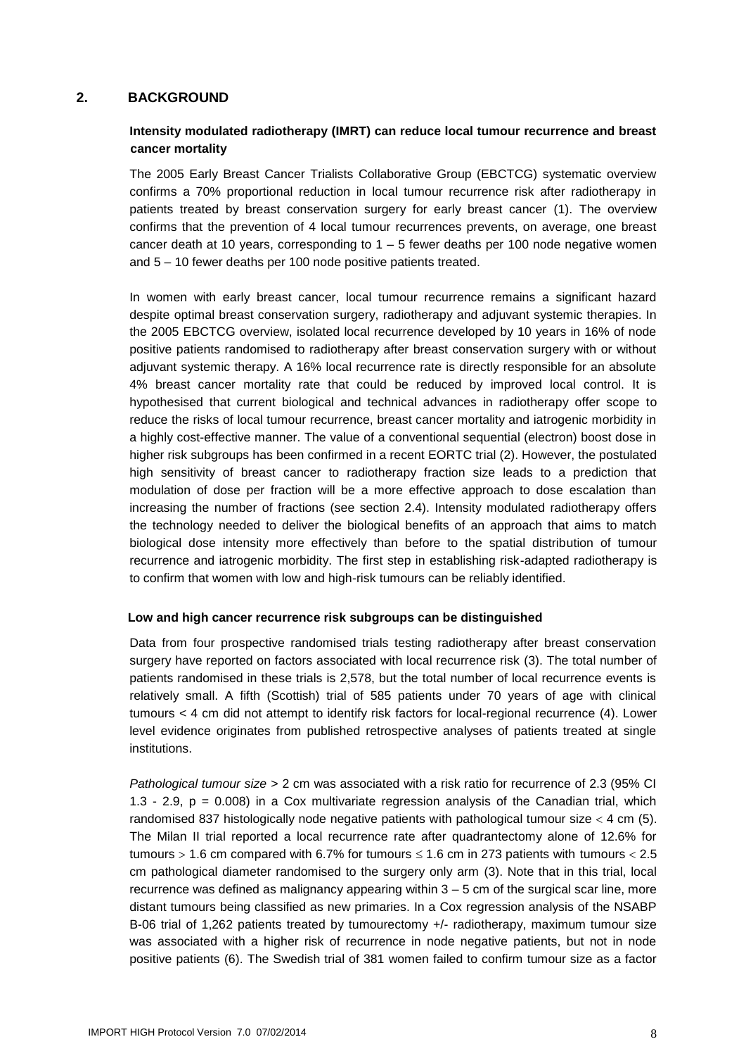## 2. BACKGROUND

**Intensity modulated radiotherapy (IMRT) can reduce local tumour recurrence and breast cancer mortality**

The 2005 Early Breast Cancer Trialists Collaborative Group (EBCTCG) systematic overview confirms a 70% proportional reduction in local tumour recurrence risk after radiotherapy in patients treated by breast conservation surgery for early breast cancer (1). The overview confirms that the prevention of 4 local tumour recurrences prevents, on average, one breast cancer death at 10 years, corresponding to 1 – 5 fewer deaths per 100 node negative women and 5 – 10 fewer deaths per 100 node positive patients treated.

In women with early breast cancer, local tumour recurrence remains a significant hazard despite optimal breast conservation surgery, radiotherapy and adjuvant systemic therapies. In the 2005 EBCTCG overview, isolated local recurrence developed by 10 years in 16% of node positive patients randomised to radiotherapy after breast conservation surgery with or without adjuvant systemic therapy. A 16% local recurrence rate is directly responsible for an absolute 4% breast cancer mortality rate that could be reduced by improved local control. It is hypothesised that current biological and technical advances in radiotherapy offer scope to reduce the risks of local tumour recurrence, breast cancer mortality and iatrogenic morbidity in a highly cost-effective manner. The value of a conventional sequential (electron) boost dose in higher risk subgroups has been confirmed in a recent EORTC trial (2). However, the postulated high sensitivity of breast cancer to radiotherapy fraction size leads to a prediction that modulation of dose per fraction will be a more effective approach to dose escalation than increasing the number of fractions (see section 2.4). Intensity modulated radiotherapy offers the technology needed to deliver the biological benefits of an approach that aims to match biological dose intensity more effectively than before to the spatial distribution of tumour recurrence and iatrogenic morbidity. The first step in establishing risk-adapted radiotherapy is to confirm that women with low and high-risk tumours can be reliably identified.

**Low and high cancer recurrence risk subgroups can be distinguished**

Data from four prospective randomised trials testing radiotherapy after breast conservation surgery have reported on factors associated with local recurrence risk (3). The total number of patients randomised in these trials is 2,578, but the total number of local recurrence events is relatively small. A fifth (Scottish) trial of 585 patients under 70 years of age with clinical tumours < 4 cm did not attempt to identify risk factors for local-regional recurrence (4). Lower level evidence originates from published retrospective analyses of patients treated at single institutions.

*Pathological tumour size* > 2 cm was associated with a risk ratio for recurrence of 2.3 (95% CI 1.3 - 2.9, $p = 0.008$) in a Cox multivariate regression analysis of the Canadian trial, which randomised 837 histologically node negative patients with pathological tumour size < 4 cm (5). The Milan II trial reported a local recurrence rate after quadrantectomy alone of 12.6% for tumours > 1.6 cm compared with 6.7% for tumours ≤ 1.6 cm in 273 patients with tumours < 2.5 cm pathological diameter randomised to the surgery only arm (3). Note that in this trial, local recurrence was defined as malignancy appearing within 3 – 5 cm of the surgical scar line, more distant tumours being classified as new primaries. In a Cox regression analysis of the NSABP B-06 trial of 1,262 patients treated by tumourectomy +/- radiotherapy, maximum tumour size was associated with a higher risk of recurrence in node negative patients, but not in node positive patients (6). The Swedish trial of 381 women failed to confirm tumour size as a factor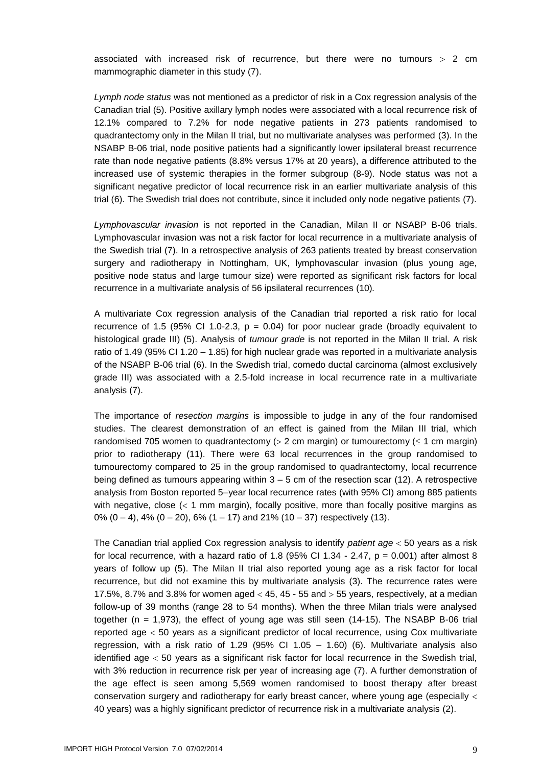associated with increased risk of recurrence, but there were no tumours $>$ 2 cm mammographic diameter in this study (7).

*Lymph node status* was not mentioned as a predictor of risk in a Cox regression analysis of the Canadian trial (5). Positive axillary lymph nodes were associated with a local recurrence risk of 12.1% compared to 7.2% for node negative patients in 273 patients randomised to quadrantectomy only in the Milan II trial, but no multivariate analyses was performed (3). In the NSABP B-06 trial, node positive patients had a significantly lower ipsilateral breast recurrence rate than node negative patients (8.8% versus 17% at 20 years), a difference attributed to the increased use of systemic therapies in the former subgroup (8-9). Node status was not a significant negative predictor of local recurrence risk in an earlier multivariate analysis of this trial (6). The Swedish trial does not contribute, since it included only node negative patients (7).

*Lymphovascular invasion* is not reported in the Canadian, Milan II or NSABP B-06 trials. Lymphovascular invasion was not a risk factor for local recurrence in a multivariate analysis of the Swedish trial (7). In a retrospective analysis of 263 patients treated by breast conservation surgery and radiotherapy in Nottingham, UK, lymphovascular invasion (plus young age, positive node status and large tumour size) were reported as significant risk factors for local recurrence in a multivariate analysis of 56 ipsilateral recurrences (10).

A multivariate Cox regression analysis of the Canadian trial reported a risk ratio for local recurrence of 1.5 (95% CI 1.0-2.3, $p = 0.04$) for poor nuclear grade (broadly equivalent to histological grade III) (5). Analysis of *tumour grade* is not reported in the Milan II trial. A risk ratio of 1.49 (95% CI 1.20 – 1.85) for high nuclear grade was reported in a multivariate analysis of the NSABP B-06 trial (6). In the Swedish trial, comedo ductal carcinoma (almost exclusively grade III) was associated with a 2.5-fold increase in local recurrence rate in a multivariate analysis (7).

The importance of *resection margins* is impossible to judge in any of the four randomised studies. The clearest demonstration of an effect is gained from the Milan III trial, which randomised 705 women to quadrantectomy ($>$ 2 cm margin) or tumourectomy ($\leq$ 1 cm margin) prior to radiotherapy (11). There were 63 local recurrences in the group randomised to tumourectomy compared to 25 in the group randomised to quadrantectomy, local recurrence being defined as tumours appearing within 3 – 5 cm of the resection scar (12). A retrospective analysis from Boston reported 5–year local recurrence rates (with 95% CI) among 885 patients with negative, close ($<$ 1 mm margin), focally positive, more than focally positive margins as 0% (0 – 4), 4% (0 – 20), 6% (1 – 17) and 21% (10 – 37) respectively (13).

The Canadian trial applied Cox regression analysis to identify *patient age* $<$ 50 years as a risk for local recurrence, with a hazard ratio of 1.8 (95% CI 1.34 - 2.47, $p = 0.001$) after almost 8 years of follow up (5). The Milan II trial also reported young age as a risk factor for local recurrence, but did not examine this by multivariate analysis (3). The recurrence rates were 17.5%, 8.7% and 3.8% for women aged $<$ 45, 45 - 55 and $>$ 55 years, respectively, at a median follow-up of 39 months (range 28 to 54 months). When the three Milan trials were analysed together ($n = 1{,}973$), the effect of young age was still seen (14-15). The NSABP B-06 trial reported age $<$ 50 years as a significant predictor of local recurrence, using Cox multivariate regression, with a risk ratio of 1.29 (95% CI 1.05 – 1.60) (6). Multivariate analysis also identified age $<$ 50 years as a significant risk factor for local recurrence in the Swedish trial, with 3% reduction in recurrence risk per year of increasing age (7). A further demonstration of the age effect is seen among 5,569 women randomised to boost therapy after breast conservation surgery and radiotherapy for early breast cancer, where young age (especially $<$ 40 years) was a highly significant predictor of recurrence risk in a multivariate analysis (2).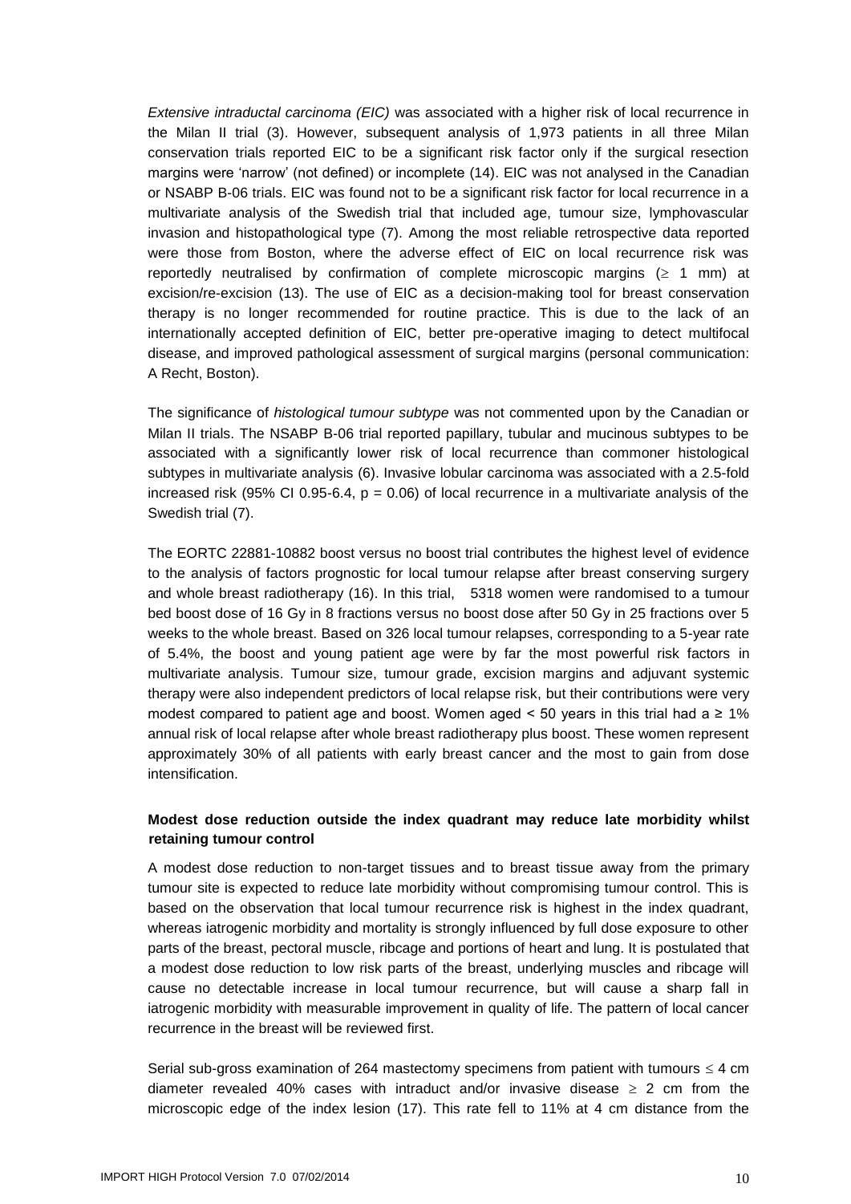*Extensive intraductal carcinoma (EIC)* was associated with a higher risk of local recurrence in the Milan II trial (3). However, subsequent analysis of 1,973 patients in all three Milan conservation trials reported EIC to be a significant risk factor only if the surgical resection margins were 'narrow' (not defined) or incomplete (14). EIC was not analysed in the Canadian or NSABP B-06 trials. EIC was found not to be a significant risk factor for local recurrence in a multivariate analysis of the Swedish trial that included age, tumour size, lymphovascular invasion and histopathological type (7). Among the most reliable retrospective data reported were those from Boston, where the adverse effect of EIC on local recurrence risk was reportedly neutralised by confirmation of complete microscopic margins ($\geq$ 1 mm) at excision/re-excision (13). The use of EIC as a decision-making tool for breast conservation therapy is no longer recommended for routine practice. This is due to the lack of an internationally accepted definition of EIC, better pre-operative imaging to detect multifocal disease, and improved pathological assessment of surgical margins (personal communication: A Recht, Boston).

The significance of *histological tumour subtype* was not commented upon by the Canadian or Milan II trials. The NSABP B-06 trial reported papillary, tubular and mucinous subtypes to be associated with a significantly lower risk of local recurrence than commoner histological subtypes in multivariate analysis (6). Invasive lobular carcinoma was associated with a 2.5-fold increased risk (95% CI 0.95-6.4, $p = 0.06$) of local recurrence in a multivariate analysis of the Swedish trial (7).

The EORTC 22881-10882 boost versus no boost trial contributes the highest level of evidence to the analysis of factors prognostic for local tumour relapse after breast conserving surgery and whole breast radiotherapy (16). In this trial, 5318 women were randomised to a tumour bed boost dose of 16 Gy in 8 fractions versus no boost dose after 50 Gy in 25 fractions over 5 weeks to the whole breast. Based on 326 local tumour relapses, corresponding to a 5-year rate of 5.4%, the boost and young patient age were by far the most powerful risk factors in multivariate analysis. Tumour size, tumour grade, excision margins and adjuvant systemic therapy were also independent predictors of local relapse risk, but their contributions were very modest compared to patient age and boost. Women aged < 50 years in this trial had a ≥ 1% annual risk of local relapse after whole breast radiotherapy plus boost. These women represent approximately 30% of all patients with early breast cancer and the most to gain from dose intensification.

**Modest dose reduction outside the index quadrant may reduce late morbidity whilst retaining tumour control**

A modest dose reduction to non-target tissues and to breast tissue away from the primary tumour site is expected to reduce late morbidity without compromising tumour control. This is based on the observation that local tumour recurrence risk is highest in the index quadrant, whereas iatrogenic morbidity and mortality is strongly influenced by full dose exposure to other parts of the breast, pectoral muscle, ribcage and portions of heart and lung. It is postulated that a modest dose reduction to low risk parts of the breast, underlying muscles and ribcage will cause no detectable increase in local tumour recurrence, but will cause a sharp fall in iatrogenic morbidity with measurable improvement in quality of life. The pattern of local cancer recurrence in the breast will be reviewed first.

Serial sub-gross examination of 264 mastectomy specimens from patient with tumours $\leq$ 4 cm diameter revealed 40% cases with intraduct and/or invasive disease $\geq$ 2 cm from the microscopic edge of the index lesion (17). This rate fell to 11% at 4 cm distance from the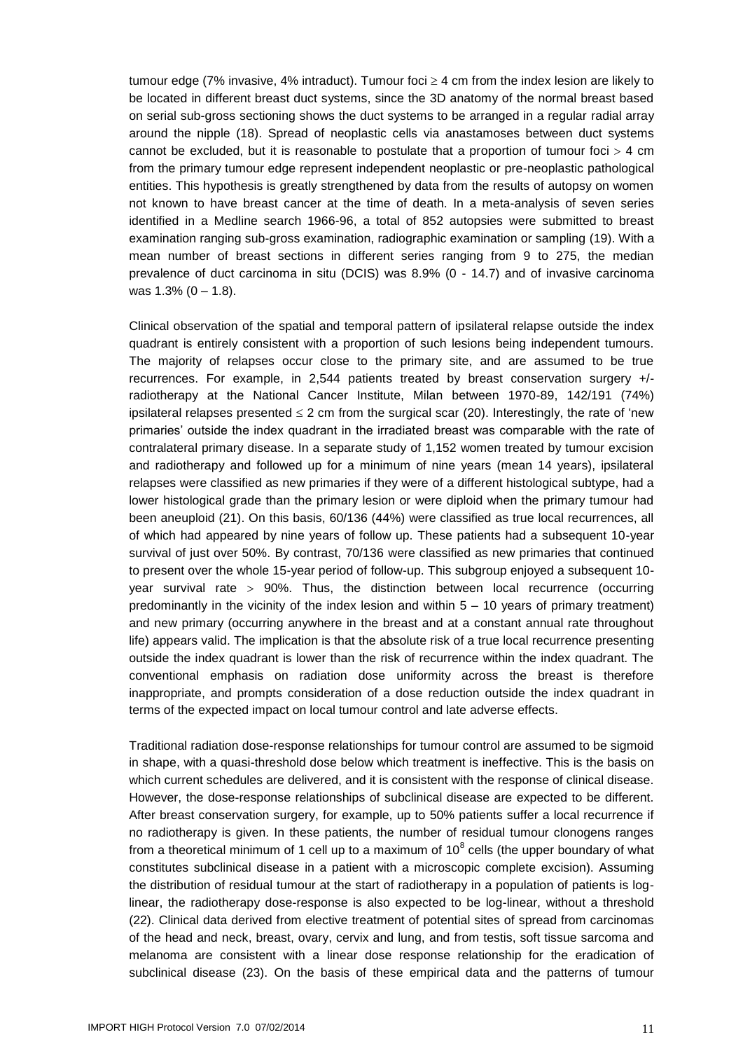tumour edge (7% invasive, 4% intraduct). Tumour foci $\geq$ 4 cm from the index lesion are likely to be located in different breast duct systems, since the 3D anatomy of the normal breast based on serial sub-gross sectioning shows the duct systems to be arranged in a regular radial array around the nipple (18). Spread of neoplastic cells via anastamoses between duct systems cannot be excluded, but it is reasonable to postulate that a proportion of tumour foci $>$ 4 cm from the primary tumour edge represent independent neoplastic or pre-neoplastic pathological entities. This hypothesis is greatly strengthened by data from the results of autopsy on women not known to have breast cancer at the time of death. In a meta-analysis of seven series identified in a Medline search 1966-96, a total of 852 autopsies were submitted to breast examination ranging sub-gross examination, radiographic examination or sampling (19). With a mean number of breast sections in different series ranging from 9 to 275, the median prevalence of duct carcinoma in situ (DCIS) was 8.9% (0 - 14.7) and of invasive carcinoma was 1.3% (0 – 1.8).

Clinical observation of the spatial and temporal pattern of ipsilateral relapse outside the index quadrant is entirely consistent with a proportion of such lesions being independent tumours. The majority of relapses occur close to the primary site, and are assumed to be true recurrences. For example, in 2,544 patients treated by breast conservation surgery +/- radiotherapy at the National Cancer Institute, Milan between 1970-89, 142/191 (74%) ipsilateral relapses presented $\leq$ 2 cm from the surgical scar (20). Interestingly, the rate of 'new primaries' outside the index quadrant in the irradiated breast was comparable with the rate of contralateral primary disease. In a separate study of 1,152 women treated by tumour excision and radiotherapy and followed up for a minimum of nine years (mean 14 years), ipsilateral relapses were classified as new primaries if they were of a different histological subtype, had a lower histological grade than the primary lesion or were diploid when the primary tumour had been aneuploid (21). On this basis, 60/136 (44%) were classified as true local recurrences, all of which had appeared by nine years of follow up. These patients had a subsequent 10-year survival of just over 50%. By contrast, 70/136 were classified as new primaries that continued to present over the whole 15-year period of follow-up. This subgroup enjoyed a subsequent 10-year survival rate $>$ 90%. Thus, the distinction between local recurrence (occurring predominantly in the vicinity of the index lesion and within 5 – 10 years of primary treatment) and new primary (occurring anywhere in the breast and at a constant annual rate throughout life) appears valid. The implication is that the absolute risk of a true local recurrence presenting outside the index quadrant is lower than the risk of recurrence within the index quadrant. The conventional emphasis on radiation dose uniformity across the breast is therefore inappropriate, and prompts consideration of a dose reduction outside the index quadrant in terms of the expected impact on local tumour control and late adverse effects.

Traditional radiation dose-response relationships for tumour control are assumed to be sigmoid in shape, with a quasi-threshold dose below which treatment is ineffective. This is the basis on which current schedules are delivered, and it is consistent with the response of clinical disease. However, the dose-response relationships of subclinical disease are expected to be different. After breast conservation surgery, for example, up to 50% patients suffer a local recurrence if no radiotherapy is given. In these patients, the number of residual tumour clonogens ranges from a theoretical minimum of 1 cell up to a maximum of $10^8$ cells (the upper boundary of what constitutes subclinical disease in a patient with a microscopic complete excision). Assuming the distribution of residual tumour at the start of radiotherapy in a population of patients is log-linear, the radiotherapy dose-response is also expected to be log-linear, without a threshold (22). Clinical data derived from elective treatment of potential sites of spread from carcinomas of the head and neck, breast, ovary, cervix and lung, and from testis, soft tissue sarcoma and melanoma are consistent with a linear dose response relationship for the eradication of subclinical disease (23). On the basis of these empirical data and the patterns of tumour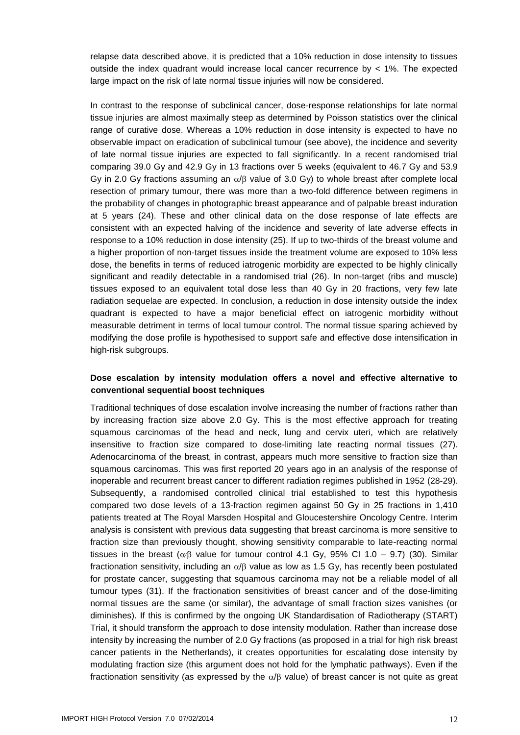relapse data described above, it is predicted that a 10% reduction in dose intensity to tissues outside the index quadrant would increase local cancer recurrence by < 1%. The expected large impact on the risk of late normal tissue injuries will now be considered.

In contrast to the response of subclinical cancer, dose-response relationships for late normal tissue injuries are almost maximally steep as determined by Poisson statistics over the clinical range of curative dose. Whereas a 10% reduction in dose intensity is expected to have no observable impact on eradication of subclinical tumour (see above), the incidence and severity of late normal tissue injuries are expected to fall significantly. In a recent randomised trial comparing 39.0 Gy and 42.9 Gy in 13 fractions over 5 weeks (equivalent to 46.7 Gy and 53.9 Gy in 2.0 Gy fractions assuming an $\alpha/\beta$ value of 3.0 Gy) to whole breast after complete local resection of primary tumour, there was more than a two-fold difference between regimens in the probability of changes in photographic breast appearance and of palpable breast induration at 5 years (24). These and other clinical data on the dose response of late effects are consistent with an expected halving of the incidence and severity of late adverse effects in response to a 10% reduction in dose intensity (25). If up to two-thirds of the breast volume and a higher proportion of non-target tissues inside the treatment volume are exposed to 10% less dose, the benefits in terms of reduced iatrogenic morbidity are expected to be highly clinically significant and readily detectable in a randomised trial (26). In non-target (ribs and muscle) tissues exposed to an equivalent total dose less than 40 Gy in 20 fractions, very few late radiation sequelae are expected. In conclusion, a reduction in dose intensity outside the index quadrant is expected to have a major beneficial effect on iatrogenic morbidity without measurable detriment in terms of local tumour control. The normal tissue sparing achieved by modifying the dose profile is hypothesised to support safe and effective dose intensification in high-risk subgroups.

**Dose escalation by intensity modulation offers a novel and effective alternative to conventional sequential boost techniques**

Traditional techniques of dose escalation involve increasing the number of fractions rather than by increasing fraction size above 2.0 Gy. This is the most effective approach for treating squamous carcinomas of the head and neck, lung and cervix uteri, which are relatively insensitive to fraction size compared to dose-limiting late reacting normal tissues (27). Adenocarcinoma of the breast, in contrast, appears much more sensitive to fraction size than squamous carcinomas. This was first reported 20 years ago in an analysis of the response of inoperable and recurrent breast cancer to different radiation regimes published in 1952 (28-29). Subsequently, a randomised controlled clinical trial established to test this hypothesis compared two dose levels of a 13-fraction regimen against 50 Gy in 25 fractions in 1,410 patients treated at The Royal Marsden Hospital and Gloucestershire Oncology Centre. Interim analysis is consistent with previous data suggesting that breast carcinoma is more sensitive to fraction size than previously thought, showing sensitivity comparable to late-reacting normal tissues in the breast ($\alpha/\beta$ value for tumour control 4.1 Gy, 95% CI 1.0 – 9.7) (30). Similar fractionation sensitivity, including an $\alpha/\beta$ value as low as 1.5 Gy, has recently been postulated for prostate cancer, suggesting that squamous carcinoma may not be a reliable model of all tumour types (31). If the fractionation sensitivities of breast cancer and of the dose-limiting normal tissues are the same (or similar), the advantage of small fraction sizes vanishes (or diminishes). If this is confirmed by the ongoing UK Standardisation of Radiotherapy (START) Trial, it should transform the approach to dose intensity modulation. Rather than increase dose intensity by increasing the number of 2.0 Gy fractions (as proposed in a trial for high risk breast cancer patients in the Netherlands), it creates opportunities for escalating dose intensity by modulating fraction size (this argument does not hold for the lymphatic pathways). Even if the fractionation sensitivity (as expressed by the $\alpha/\beta$ value) of breast cancer is not quite as great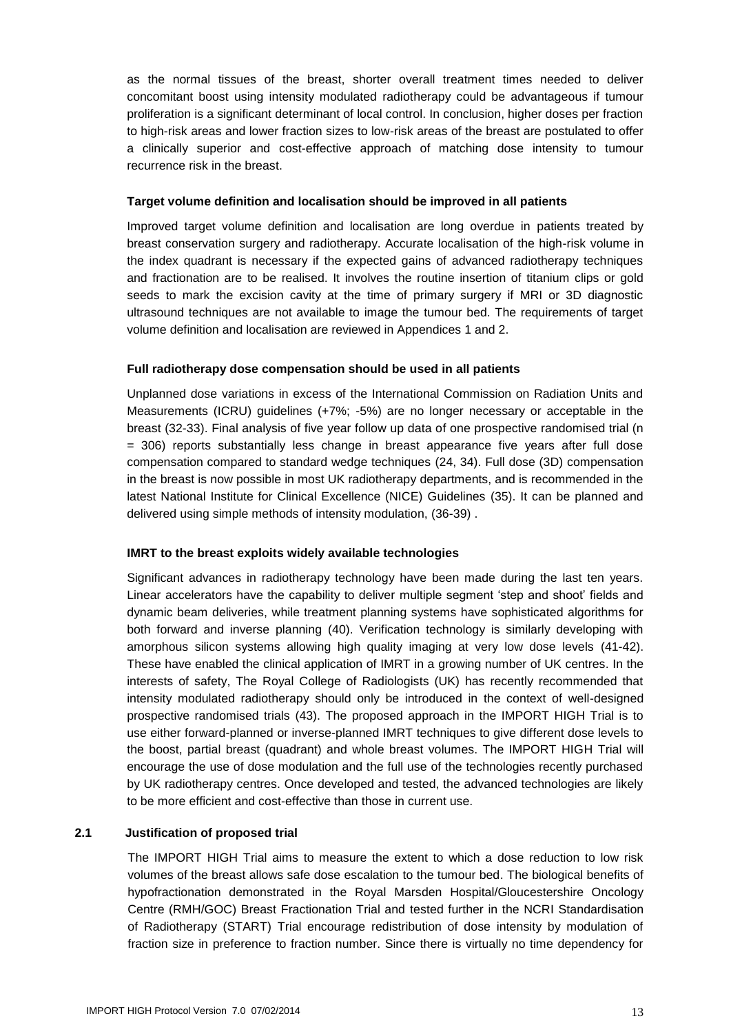as the normal tissues of the breast, shorter overall treatment times needed to deliver concomitant boost using intensity modulated radiotherapy could be advantageous if tumour proliferation is a significant determinant of local control. In conclusion, higher doses per fraction to high-risk areas and lower fraction sizes to low-risk areas of the breast are postulated to offer a clinically superior and cost-effective approach of matching dose intensity to tumour recurrence risk in the breast.

**Target volume definition and localisation should be improved in all patients**

Improved target volume definition and localisation are long overdue in patients treated by breast conservation surgery and radiotherapy. Accurate localisation of the high-risk volume in the index quadrant is necessary if the expected gains of advanced radiotherapy techniques and fractionation are to be realised. It involves the routine insertion of titanium clips or gold seeds to mark the excision cavity at the time of primary surgery if MRI or 3D diagnostic ultrasound techniques are not available to image the tumour bed. The requirements of target volume definition and localisation are reviewed in Appendices 1 and 2.

**Full radiotherapy dose compensation should be used in all patients**

Unplanned dose variations in excess of the International Commission on Radiation Units and Measurements (ICRU) guidelines (+7%; -5%) are no longer necessary or acceptable in the breast (32-33). Final analysis of five year follow up data of one prospective randomised trial (n = 306) reports substantially less change in breast appearance five years after full dose compensation compared to standard wedge techniques (24, 34). Full dose (3D) compensation in the breast is now possible in most UK radiotherapy departments, and is recommended in the latest National Institute for Clinical Excellence (NICE) Guidelines (35). It can be planned and delivered using simple methods of intensity modulation, (36-39) .

**IMRT to the breast exploits widely available technologies**

Significant advances in radiotherapy technology have been made during the last ten years. Linear accelerators have the capability to deliver multiple segment 'step and shoot' fields and dynamic beam deliveries, while treatment planning systems have sophisticated algorithms for both forward and inverse planning (40). Verification technology is similarly developing with amorphous silicon systems allowing high quality imaging at very low dose levels (41-42). These have enabled the clinical application of IMRT in a growing number of UK centres. In the interests of safety, The Royal College of Radiologists (UK) has recently recommended that intensity modulated radiotherapy should only be introduced in the context of well-designed prospective randomised trials (43). The proposed approach in the IMPORT HIGH Trial is to use either forward-planned or inverse-planned IMRT techniques to give different dose levels to the boost, partial breast (quadrant) and whole breast volumes. The IMPORT HIGH Trial will encourage the use of dose modulation and the full use of the technologies recently purchased by UK radiotherapy centres. Once developed and tested, the advanced technologies are likely to be more efficient and cost-effective than those in current use.

## 2.1 Justification of proposed trial

The IMPORT HIGH Trial aims to measure the extent to which a dose reduction to low risk volumes of the breast allows safe dose escalation to the tumour bed. The biological benefits of hypofractionation demonstrated in the Royal Marsden Hospital/Gloucestershire Oncology Centre (RMH/GOC) Breast Fractionation Trial and tested further in the NCRI Standardisation of Radiotherapy (START) Trial encourage redistribution of dose intensity by modulation of fraction size in preference to fraction number. Since there is virtually no time dependency for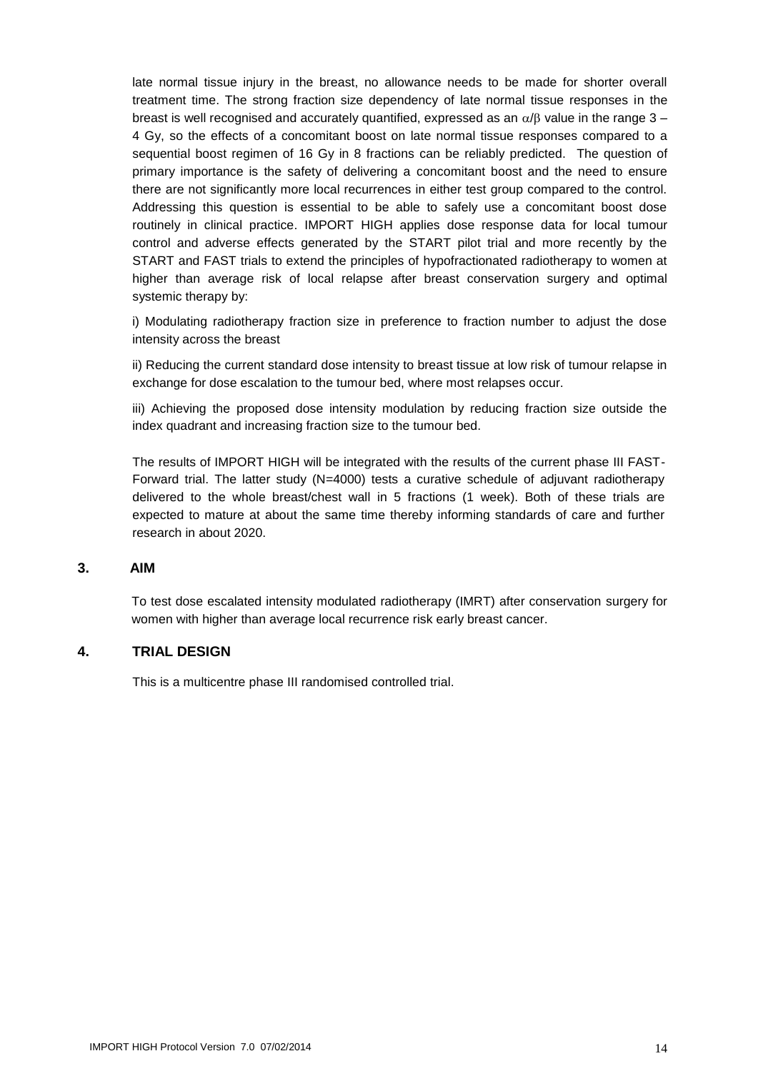late normal tissue injury in the breast, no allowance needs to be made for shorter overall treatment time. The strong fraction size dependency of late normal tissue responses in the breast is well recognised and accurately quantified, expressed as an $\alpha/\beta$ value in the range 3 – 4 Gy, so the effects of a concomitant boost on late normal tissue responses compared to a sequential boost regimen of 16 Gy in 8 fractions can be reliably predicted. The question of primary importance is the safety of delivering a concomitant boost and the need to ensure there are not significantly more local recurrences in either test group compared to the control. Addressing this question is essential to be able to safely use a concomitant boost dose routinely in clinical practice. IMPORT HIGH applies dose response data for local tumour control and adverse effects generated by the START pilot trial and more recently by the START and FAST trials to extend the principles of hypofractionated radiotherapy to women at higher than average risk of local relapse after breast conservation surgery and optimal systemic therapy by:

i) Modulating radiotherapy fraction size in preference to fraction number to adjust the dose intensity across the breast

ii) Reducing the current standard dose intensity to breast tissue at low risk of tumour relapse in exchange for dose escalation to the tumour bed, where most relapses occur.

iii) Achieving the proposed dose intensity modulation by reducing fraction size outside the index quadrant and increasing fraction size to the tumour bed.

The results of IMPORT HIGH will be integrated with the results of the current phase III FAST-Forward trial. The latter study (N=4000) tests a curative schedule of adjuvant radiotherapy delivered to the whole breast/chest wall in 5 fractions (1 week). Both of these trials are expected to mature at about the same time thereby informing standards of care and further research in about 2020.

## 3. AIM

To test dose escalated intensity modulated radiotherapy (IMRT) after conservation surgery for women with higher than average local recurrence risk early breast cancer.

## 4. TRIAL DESIGN

This is a multicentre phase III randomised controlled trial.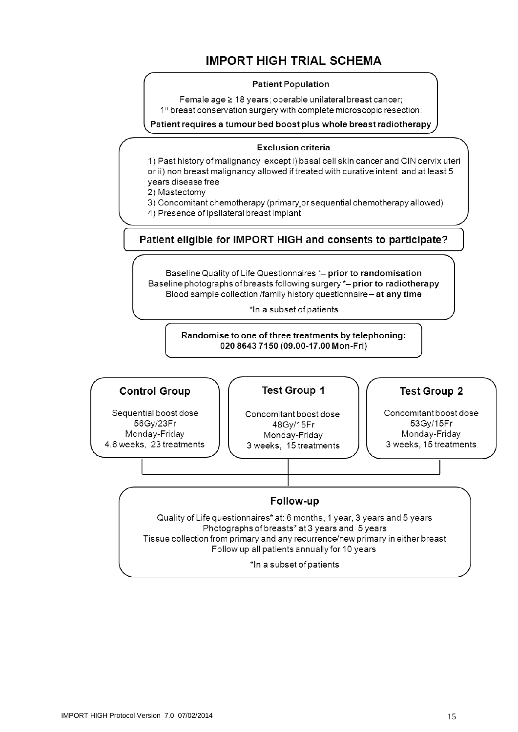# IMPORT HIGH TRIAL SCHEMA

**Patient Population**

Female age ≥ 18 years; operable unilateral breast cancer;
1° breast conservation surgery with complete microscopic resection;

**Patient requires a tumour bed boost plus whole breast radiotherapy**

**Exclusion criteria**

1) Past history of malignancy except i) basal cell skin cancer and CIN cervix uteri or ii) non breast malignancy allowed if treated with curative intent and at least 5 years disease free
2) Mastectomy
3) Concomitant chemotherapy (primary or sequential chemotherapy allowed)
4) Presence of ipsilateral breast implant

**Patient eligible for IMPORT HIGH and consents to participate?**

Baseline Quality of Life Questionnaires *– **prior to randomisation**
Baseline photographs of breasts following surgery *– **prior to radiotherapy**
Blood sample collection /family history questionnaire – **at any time**

*In a subset of patients

**Randomise to one of three treatments by telephoning:**
**020 8643 7150 (09.00-17.00 Mon-Fri)**

| **Control Group** | **Test Group 1** | **Test Group 2** |
|---|---|---|
| Sequential boost dose | Concomitant boost dose | Concomitant boost dose |
| 56Gy/23Fr | 48Gy/15Fr | 53Gy/15Fr |
| Monday-Friday | Monday-Friday | Monday-Friday |
| 4.6 weeks, 23 treatments | 3 weeks, 15 treatments | 3 weeks, 15 treatments |

**Follow-up**

Quality of Life questionnaires* at: 6 months, 1 year, 3 years and 5 years
Photographs of breasts* at 3 years and 5 years
Tissue collection from primary and any recurrence/new primary in either breast
Follow up all patients annually for 10 years

*In a subset of patients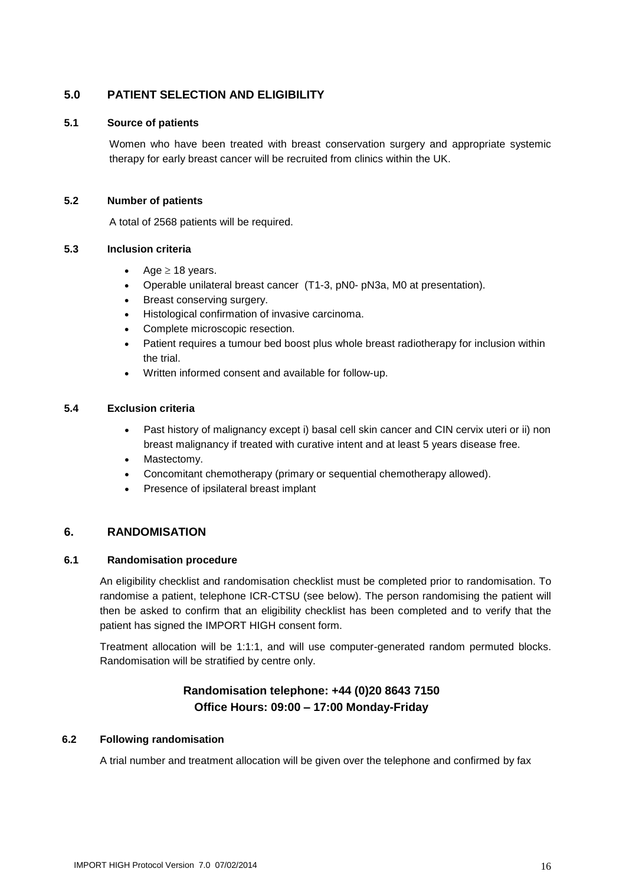## 5.0 PATIENT SELECTION AND ELIGIBILITY

### 5.1 Source of patients

Women who have been treated with breast conservation surgery and appropriate systemic therapy for early breast cancer will be recruited from clinics within the UK.

### 5.2 Number of patients

A total of 2568 patients will be required.

### 5.3 Inclusion criteria

- Age $\geq$ 18 years.
- Operable unilateral breast cancer (T1-3, pN0- pN3a, M0 at presentation).
- Breast conserving surgery.
- Histological confirmation of invasive carcinoma.
- Complete microscopic resection.
- Patient requires a tumour bed boost plus whole breast radiotherapy for inclusion within the trial.
- Written informed consent and available for follow-up.

### 5.4 Exclusion criteria

- Past history of malignancy except i) basal cell skin cancer and CIN cervix uteri or ii) non breast malignancy if treated with curative intent and at least 5 years disease free.
- Mastectomy.
- Concomitant chemotherapy (primary or sequential chemotherapy allowed).
- Presence of ipsilateral breast implant

## 6. RANDOMISATION

### 6.1 Randomisation procedure

An eligibility checklist and randomisation checklist must be completed prior to randomisation. To randomise a patient, telephone ICR-CTSU (see below). The person randomising the patient will then be asked to confirm that an eligibility checklist has been completed and to verify that the patient has signed the IMPORT HIGH consent form.

Treatment allocation will be 1:1:1, and will use computer-generated random permuted blocks. Randomisation will be stratified by centre only.

**Randomisation telephone: +44 (0)20 8643 7150**
**Office Hours: 09:00 – 17:00 Monday-Friday**

### 6.2 Following randomisation

A trial number and treatment allocation will be given over the telephone and confirmed by fax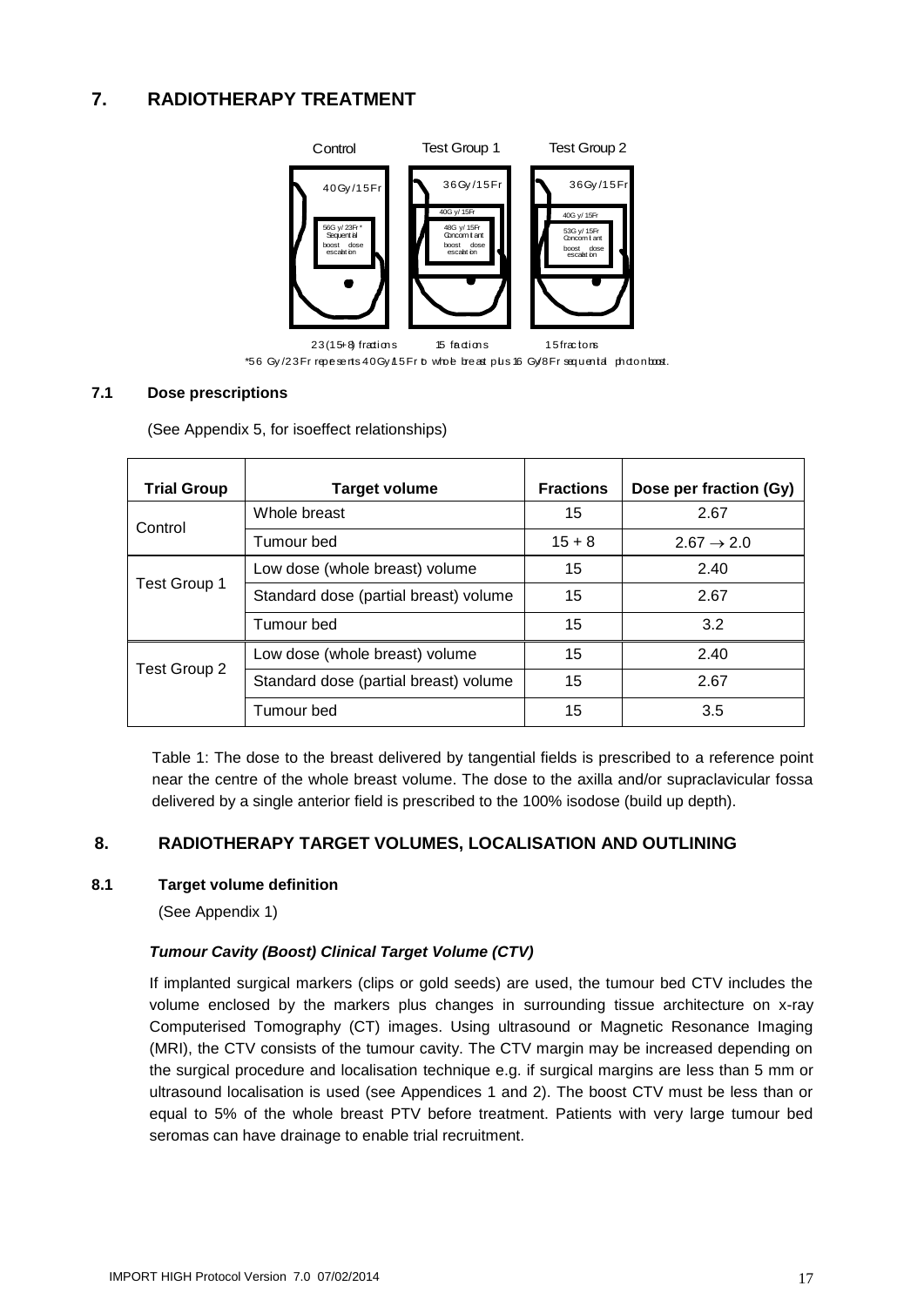## 7. RADIOTHERAPY TREATMENT

Control — 40Gy/15Fr; 56Gy/23Fr* Sequential boost dose escalation; 23(15+8) fractions

Test Group 1 — 36Gy/15Fr; 40Gy/15Fr; 48Gy/15Fr Concomitant boost dose escalation; 15 fractions

Test Group 2 — 36Gy/15Fr; 40Gy/15Fr; 53Gy/15Fr Concomitant boost dose escalation; 15 fractions

*56 Gy/23Fr represents 40Gy/15Fr to whole breast plus 16 Gy/8Fr sequential photon boost.

### 7.1 Dose prescriptions

(See Appendix 5, for isoeffect relationships)

| Trial Group | Target volume | Fractions | Dose per fraction (Gy) |
|---|---|---|---|
| Control | Whole breast | 15 | 2.67 |
| | Tumour bed | 15 + 8 | $2.67 \rightarrow 2.0$ |
| Test Group 1 | Low dose (whole breast) volume | 15 | 2.40 |
| | Standard dose (partial breast) volume | 15 | 2.67 |
| | Tumour bed | 15 | 3.2 |
| Test Group 2 | Low dose (whole breast) volume | 15 | 2.40 |
| | Standard dose (partial breast) volume | 15 | 2.67 |
| | Tumour bed | 15 | 3.5 |

Table 1: The dose to the breast delivered by tangential fields is prescribed to a reference point near the centre of the whole breast volume. The dose to the axilla and/or supraclavicular fossa delivered by a single anterior field is prescribed to the 100% isodose (build up depth).

## 8. RADIOTHERAPY TARGET VOLUMES, LOCALISATION AND OUTLINING

### 8.1 Target volume definition

(See Appendix 1)

***Tumour Cavity (Boost) Clinical Target Volume (CTV)***

If implanted surgical markers (clips or gold seeds) are used, the tumour bed CTV includes the volume enclosed by the markers plus changes in surrounding tissue architecture on x-ray Computerised Tomography (CT) images. Using ultrasound or Magnetic Resonance Imaging (MRI), the CTV consists of the tumour cavity. The CTV margin may be increased depending on the surgical procedure and localisation technique e.g. if surgical margins are less than 5 mm or ultrasound localisation is used (see Appendices 1 and 2). The boost CTV must be less than or equal to 5% of the whole breast PTV before treatment. Patients with very large tumour bed seromas can have drainage to enable trial recruitment.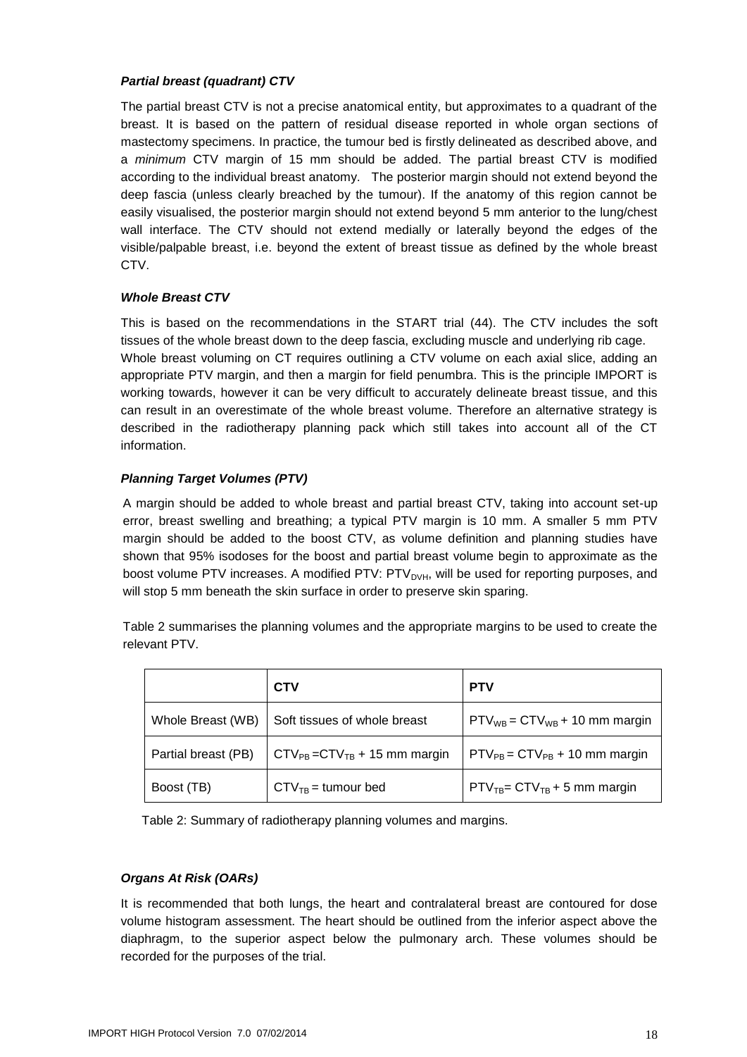### *Partial breast (quadrant) CTV*

The partial breast CTV is not a precise anatomical entity, but approximates to a quadrant of the breast. It is based on the pattern of residual disease reported in whole organ sections of mastectomy specimens. In practice, the tumour bed is firstly delineated as described above, and a *minimum* CTV margin of 15 mm should be added. The partial breast CTV is modified according to the individual breast anatomy. The posterior margin should not extend beyond the deep fascia (unless clearly breached by the tumour). If the anatomy of this region cannot be easily visualised, the posterior margin should not extend beyond 5 mm anterior to the lung/chest wall interface. The CTV should not extend medially or laterally beyond the edges of the visible/palpable breast, i.e. beyond the extent of breast tissue as defined by the whole breast CTV.

### *Whole Breast CTV*

This is based on the recommendations in the START trial (44). The CTV includes the soft tissues of the whole breast down to the deep fascia, excluding muscle and underlying rib cage. Whole breast voluming on CT requires outlining a CTV volume on each axial slice, adding an appropriate PTV margin, and then a margin for field penumbra. This is the principle IMPORT is working towards, however it can be very difficult to accurately delineate breast tissue, and this can result in an overestimate of the whole breast volume. Therefore an alternative strategy is described in the radiotherapy planning pack which still takes into account all of the CT information.

### *Planning Target Volumes (PTV)*

A margin should be added to whole breast and partial breast CTV, taking into account set-up error, breast swelling and breathing; a typical PTV margin is 10 mm. A smaller 5 mm PTV margin should be added to the boost CTV, as volume definition and planning studies have shown that 95% isodoses for the boost and partial breast volume begin to approximate as the boost volume PTV increases. A modified PTV: $PTV_{DVH}$, will be used for reporting purposes, and will stop 5 mm beneath the skin surface in order to preserve skin sparing.

Table 2 summarises the planning volumes and the appropriate margins to be used to create the relevant PTV.

| | CTV | PTV |
|---|---|---|
| Whole Breast (WB) | Soft tissues of whole breast | $PTV_{WB} = CTV_{WB}$ + 10 mm margin |
| Partial breast (PB) | $CTV_{PB} = CTV_{TB}$ + 15 mm margin | $PTV_{PB} = CTV_{PB}$ + 10 mm margin |
| Boost (TB) | $CTV_{TB}$ = tumour bed | $PTV_{TB} = CTV_{TB}$ + 5 mm margin |

Table 2: Summary of radiotherapy planning volumes and margins.

### *Organs At Risk (OARs)*

It is recommended that both lungs, the heart and contralateral breast are contoured for dose volume histogram assessment. The heart should be outlined from the inferior aspect above the diaphragm, to the superior aspect below the pulmonary arch. These volumes should be recorded for the purposes of the trial.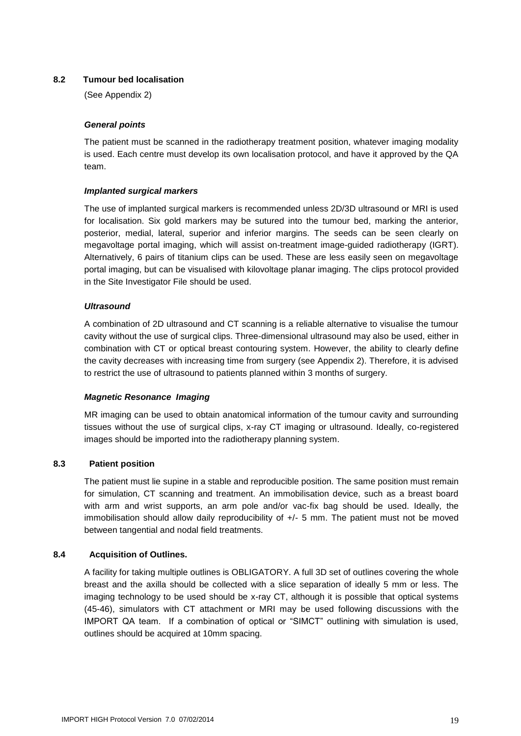### 8.2 Tumour bed localisation

(See Appendix 2)

***General points***

The patient must be scanned in the radiotherapy treatment position, whatever imaging modality is used. Each centre must develop its own localisation protocol, and have it approved by the QA team.

***Implanted surgical markers***

The use of implanted surgical markers is recommended unless 2D/3D ultrasound or MRI is used for localisation. Six gold markers may be sutured into the tumour bed, marking the anterior, posterior, medial, lateral, superior and inferior margins. The seeds can be seen clearly on megavoltage portal imaging, which will assist on-treatment image-guided radiotherapy (IGRT). Alternatively, 6 pairs of titanium clips can be used. These are less easily seen on megavoltage portal imaging, but can be visualised with kilovoltage planar imaging. The clips protocol provided in the Site Investigator File should be used.

***Ultrasound***

A combination of 2D ultrasound and CT scanning is a reliable alternative to visualise the tumour cavity without the use of surgical clips. Three-dimensional ultrasound may also be used, either in combination with CT or optical breast contouring system. However, the ability to clearly define the cavity decreases with increasing time from surgery (see Appendix 2). Therefore, it is advised to restrict the use of ultrasound to patients planned within 3 months of surgery.

***Magnetic Resonance Imaging***

MR imaging can be used to obtain anatomical information of the tumour cavity and surrounding tissues without the use of surgical clips, x-ray CT imaging or ultrasound. Ideally, co-registered images should be imported into the radiotherapy planning system.

### 8.3 Patient position

The patient must lie supine in a stable and reproducible position. The same position must remain for simulation, CT scanning and treatment. An immobilisation device, such as a breast board with arm and wrist supports, an arm pole and/or vac-fix bag should be used. Ideally, the immobilisation should allow daily reproducibility of +/- 5 mm. The patient must not be moved between tangential and nodal field treatments.

### 8.4 Acquisition of Outlines.

A facility for taking multiple outlines is OBLIGATORY. A full 3D set of outlines covering the whole breast and the axilla should be collected with a slice separation of ideally 5 mm or less. The imaging technology to be used should be x-ray CT, although it is possible that optical systems (45-46), simulators with CT attachment or MRI may be used following discussions with the IMPORT QA team. If a combination of optical or “SIMCT” outlining with simulation is used, outlines should be acquired at 10mm spacing.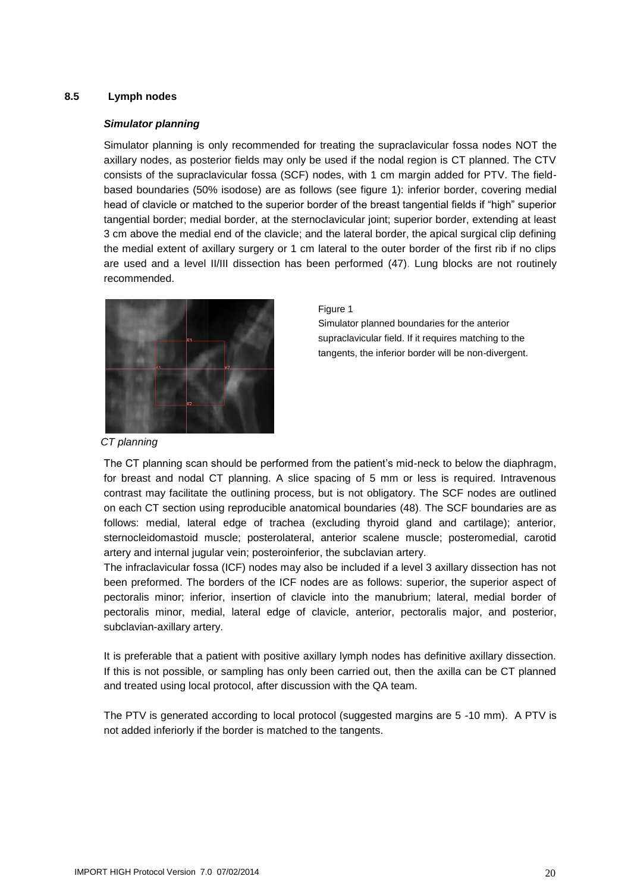## 8.5 Lymph nodes

***Simulator planning***

Simulator planning is only recommended for treating the supraclavicular fossa nodes NOT the axillary nodes, as posterior fields may only be used if the nodal region is CT planned. The CTV consists of the supraclavicular fossa (SCF) nodes, with 1 cm margin added for PTV. The field-based boundaries (50% isodose) are as follows (see figure 1): inferior border, covering medial head of clavicle or matched to the superior border of the breast tangential fields if "high" superior tangential border; medial border, at the sternoclavicular joint; superior border, extending at least 3 cm above the medial end of the clavicle; and the lateral border, the apical surgical clip defining the medial extent of axillary surgery or 1 cm lateral to the outer border of the first rib if no clips are used and a level II/III dissection has been performed (47). Lung blocks are not routinely recommended.

Figure 1
Simulator planned boundaries for the anterior supraclavicular field. If it requires matching to the tangents, the inferior border will be non-divergent.

*CT planning*

The CT planning scan should be performed from the patient's mid-neck to below the diaphragm, for breast and nodal CT planning. A slice spacing of 5 mm or less is required. Intravenous contrast may facilitate the outlining process, but is not obligatory. The SCF nodes are outlined on each CT section using reproducible anatomical boundaries (48). The SCF boundaries are as follows: medial, lateral edge of trachea (excluding thyroid gland and cartilage); anterior, sternocleidomastoid muscle; posterolateral, anterior scalene muscle; posteromedial, carotid artery and internal jugular vein; posteroinferior, the subclavian artery.

The infraclavicular fossa (ICF) nodes may also be included if a level 3 axillary dissection has not been preformed. The borders of the ICF nodes are as follows: superior, the superior aspect of pectoralis minor; inferior, insertion of clavicle into the manubrium; lateral, medial border of pectoralis minor, medial, lateral edge of clavicle, anterior, pectoralis major, and posterior, subclavian-axillary artery.

It is preferable that a patient with positive axillary lymph nodes has definitive axillary dissection. If this is not possible, or sampling has only been carried out, then the axilla can be CT planned and treated using local protocol, after discussion with the QA team.

The PTV is generated according to local protocol (suggested margins are 5 -10 mm). A PTV is not added inferiorly if the border is matched to the tangents.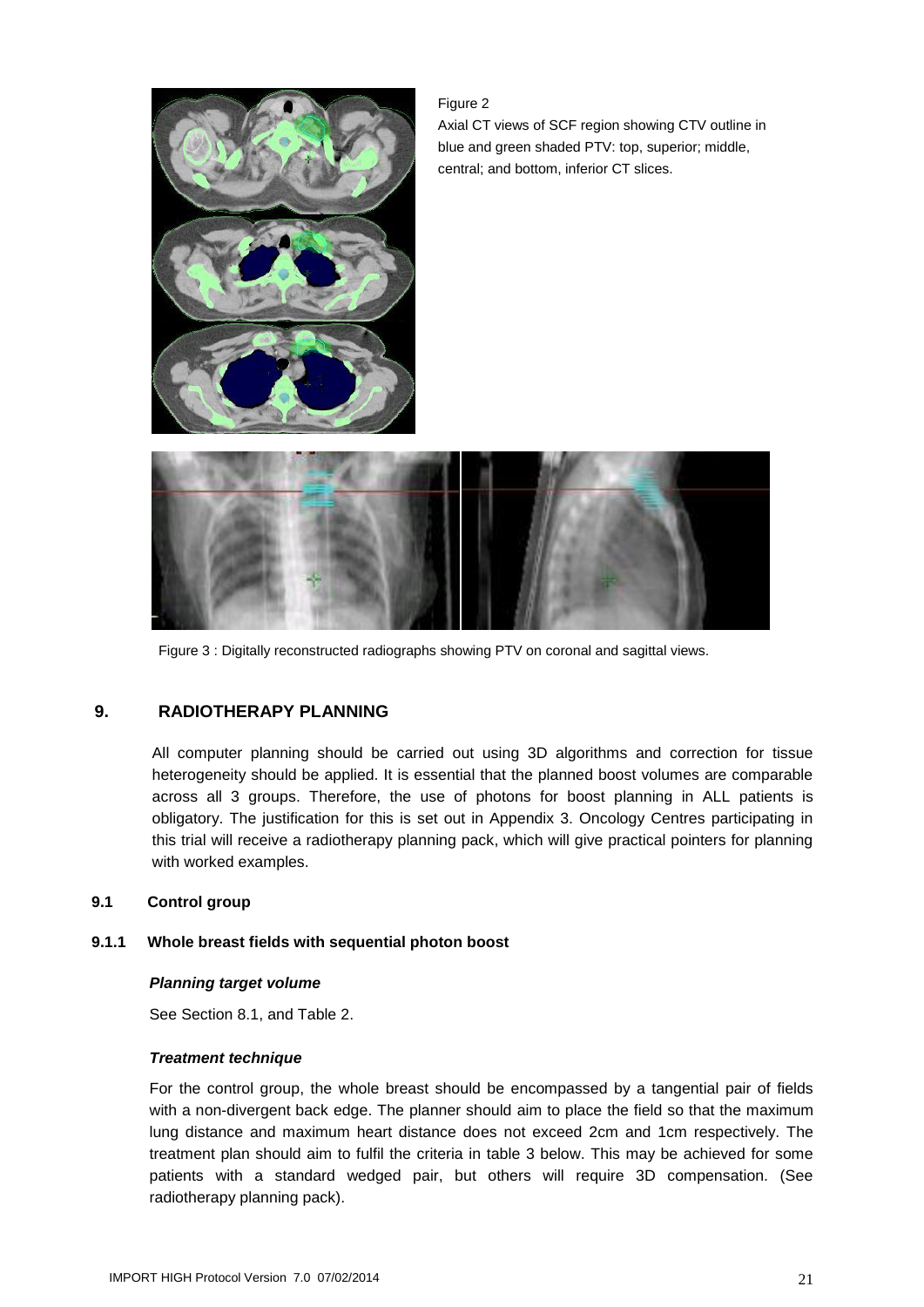Figure 2

Axial CT views of SCF region showing CTV outline in blue and green shaded PTV: top, superior; middle, central; and bottom, inferior CT slices.

Figure 3 : Digitally reconstructed radiographs showing PTV on coronal and sagittal views.

## 9. RADIOTHERAPY PLANNING

All computer planning should be carried out using 3D algorithms and correction for tissue heterogeneity should be applied. It is essential that the planned boost volumes are comparable across all 3 groups. Therefore, the use of photons for boost planning in ALL patients is obligatory. The justification for this is set out in Appendix 3. Oncology Centres participating in this trial will receive a radiotherapy planning pack, which will give practical pointers for planning with worked examples.

### 9.1 Control group

#### 9.1.1 Whole breast fields with sequential photon boost

***Planning target volume***

See Section 8.1, and Table 2.

***Treatment technique***

For the control group, the whole breast should be encompassed by a tangential pair of fields with a non-divergent back edge. The planner should aim to place the field so that the maximum lung distance and maximum heart distance does not exceed 2cm and 1cm respectively. The treatment plan should aim to fulfil the criteria in table 3 below. This may be achieved for some patients with a standard wedged pair, but others will require 3D compensation. (See radiotherapy planning pack).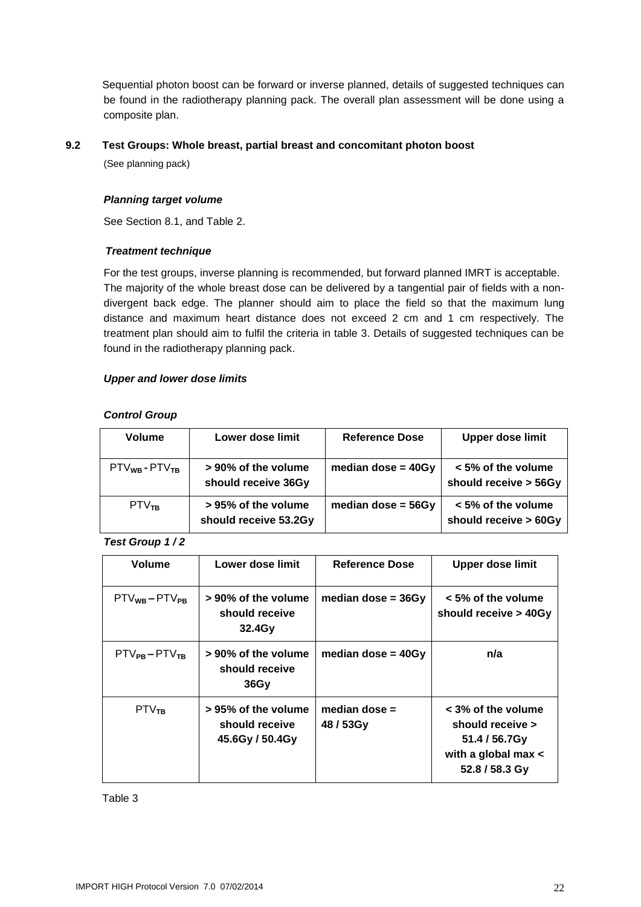Sequential photon boost can be forward or inverse planned, details of suggested techniques can be found in the radiotherapy planning pack. The overall plan assessment will be done using a composite plan.

### 9.2 Test Groups: Whole breast, partial breast and concomitant photon boost

(See planning pack)

***Planning target volume***

See Section 8.1, and Table 2.

***Treatment technique***

For the test groups, inverse planning is recommended, but forward planned IMRT is acceptable. The majority of the whole breast dose can be delivered by a tangential pair of fields with a non-divergent back edge. The planner should aim to place the field so that the maximum lung distance and maximum heart distance does not exceed 2 cm and 1 cm respectively. The treatment plan should aim to fulfil the criteria in table 3. Details of suggested techniques can be found in the radiotherapy planning pack.

***Upper and lower dose limits***

***Control Group***

| Volume | Lower dose limit | Reference Dose | Upper dose limit |
|---|---|---|---|
| $PTV_{WB}$ - $PTV_{TB}$ | **> 90% of the volume should receive 36Gy** | **median dose = 40Gy** | **< 5% of the volume should receive > 56Gy** |
| $PTV_{TB}$ | **> 95% of the volume should receive 53.2Gy** | **median dose = 56Gy** | **< 5% of the volume should receive > 60Gy** |

***Test Group 1 / 2***

| Volume | Lower dose limit | Reference Dose | Upper dose limit |
|---|---|---|---|
| $PTV_{WB}$ – $PTV_{PB}$ | **> 90% of the volume should receive 32.4Gy** | **median dose = 36Gy** | **< 5% of the volume should receive > 40Gy** |
| $PTV_{PB}$ – $PTV_{TB}$ | **> 90% of the volume should receive 36Gy** | **median dose = 40Gy** | **n/a** |
| $PTV_{TB}$ | **> 95% of the volume should receive 45.6Gy / 50.4Gy** | **median dose = 48 / 53Gy** | **< 3% of the volume should receive > 51.4 / 56.7Gy with a global max < 52.8 / 58.3 Gy** |

Table 3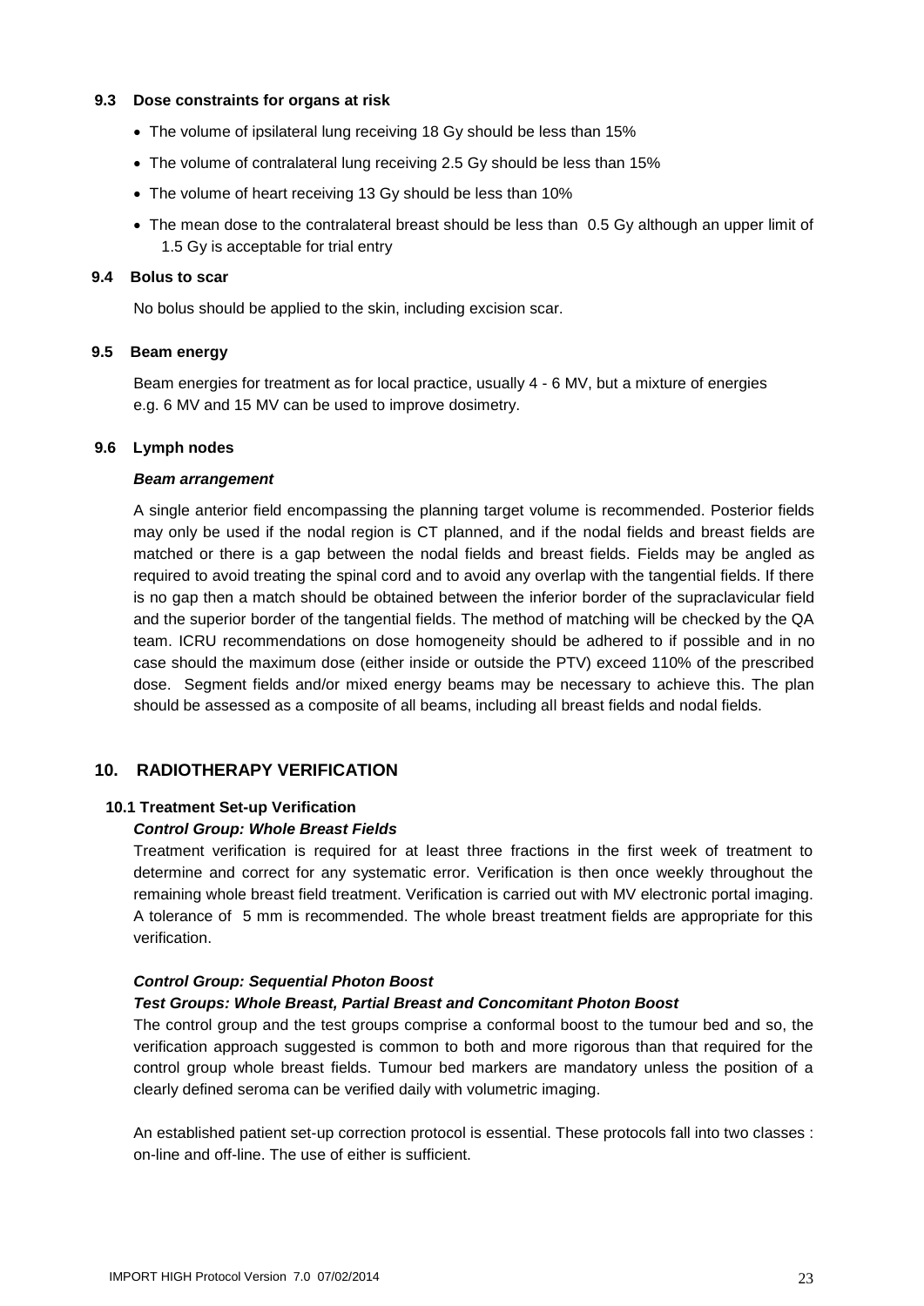### 9.3 Dose constraints for organs at risk

- The volume of ipsilateral lung receiving 18 Gy should be less than 15%
- The volume of contralateral lung receiving 2.5 Gy should be less than 15%
- The volume of heart receiving 13 Gy should be less than 10%
- The mean dose to the contralateral breast should be less than 0.5 Gy although an upper limit of 1.5 Gy is acceptable for trial entry

### 9.4 Bolus to scar

No bolus should be applied to the skin, including excision scar.

### 9.5 Beam energy

Beam energies for treatment as for local practice, usually 4 - 6 MV, but a mixture of energies e.g. 6 MV and 15 MV can be used to improve dosimetry.

### 9.6 Lymph nodes

***Beam arrangement***

A single anterior field encompassing the planning target volume is recommended. Posterior fields may only be used if the nodal region is CT planned, and if the nodal fields and breast fields are matched or there is a gap between the nodal fields and breast fields. Fields may be angled as required to avoid treating the spinal cord and to avoid any overlap with the tangential fields. If there is no gap then a match should be obtained between the inferior border of the supraclavicular field and the superior border of the tangential fields. The method of matching will be checked by the QA team. ICRU recommendations on dose homogeneity should be adhered to if possible and in no case should the maximum dose (either inside or outside the PTV) exceed 110% of the prescribed dose. Segment fields and/or mixed energy beams may be necessary to achieve this. The plan should be assessed as a composite of all beams, including all breast fields and nodal fields.

## 10. RADIOTHERAPY VERIFICATION

### 10.1 Treatment Set-up Verification

***Control Group: Whole Breast Fields***

Treatment verification is required for at least three fractions in the first week of treatment to determine and correct for any systematic error. Verification is then once weekly throughout the remaining whole breast field treatment. Verification is carried out with MV electronic portal imaging. A tolerance of 5 mm is recommended. The whole breast treatment fields are appropriate for this verification.

***Control Group: Sequential Photon Boost***

***Test Groups: Whole Breast, Partial Breast and Concomitant Photon Boost***

The control group and the test groups comprise a conformal boost to the tumour bed and so, the verification approach suggested is common to both and more rigorous than that required for the control group whole breast fields. Tumour bed markers are mandatory unless the position of a clearly defined seroma can be verified daily with volumetric imaging.

An established patient set-up correction protocol is essential. These protocols fall into two classes : on-line and off-line. The use of either is sufficient.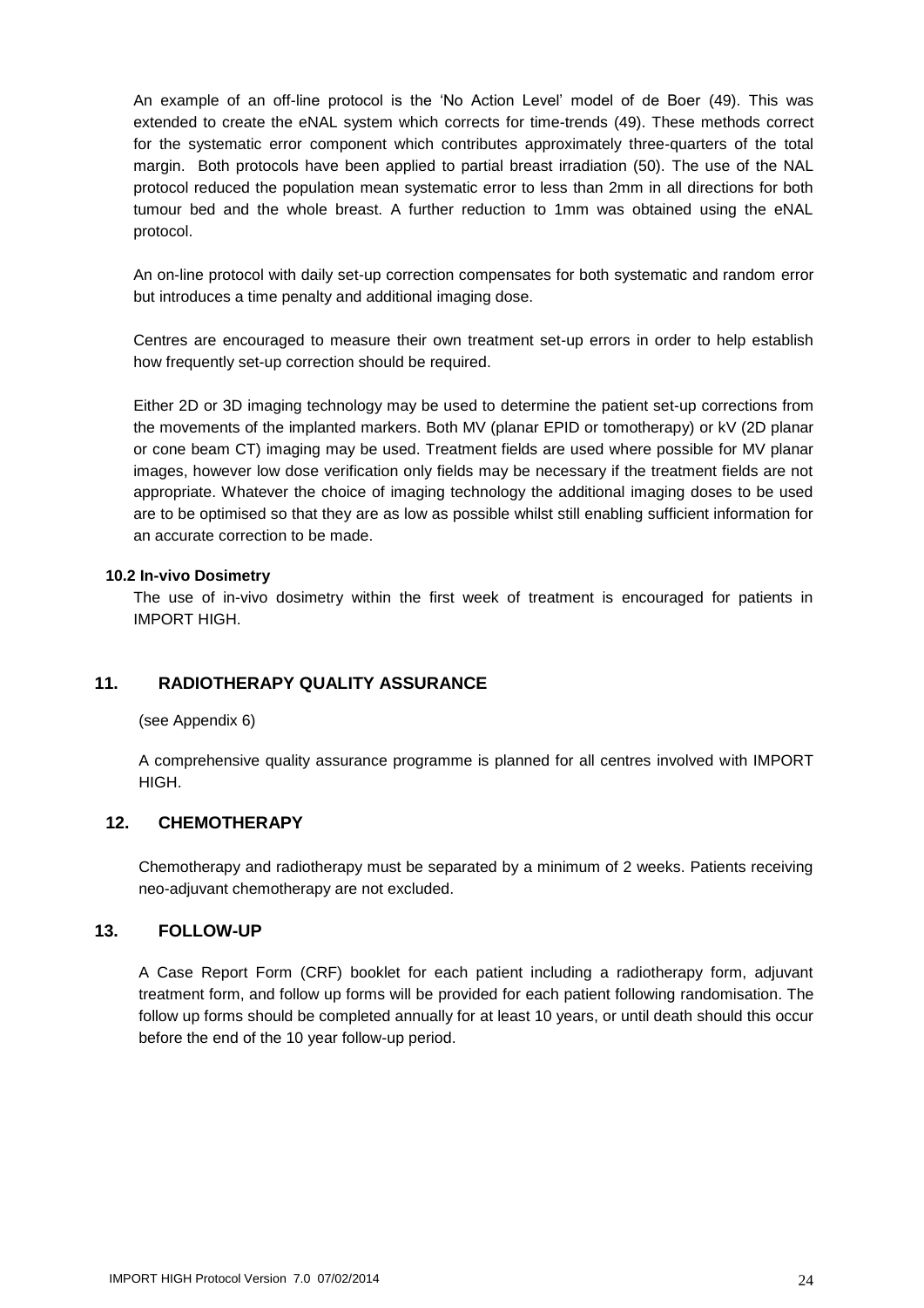An example of an off-line protocol is the ‘No Action Level’ model of de Boer (49). This was extended to create the eNAL system which corrects for time-trends (49). These methods correct for the systematic error component which contributes approximately three-quarters of the total margin. Both protocols have been applied to partial breast irradiation (50). The use of the NAL protocol reduced the population mean systematic error to less than 2mm in all directions for both tumour bed and the whole breast. A further reduction to 1mm was obtained using the eNAL protocol.

An on-line protocol with daily set-up correction compensates for both systematic and random error but introduces a time penalty and additional imaging dose.

Centres are encouraged to measure their own treatment set-up errors in order to help establish how frequently set-up correction should be required.

Either 2D or 3D imaging technology may be used to determine the patient set-up corrections from the movements of the implanted markers. Both MV (planar EPID or tomotherapy) or kV (2D planar or cone beam CT) imaging may be used. Treatment fields are used where possible for MV planar images, however low dose verification only fields may be necessary if the treatment fields are not appropriate. Whatever the choice of imaging technology the additional imaging doses to be used are to be optimised so that they are as low as possible whilst still enabling sufficient information for an accurate correction to be made.

### 10.2 In-vivo Dosimetry

The use of in-vivo dosimetry within the first week of treatment is encouraged for patients in IMPORT HIGH.

## 11. RADIOTHERAPY QUALITY ASSURANCE

(see Appendix 6)

A comprehensive quality assurance programme is planned for all centres involved with IMPORT HIGH.

## 12. CHEMOTHERAPY

Chemotherapy and radiotherapy must be separated by a minimum of 2 weeks. Patients receiving neo-adjuvant chemotherapy are not excluded.

## 13. FOLLOW-UP

A Case Report Form (CRF) booklet for each patient including a radiotherapy form, adjuvant treatment form, and follow up forms will be provided for each patient following randomisation. The follow up forms should be completed annually for at least 10 years, or until death should this occur before the end of the 10 year follow-up period.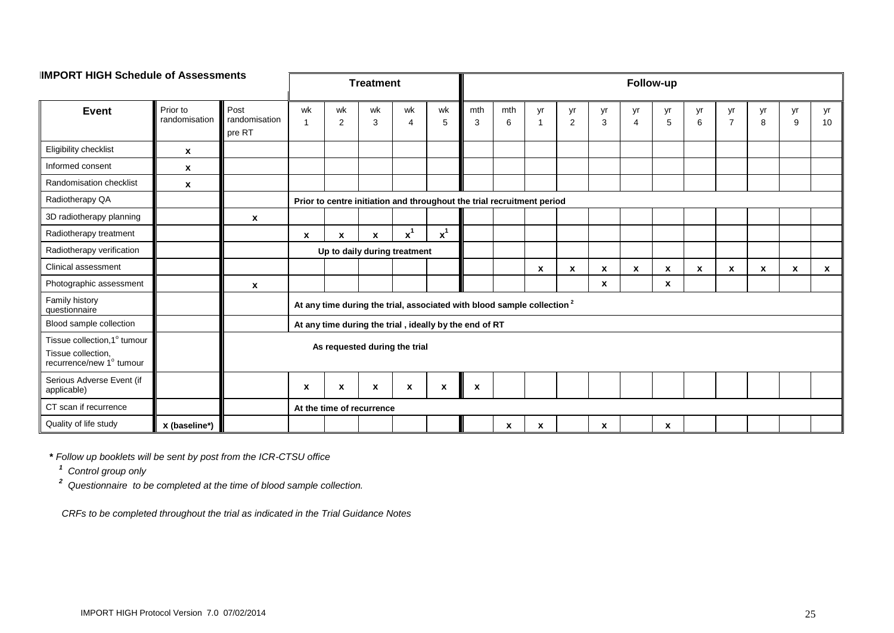## IMPORT HIGH Schedule of Assessments

| Event | Prior to randomisation | Post randomisation pre RT | Treatment | | | | | Follow-up | | | | | | | | | | | |
|---|---|---|---|---|---|---|---|---|---|---|---|---|---|---|---|---|---|---|---|
| | | | wk 1 | wk 2 | wk 3 | wk 4 | wk 5 | mth 3 | mth 6 | yr 1 | yr 2 | yr 3 | yr 4 | yr 5 | yr 6 | yr 7 | yr 8 | yr 9 | yr 10 |
| Eligibility checklist | x | | | | | | | | | | | | | | | | | | |
| Informed consent | x | | | | | | | | | | | | | | | | | | |
| Randomisation checklist | x | | | | | | | | | | | | | | | | | | |
| Radiotherapy QA | | | Prior to centre initiation and throughout the trial recruitment period | | | | | | | | | | | | | | | | |
| 3D radiotherapy planning | | x | | | | | | | | | | | | | | | | | |
| Radiotherapy treatment | | | x | x | x | x[1] | x[1] | | | | | | | | | | | | |
| Radiotherapy verification | | | Up to daily during treatment | | | | | | | | | | | | | | | | |
| Clinical assessment | | | | | | | | | | x | x | x | x | x | x | x | x | x | x |
| Photographic assessment | | x | | | | | | | | | | x | | x | | | | | |
| Family history questionnaire | | | At any time during the trial, associated with blood sample collection [2] | | | | | | | | | | | | | | | | |
| Blood sample collection | | | At any time during the trial , ideally by the end of RT | | | | | | | | | | | | | | | | |
| Tissue collection,1° tumour<br>Tissue collection, recurrence/new 1° tumour | | As requested during the trial | | | | | | | | | | | | | | | | | |
| Serious Adverse Event (if applicable) | | | x | x | x | x | x | x | | | | | | | | | | | |
| CT scan if recurrence | | | At the time of recurrence | | | | | | | | | | | | | | | | |
| Quality of life study | x (baseline*) | | | | | | | | x | x | | x | | x | | | | | |

*** Follow up booklets will be sent by post from the ICR-CTSU office**

*[1] Control group only*

*[2] Questionnaire to be completed at the time of blood sample collection.*

*CRFs to be completed throughout the trial as indicated in the Trial Guidance Notes*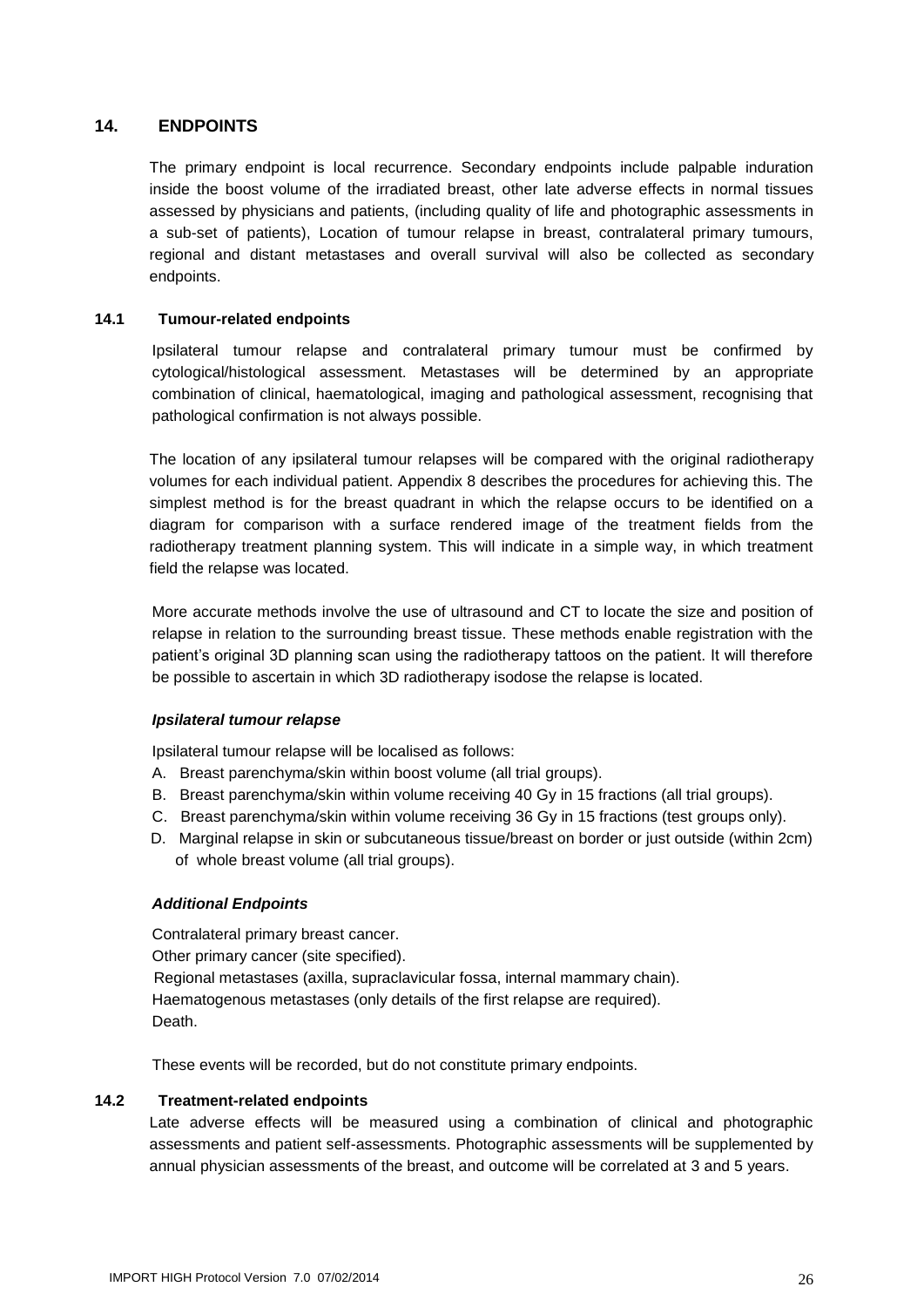## 14. ENDPOINTS

The primary endpoint is local recurrence. Secondary endpoints include palpable induration inside the boost volume of the irradiated breast, other late adverse effects in normal tissues assessed by physicians and patients, (including quality of life and photographic assessments in a sub-set of patients), Location of tumour relapse in breast, contralateral primary tumours, regional and distant metastases and overall survival will also be collected as secondary endpoints.

### 14.1 Tumour-related endpoints

Ipsilateral tumour relapse and contralateral primary tumour must be confirmed by cytological/histological assessment. Metastases will be determined by an appropriate combination of clinical, haematological, imaging and pathological assessment, recognising that pathological confirmation is not always possible.

The location of any ipsilateral tumour relapses will be compared with the original radiotherapy volumes for each individual patient. Appendix 8 describes the procedures for achieving this. The simplest method is for the breast quadrant in which the relapse occurs to be identified on a diagram for comparison with a surface rendered image of the treatment fields from the radiotherapy treatment planning system. This will indicate in a simple way, in which treatment field the relapse was located.

More accurate methods involve the use of ultrasound and CT to locate the size and position of relapse in relation to the surrounding breast tissue. These methods enable registration with the patient's original 3D planning scan using the radiotherapy tattoos on the patient. It will therefore be possible to ascertain in which 3D radiotherapy isodose the relapse is located.

#### *Ipsilateral tumour relapse*

Ipsilateral tumour relapse will be localised as follows:

A. Breast parenchyma/skin within boost volume (all trial groups).
B. Breast parenchyma/skin within volume receiving 40 Gy in 15 fractions (all trial groups).
C. Breast parenchyma/skin within volume receiving 36 Gy in 15 fractions (test groups only).
D. Marginal relapse in skin or subcutaneous tissue/breast on border or just outside (within 2cm) of whole breast volume (all trial groups).

#### *Additional Endpoints*

Contralateral primary breast cancer.
Other primary cancer (site specified).
Regional metastases (axilla, supraclavicular fossa, internal mammary chain).
Haematogenous metastases (only details of the first relapse are required).
Death.

These events will be recorded, but do not constitute primary endpoints.

### 14.2 Treatment-related endpoints

Late adverse effects will be measured using a combination of clinical and photographic assessments and patient self-assessments. Photographic assessments will be supplemented by annual physician assessments of the breast, and outcome will be correlated at 3 and 5 years.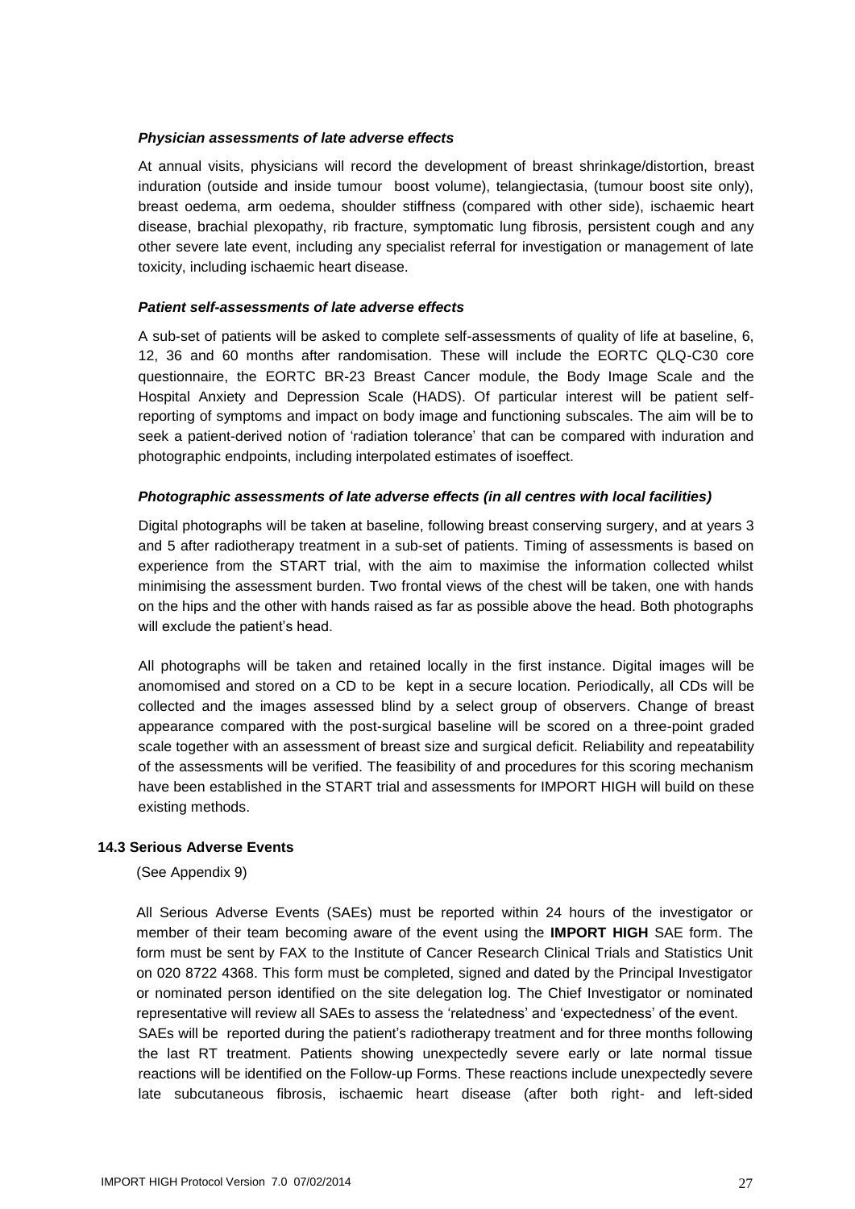***Physician assessments of late adverse effects***

At annual visits, physicians will record the development of breast shrinkage/distortion, breast induration (outside and inside tumour boost volume), telangiectasia, (tumour boost site only), breast oedema, arm oedema, shoulder stiffness (compared with other side), ischaemic heart disease, brachial plexopathy, rib fracture, symptomatic lung fibrosis, persistent cough and any other severe late event, including any specialist referral for investigation or management of late toxicity, including ischaemic heart disease.

***Patient self-assessments of late adverse effects***

A sub-set of patients will be asked to complete self-assessments of quality of life at baseline, 6, 12, 36 and 60 months after randomisation. These will include the EORTC QLQ-C30 core questionnaire, the EORTC BR-23 Breast Cancer module, the Body Image Scale and the Hospital Anxiety and Depression Scale (HADS). Of particular interest will be patient self-reporting of symptoms and impact on body image and functioning subscales. The aim will be to seek a patient-derived notion of 'radiation tolerance' that can be compared with induration and photographic endpoints, including interpolated estimates of isoeffect.

***Photographic assessments of late adverse effects (in all centres with local facilities)***

Digital photographs will be taken at baseline, following breast conserving surgery, and at years 3 and 5 after radiotherapy treatment in a sub-set of patients. Timing of assessments is based on experience from the START trial, with the aim to maximise the information collected whilst minimising the assessment burden. Two frontal views of the chest will be taken, one with hands on the hips and the other with hands raised as far as possible above the head. Both photographs will exclude the patient's head.

All photographs will be taken and retained locally in the first instance. Digital images will be anomomised and stored on a CD to be kept in a secure location. Periodically, all CDs will be collected and the images assessed blind by a select group of observers. Change of breast appearance compared with the post-surgical baseline will be scored on a three-point graded scale together with an assessment of breast size and surgical deficit. Reliability and repeatability of the assessments will be verified. The feasibility of and procedures for this scoring mechanism have been established in the START trial and assessments for IMPORT HIGH will build on these existing methods.

### 14.3 Serious Adverse Events

(See Appendix 9)

All Serious Adverse Events (SAEs) must be reported within 24 hours of the investigator or member of their team becoming aware of the event using the **IMPORT HIGH** SAE form. The form must be sent by FAX to the Institute of Cancer Research Clinical Trials and Statistics Unit on 020 8722 4368. This form must be completed, signed and dated by the Principal Investigator or nominated person identified on the site delegation log. The Chief Investigator or nominated representative will review all SAEs to assess the 'relatedness' and 'expectedness' of the event.

SAEs will be reported during the patient's radiotherapy treatment and for three months following the last RT treatment. Patients showing unexpectedly severe early or late normal tissue reactions will be identified on the Follow-up Forms. These reactions include unexpectedly severe late subcutaneous fibrosis, ischaemic heart disease (after both right- and left-sided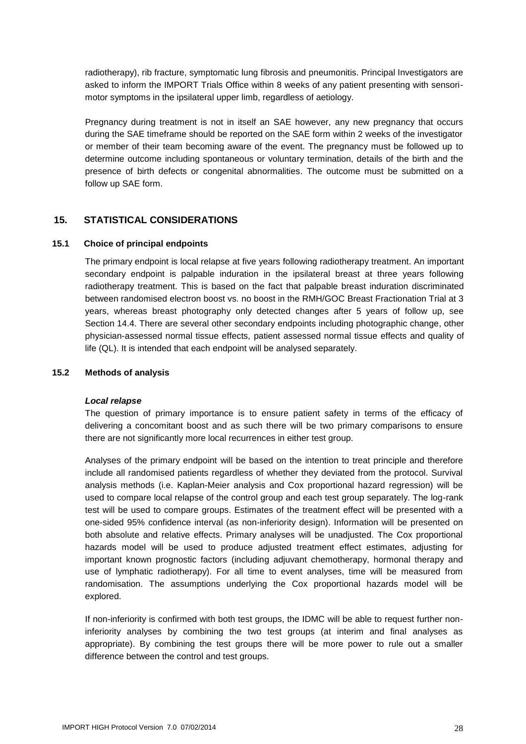radiotherapy), rib fracture, symptomatic lung fibrosis and pneumonitis. Principal Investigators are asked to inform the IMPORT Trials Office within 8 weeks of any patient presenting with sensori-motor symptoms in the ipsilateral upper limb, regardless of aetiology.

Pregnancy during treatment is not in itself an SAE however, any new pregnancy that occurs during the SAE timeframe should be reported on the SAE form within 2 weeks of the investigator or member of their team becoming aware of the event. The pregnancy must be followed up to determine outcome including spontaneous or voluntary termination, details of the birth and the presence of birth defects or congenital abnormalities. The outcome must be submitted on a follow up SAE form.

## 15. STATISTICAL CONSIDERATIONS

### 15.1 Choice of principal endpoints

The primary endpoint is local relapse at five years following radiotherapy treatment. An important secondary endpoint is palpable induration in the ipsilateral breast at three years following radiotherapy treatment. This is based on the fact that palpable breast induration discriminated between randomised electron boost vs. no boost in the RMH/GOC Breast Fractionation Trial at 3 years, whereas breast photography only detected changes after 5 years of follow up, see Section 14.4. There are several other secondary endpoints including photographic change, other physician-assessed normal tissue effects, patient assessed normal tissue effects and quality of life (QL). It is intended that each endpoint will be analysed separately.

### 15.2 Methods of analysis

***Local relapse***

The question of primary importance is to ensure patient safety in terms of the efficacy of delivering a concomitant boost and as such there will be two primary comparisons to ensure there are not significantly more local recurrences in either test group.

Analyses of the primary endpoint will be based on the intention to treat principle and therefore include all randomised patients regardless of whether they deviated from the protocol. Survival analysis methods (i.e. Kaplan-Meier analysis and Cox proportional hazard regression) will be used to compare local relapse of the control group and each test group separately. The log-rank test will be used to compare groups. Estimates of the treatment effect will be presented with a one-sided 95% confidence interval (as non-inferiority design). Information will be presented on both absolute and relative effects. Primary analyses will be unadjusted. The Cox proportional hazards model will be used to produce adjusted treatment effect estimates, adjusting for important known prognostic factors (including adjuvant chemotherapy, hormonal therapy and use of lymphatic radiotherapy). For all time to event analyses, time will be measured from randomisation. The assumptions underlying the Cox proportional hazards model will be explored.

If non-inferiority is confirmed with both test groups, the IDMC will be able to request further non-inferiority analyses by combining the two test groups (at interim and final analyses as appropriate). By combining the test groups there will be more power to rule out a smaller difference between the control and test groups.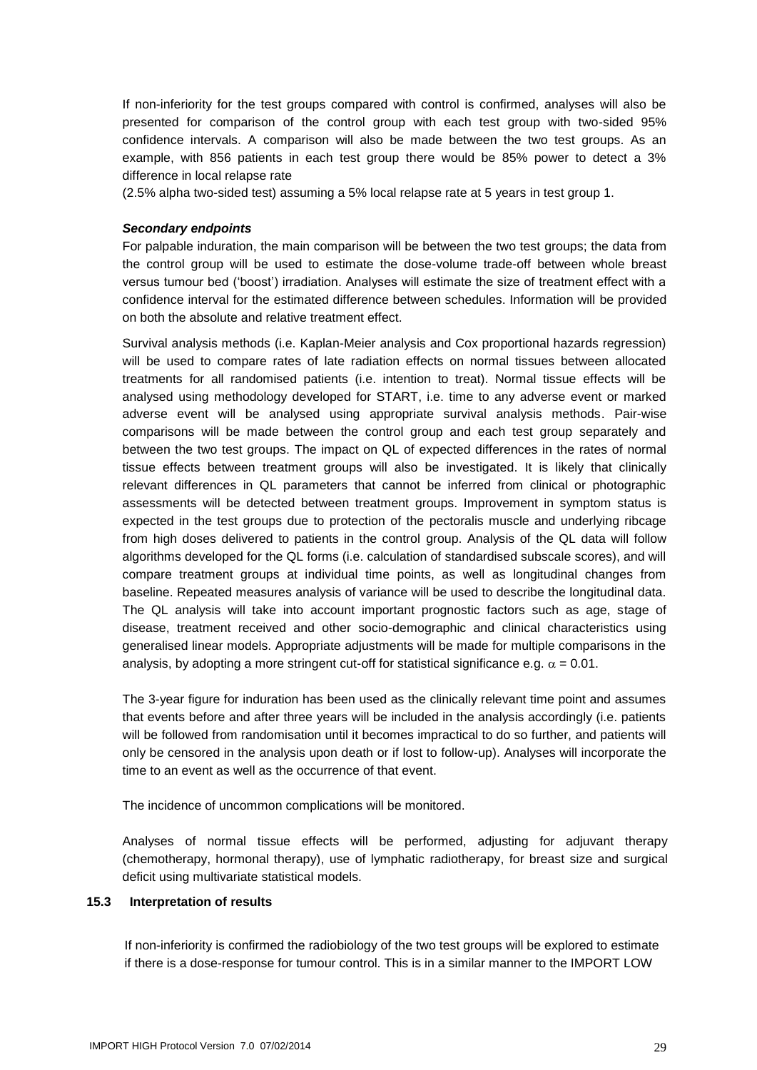If non-inferiority for the test groups compared with control is confirmed, analyses will also be presented for comparison of the control group with each test group with two-sided 95% confidence intervals. A comparison will also be made between the two test groups. As an example, with 856 patients in each test group there would be 85% power to detect a 3% difference in local relapse rate

(2.5% alpha two-sided test) assuming a 5% local relapse rate at 5 years in test group 1.

***Secondary endpoints***

For palpable induration, the main comparison will be between the two test groups; the data from the control group will be used to estimate the dose-volume trade-off between whole breast versus tumour bed ('boost') irradiation. Analyses will estimate the size of treatment effect with a confidence interval for the estimated difference between schedules. Information will be provided on both the absolute and relative treatment effect.

Survival analysis methods (i.e. Kaplan-Meier analysis and Cox proportional hazards regression) will be used to compare rates of late radiation effects on normal tissues between allocated treatments for all randomised patients (i.e. intention to treat). Normal tissue effects will be analysed using methodology developed for START, i.e. time to any adverse event or marked adverse event will be analysed using appropriate survival analysis methods. Pair-wise comparisons will be made between the control group and each test group separately and between the two test groups. The impact on QL of expected differences in the rates of normal tissue effects between treatment groups will also be investigated. It is likely that clinically relevant differences in QL parameters that cannot be inferred from clinical or photographic assessments will be detected between treatment groups. Improvement in symptom status is expected in the test groups due to protection of the pectoralis muscle and underlying ribcage from high doses delivered to patients in the control group. Analysis of the QL data will follow algorithms developed for the QL forms (i.e. calculation of standardised subscale scores), and will compare treatment groups at individual time points, as well as longitudinal changes from baseline. Repeated measures analysis of variance will be used to describe the longitudinal data. The QL analysis will take into account important prognostic factors such as age, stage of disease, treatment received and other socio-demographic and clinical characteristics using generalised linear models. Appropriate adjustments will be made for multiple comparisons in the analysis, by adopting a more stringent cut-off for statistical significance e.g. $\alpha = 0.01$.

The 3-year figure for induration has been used as the clinically relevant time point and assumes that events before and after three years will be included in the analysis accordingly (i.e. patients will be followed from randomisation until it becomes impractical to do so further, and patients will only be censored in the analysis upon death or if lost to follow-up). Analyses will incorporate the time to an event as well as the occurrence of that event.

The incidence of uncommon complications will be monitored.

Analyses of normal tissue effects will be performed, adjusting for adjuvant therapy (chemotherapy, hormonal therapy), use of lymphatic radiotherapy, for breast size and surgical deficit using multivariate statistical models.

### 15.3 Interpretation of results

If non-inferiority is confirmed the radiobiology of the two test groups will be explored to estimate if there is a dose-response for tumour control. This is in a similar manner to the IMPORT LOW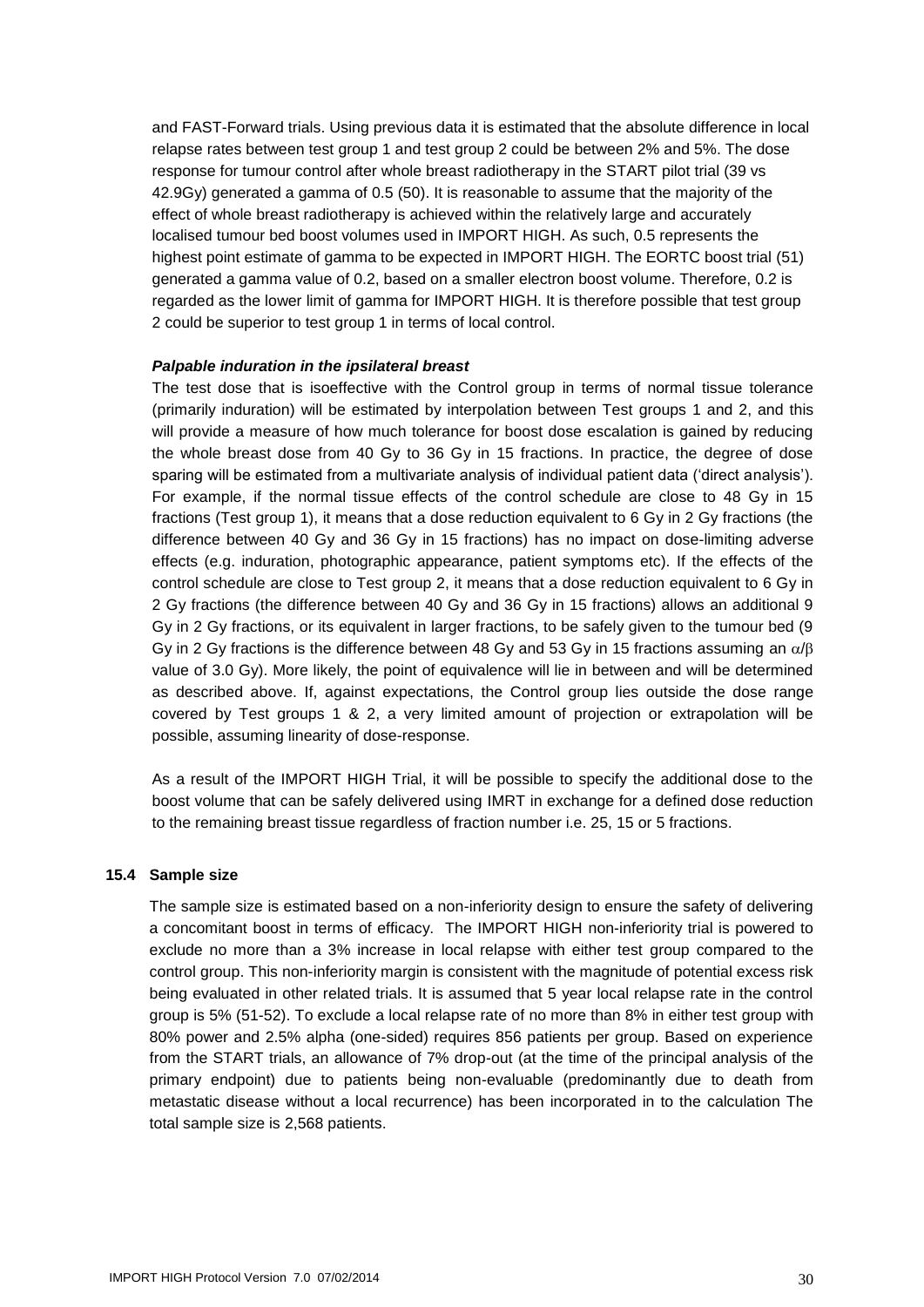and FAST-Forward trials. Using previous data it is estimated that the absolute difference in local relapse rates between test group 1 and test group 2 could be between 2% and 5%. The dose response for tumour control after whole breast radiotherapy in the START pilot trial (39 vs 42.9Gy) generated a gamma of 0.5 (50). It is reasonable to assume that the majority of the effect of whole breast radiotherapy is achieved within the relatively large and accurately localised tumour bed boost volumes used in IMPORT HIGH. As such, 0.5 represents the highest point estimate of gamma to be expected in IMPORT HIGH. The EORTC boost trial (51) generated a gamma value of 0.2, based on a smaller electron boost volume. Therefore, 0.2 is regarded as the lower limit of gamma for IMPORT HIGH. It is therefore possible that test group 2 could be superior to test group 1 in terms of local control.

***Palpable induration in the ipsilateral breast***

The test dose that is isoeffective with the Control group in terms of normal tissue tolerance (primarily induration) will be estimated by interpolation between Test groups 1 and 2, and this will provide a measure of how much tolerance for boost dose escalation is gained by reducing the whole breast dose from 40 Gy to 36 Gy in 15 fractions. In practice, the degree of dose sparing will be estimated from a multivariate analysis of individual patient data ('direct analysis'). For example, if the normal tissue effects of the control schedule are close to 48 Gy in 15 fractions (Test group 1), it means that a dose reduction equivalent to 6 Gy in 2 Gy fractions (the difference between 40 Gy and 36 Gy in 15 fractions) has no impact on dose-limiting adverse effects (e.g. induration, photographic appearance, patient symptoms etc). If the effects of the control schedule are close to Test group 2, it means that a dose reduction equivalent to 6 Gy in 2 Gy fractions (the difference between 40 Gy and 36 Gy in 15 fractions) allows an additional 9 Gy in 2 Gy fractions, or its equivalent in larger fractions, to be safely given to the tumour bed (9 Gy in 2 Gy fractions is the difference between 48 Gy and 53 Gy in 15 fractions assuming an $\alpha/\beta$ value of 3.0 Gy). More likely, the point of equivalence will lie in between and will be determined as described above. If, against expectations, the Control group lies outside the dose range covered by Test groups 1 & 2, a very limited amount of projection or extrapolation will be possible, assuming linearity of dose-response.

As a result of the IMPORT HIGH Trial, it will be possible to specify the additional dose to the boost volume that can be safely delivered using IMRT in exchange for a defined dose reduction to the remaining breast tissue regardless of fraction number i.e. 25, 15 or 5 fractions.

### 15.4 Sample size

The sample size is estimated based on a non-inferiority design to ensure the safety of delivering a concomitant boost in terms of efficacy. The IMPORT HIGH non-inferiority trial is powered to exclude no more than a 3% increase in local relapse with either test group compared to the control group. This non-inferiority margin is consistent with the magnitude of potential excess risk being evaluated in other related trials. It is assumed that 5 year local relapse rate in the control group is 5% (51-52). To exclude a local relapse rate of no more than 8% in either test group with 80% power and 2.5% alpha (one-sided) requires 856 patients per group. Based on experience from the START trials, an allowance of 7% drop-out (at the time of the principal analysis of the primary endpoint) due to patients being non-evaluable (predominantly due to death from metastatic disease without a local recurrence) has been incorporated in to the calculation The total sample size is 2,568 patients.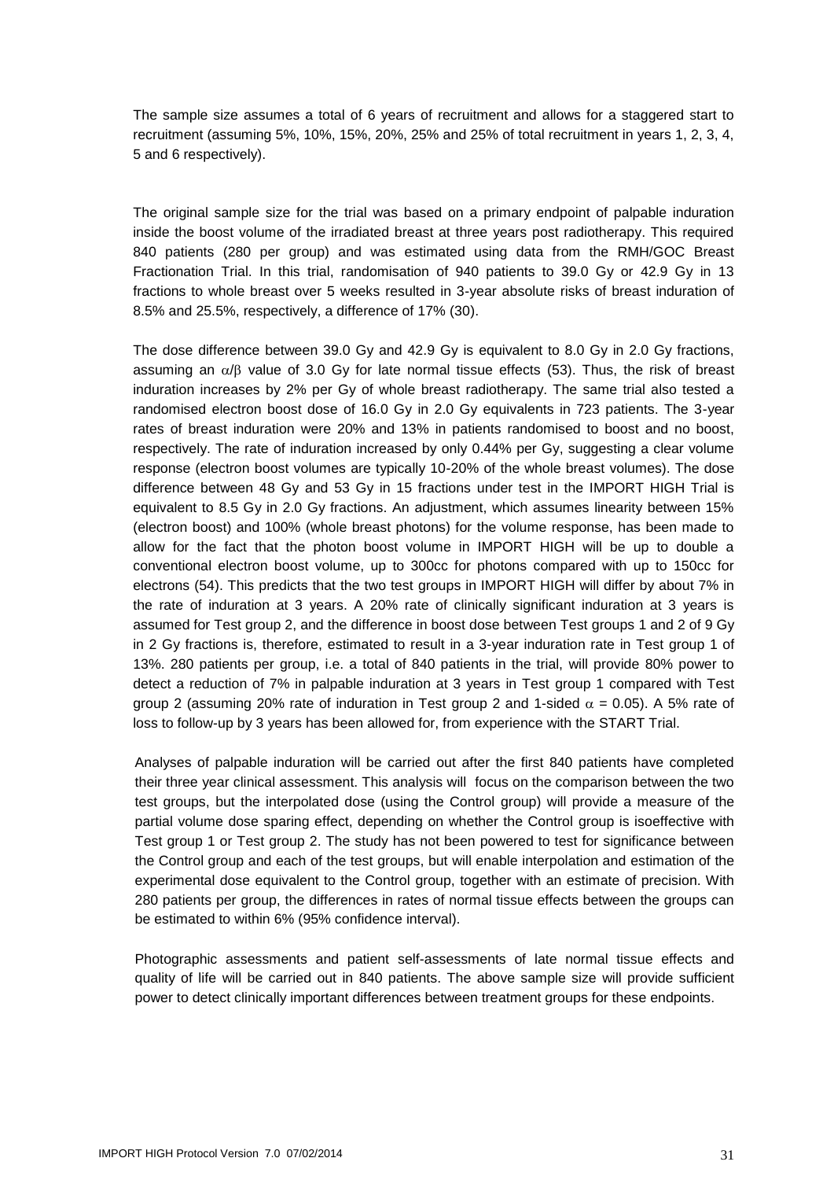The sample size assumes a total of 6 years of recruitment and allows for a staggered start to recruitment (assuming 5%, 10%, 15%, 20%, 25% and 25% of total recruitment in years 1, 2, 3, 4, 5 and 6 respectively).

The original sample size for the trial was based on a primary endpoint of palpable induration inside the boost volume of the irradiated breast at three years post radiotherapy. This required 840 patients (280 per group) and was estimated using data from the RMH/GOC Breast Fractionation Trial. In this trial, randomisation of 940 patients to 39.0 Gy or 42.9 Gy in 13 fractions to whole breast over 5 weeks resulted in 3-year absolute risks of breast induration of 8.5% and 25.5%, respectively, a difference of 17% (30).

The dose difference between 39.0 Gy and 42.9 Gy is equivalent to 8.0 Gy in 2.0 Gy fractions, assuming an $\alpha/\beta$ value of 3.0 Gy for late normal tissue effects (53). Thus, the risk of breast induration increases by 2% per Gy of whole breast radiotherapy. The same trial also tested a randomised electron boost dose of 16.0 Gy in 2.0 Gy equivalents in 723 patients. The 3-year rates of breast induration were 20% and 13% in patients randomised to boost and no boost, respectively. The rate of induration increased by only 0.44% per Gy, suggesting a clear volume response (electron boost volumes are typically 10-20% of the whole breast volumes). The dose difference between 48 Gy and 53 Gy in 15 fractions under test in the IMPORT HIGH Trial is equivalent to 8.5 Gy in 2.0 Gy fractions. An adjustment, which assumes linearity between 15% (electron boost) and 100% (whole breast photons) for the volume response, has been made to allow for the fact that the photon boost volume in IMPORT HIGH will be up to double a conventional electron boost volume, up to 300cc for photons compared with up to 150cc for electrons (54). This predicts that the two test groups in IMPORT HIGH will differ by about 7% in the rate of induration at 3 years. A 20% rate of clinically significant induration at 3 years is assumed for Test group 2, and the difference in boost dose between Test groups 1 and 2 of 9 Gy in 2 Gy fractions is, therefore, estimated to result in a 3-year induration rate in Test group 1 of 13%. 280 patients per group, i.e. a total of 840 patients in the trial, will provide 80% power to detect a reduction of 7% in palpable induration at 3 years in Test group 1 compared with Test group 2 (assuming 20% rate of induration in Test group 2 and 1-sided $\alpha = 0.05$). A 5% rate of loss to follow-up by 3 years has been allowed for, from experience with the START Trial.

Analyses of palpable induration will be carried out after the first 840 patients have completed their three year clinical assessment. This analysis will focus on the comparison between the two test groups, but the interpolated dose (using the Control group) will provide a measure of the partial volume dose sparing effect, depending on whether the Control group is isoeffective with Test group 1 or Test group 2. The study has not been powered to test for significance between the Control group and each of the test groups, but will enable interpolation and estimation of the experimental dose equivalent to the Control group, together with an estimate of precision. With 280 patients per group, the differences in rates of normal tissue effects between the groups can be estimated to within 6% (95% confidence interval).

Photographic assessments and patient self-assessments of late normal tissue effects and quality of life will be carried out in 840 patients. The above sample size will provide sufficient power to detect clinically important differences between treatment groups for these endpoints.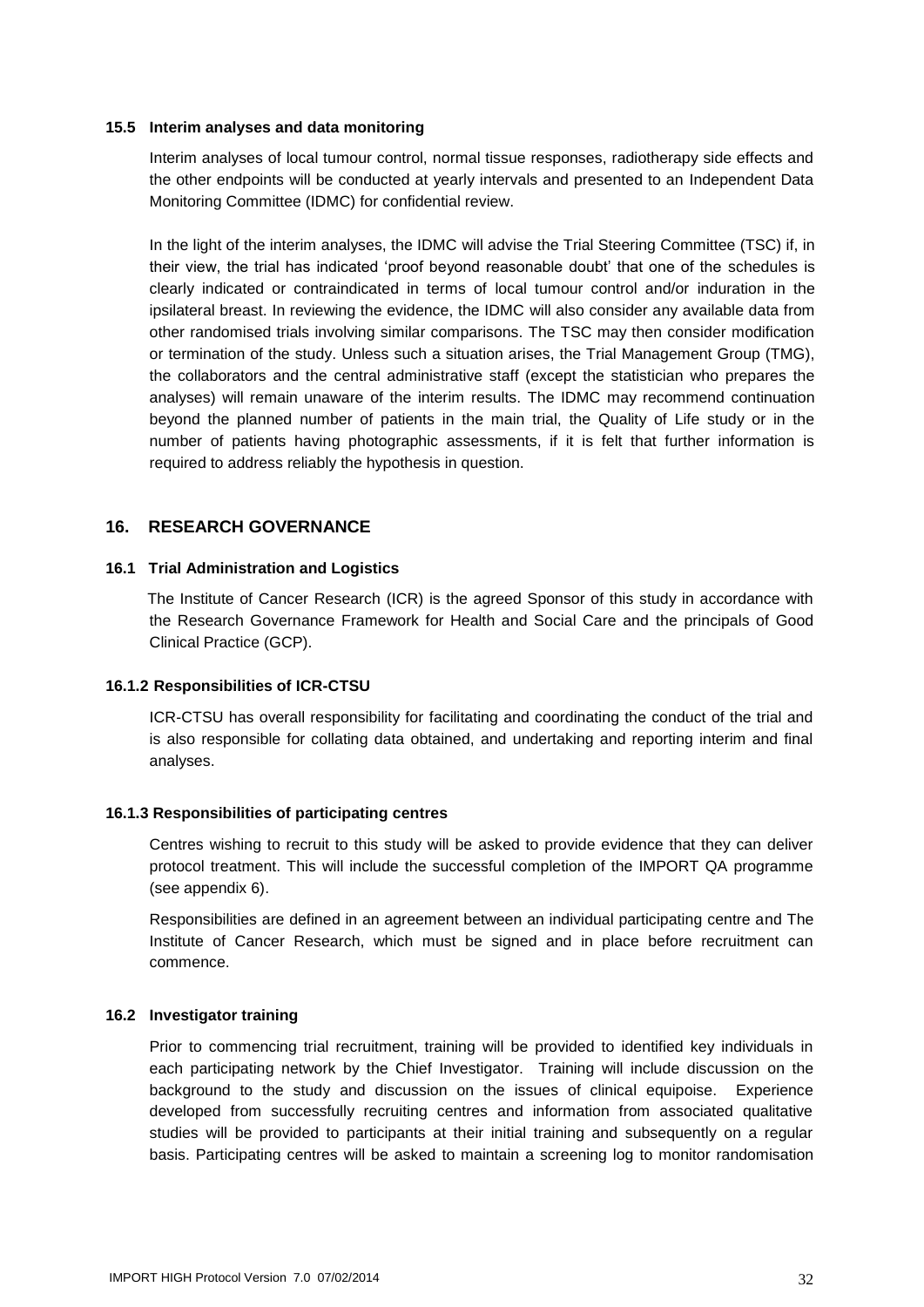### 15.5 Interim analyses and data monitoring

Interim analyses of local tumour control, normal tissue responses, radiotherapy side effects and the other endpoints will be conducted at yearly intervals and presented to an Independent Data Monitoring Committee (IDMC) for confidential review.

In the light of the interim analyses, the IDMC will advise the Trial Steering Committee (TSC) if, in their view, the trial has indicated 'proof beyond reasonable doubt' that one of the schedules is clearly indicated or contraindicated in terms of local tumour control and/or induration in the ipsilateral breast. In reviewing the evidence, the IDMC will also consider any available data from other randomised trials involving similar comparisons. The TSC may then consider modification or termination of the study. Unless such a situation arises, the Trial Management Group (TMG), the collaborators and the central administrative staff (except the statistician who prepares the analyses) will remain unaware of the interim results. The IDMC may recommend continuation beyond the planned number of patients in the main trial, the Quality of Life study or in the number of patients having photographic assessments, if it is felt that further information is required to address reliably the hypothesis in question.

## 16. RESEARCH GOVERNANCE

### 16.1 Trial Administration and Logistics

The Institute of Cancer Research (ICR) is the agreed Sponsor of this study in accordance with the Research Governance Framework for Health and Social Care and the principals of Good Clinical Practice (GCP).

#### 16.1.2 Responsibilities of ICR-CTSU

ICR-CTSU has overall responsibility for facilitating and coordinating the conduct of the trial and is also responsible for collating data obtained, and undertaking and reporting interim and final analyses.

#### 16.1.3 Responsibilities of participating centres

Centres wishing to recruit to this study will be asked to provide evidence that they can deliver protocol treatment. This will include the successful completion of the IMPORT QA programme (see appendix 6).

Responsibilities are defined in an agreement between an individual participating centre and The Institute of Cancer Research, which must be signed and in place before recruitment can commence.

### 16.2 Investigator training

Prior to commencing trial recruitment, training will be provided to identified key individuals in each participating network by the Chief Investigator. Training will include discussion on the background to the study and discussion on the issues of clinical equipoise. Experience developed from successfully recruiting centres and information from associated qualitative studies will be provided to participants at their initial training and subsequently on a regular basis. Participating centres will be asked to maintain a screening log to monitor randomisation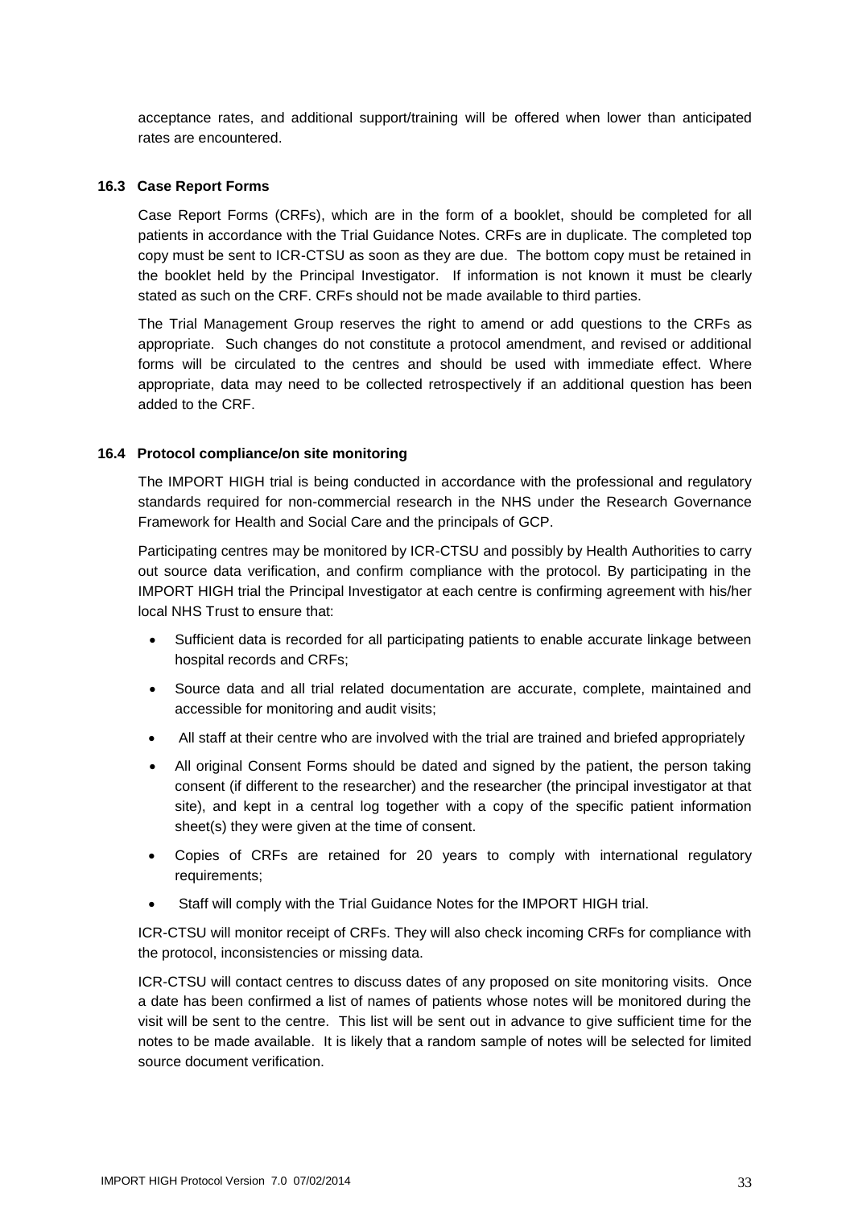acceptance rates, and additional support/training will be offered when lower than anticipated rates are encountered.

### 16.3 Case Report Forms

Case Report Forms (CRFs), which are in the form of a booklet, should be completed for all patients in accordance with the Trial Guidance Notes. CRFs are in duplicate. The completed top copy must be sent to ICR-CTSU as soon as they are due. The bottom copy must be retained in the booklet held by the Principal Investigator. If information is not known it must be clearly stated as such on the CRF. CRFs should not be made available to third parties.

The Trial Management Group reserves the right to amend or add questions to the CRFs as appropriate. Such changes do not constitute a protocol amendment, and revised or additional forms will be circulated to the centres and should be used with immediate effect. Where appropriate, data may need to be collected retrospectively if an additional question has been added to the CRF.

### 16.4 Protocol compliance/on site monitoring

The IMPORT HIGH trial is being conducted in accordance with the professional and regulatory standards required for non-commercial research in the NHS under the Research Governance Framework for Health and Social Care and the principals of GCP.

Participating centres may be monitored by ICR-CTSU and possibly by Health Authorities to carry out source data verification, and confirm compliance with the protocol. By participating in the IMPORT HIGH trial the Principal Investigator at each centre is confirming agreement with his/her local NHS Trust to ensure that:

- Sufficient data is recorded for all participating patients to enable accurate linkage between hospital records and CRFs;
- Source data and all trial related documentation are accurate, complete, maintained and accessible for monitoring and audit visits;
- All staff at their centre who are involved with the trial are trained and briefed appropriately
- All original Consent Forms should be dated and signed by the patient, the person taking consent (if different to the researcher) and the researcher (the principal investigator at that site), and kept in a central log together with a copy of the specific patient information sheet(s) they were given at the time of consent.
- Copies of CRFs are retained for 20 years to comply with international regulatory requirements;
- Staff will comply with the Trial Guidance Notes for the IMPORT HIGH trial.

ICR-CTSU will monitor receipt of CRFs. They will also check incoming CRFs for compliance with the protocol, inconsistencies or missing data.

ICR-CTSU will contact centres to discuss dates of any proposed on site monitoring visits. Once a date has been confirmed a list of names of patients whose notes will be monitored during the visit will be sent to the centre. This list will be sent out in advance to give sufficient time for the notes to be made available. It is likely that a random sample of notes will be selected for limited source document verification.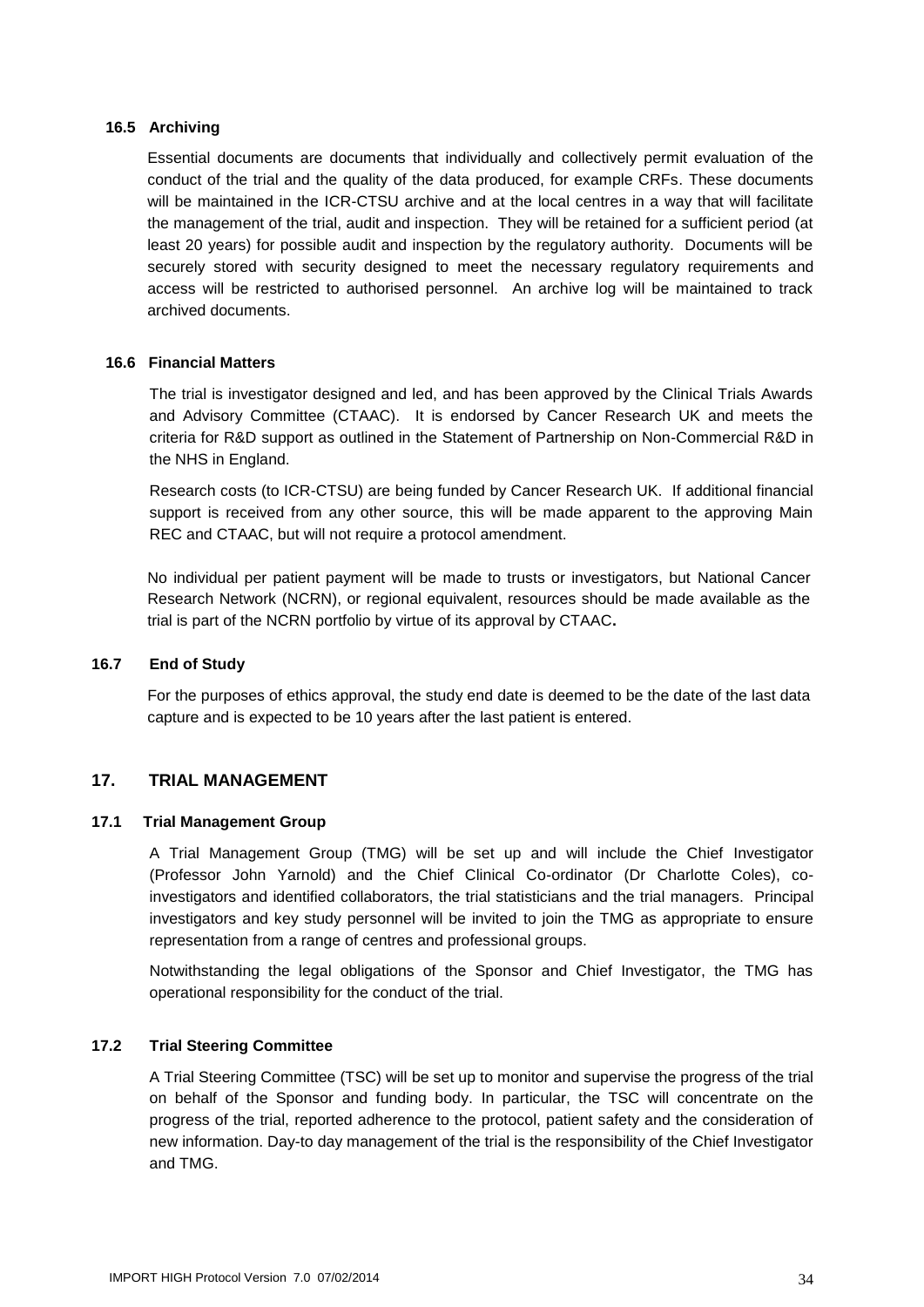### 16.5 Archiving

Essential documents are documents that individually and collectively permit evaluation of the conduct of the trial and the quality of the data produced, for example CRFs. These documents will be maintained in the ICR-CTSU archive and at the local centres in a way that will facilitate the management of the trial, audit and inspection. They will be retained for a sufficient period (at least 20 years) for possible audit and inspection by the regulatory authority. Documents will be securely stored with security designed to meet the necessary regulatory requirements and access will be restricted to authorised personnel. An archive log will be maintained to track archived documents.

### 16.6 Financial Matters

The trial is investigator designed and led, and has been approved by the Clinical Trials Awards and Advisory Committee (CTAAC). It is endorsed by Cancer Research UK and meets the criteria for R&D support as outlined in the Statement of Partnership on Non-Commercial R&D in the NHS in England.

Research costs (to ICR-CTSU) are being funded by Cancer Research UK. If additional financial support is received from any other source, this will be made apparent to the approving Main REC and CTAAC, but will not require a protocol amendment.

No individual per patient payment will be made to trusts or investigators, but National Cancer Research Network (NCRN), or regional equivalent, resources should be made available as the trial is part of the NCRN portfolio by virtue of its approval by CTAAC**.**

### 16.7 End of Study

For the purposes of ethics approval, the study end date is deemed to be the date of the last data capture and is expected to be 10 years after the last patient is entered.

## 17. TRIAL MANAGEMENT

### 17.1 Trial Management Group

A Trial Management Group (TMG) will be set up and will include the Chief Investigator (Professor John Yarnold) and the Chief Clinical Co-ordinator (Dr Charlotte Coles), co-investigators and identified collaborators, the trial statisticians and the trial managers. Principal investigators and key study personnel will be invited to join the TMG as appropriate to ensure representation from a range of centres and professional groups.

Notwithstanding the legal obligations of the Sponsor and Chief Investigator, the TMG has operational responsibility for the conduct of the trial.

### 17.2 Trial Steering Committee

A Trial Steering Committee (TSC) will be set up to monitor and supervise the progress of the trial on behalf of the Sponsor and funding body. In particular, the TSC will concentrate on the progress of the trial, reported adherence to the protocol, patient safety and the consideration of new information. Day-to day management of the trial is the responsibility of the Chief Investigator and TMG.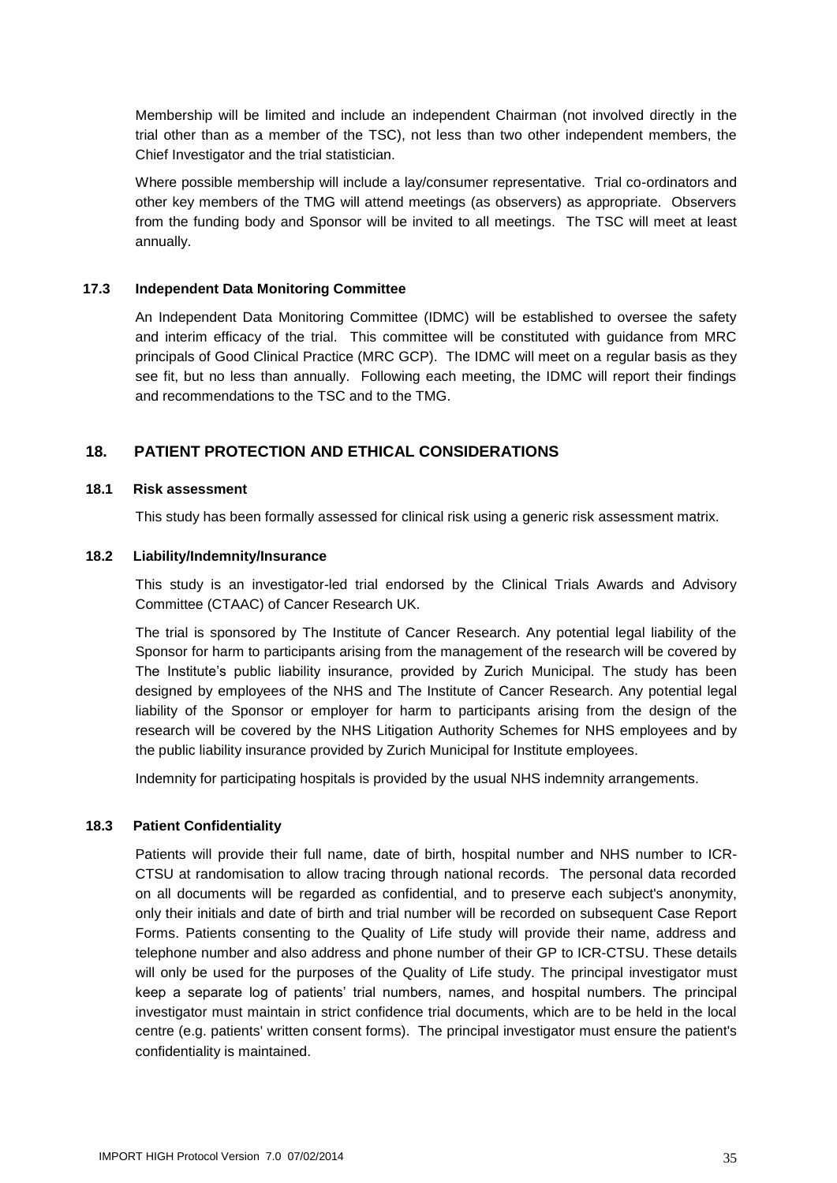Membership will be limited and include an independent Chairman (not involved directly in the trial other than as a member of the TSC), not less than two other independent members, the Chief Investigator and the trial statistician.

Where possible membership will include a lay/consumer representative. Trial co-ordinators and other key members of the TMG will attend meetings (as observers) as appropriate. Observers from the funding body and Sponsor will be invited to all meetings. The TSC will meet at least annually.

### 17.3 Independent Data Monitoring Committee

An Independent Data Monitoring Committee (IDMC) will be established to oversee the safety and interim efficacy of the trial. This committee will be constituted with guidance from MRC principals of Good Clinical Practice (MRC GCP). The IDMC will meet on a regular basis as they see fit, but no less than annually. Following each meeting, the IDMC will report their findings and recommendations to the TSC and to the TMG.

## 18. PATIENT PROTECTION AND ETHICAL CONSIDERATIONS

### 18.1 Risk assessment

This study has been formally assessed for clinical risk using a generic risk assessment matrix.

### 18.2 Liability/Indemnity/Insurance

This study is an investigator-led trial endorsed by the Clinical Trials Awards and Advisory Committee (CTAAC) of Cancer Research UK.

The trial is sponsored by The Institute of Cancer Research. Any potential legal liability of the Sponsor for harm to participants arising from the management of the research will be covered by The Institute's public liability insurance, provided by Zurich Municipal. The study has been designed by employees of the NHS and The Institute of Cancer Research. Any potential legal liability of the Sponsor or employer for harm to participants arising from the design of the research will be covered by the NHS Litigation Authority Schemes for NHS employees and by the public liability insurance provided by Zurich Municipal for Institute employees.

Indemnity for participating hospitals is provided by the usual NHS indemnity arrangements.

### 18.3 Patient Confidentiality

Patients will provide their full name, date of birth, hospital number and NHS number to ICR-CTSU at randomisation to allow tracing through national records. The personal data recorded on all documents will be regarded as confidential, and to preserve each subject's anonymity, only their initials and date of birth and trial number will be recorded on subsequent Case Report Forms. Patients consenting to the Quality of Life study will provide their name, address and telephone number and also address and phone number of their GP to ICR-CTSU. These details will only be used for the purposes of the Quality of Life study. The principal investigator must keep a separate log of patients' trial numbers, names, and hospital numbers. The principal investigator must maintain in strict confidence trial documents, which are to be held in the local centre (e.g. patients' written consent forms). The principal investigator must ensure the patient's confidentiality is maintained.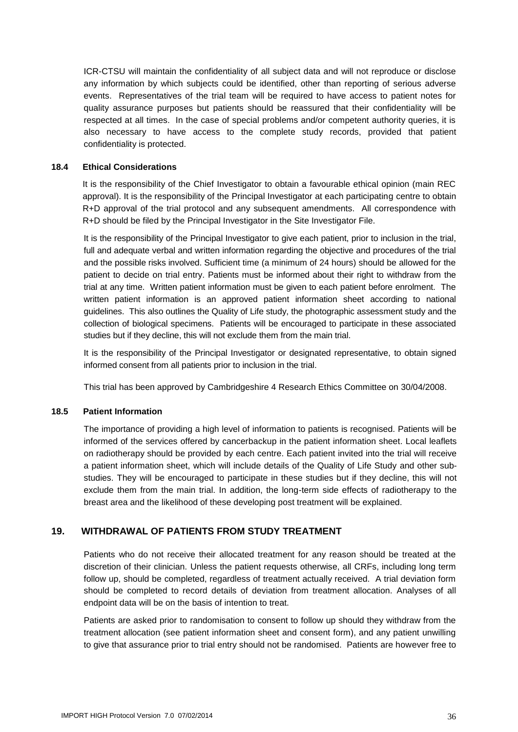ICR-CTSU will maintain the confidentiality of all subject data and will not reproduce or disclose any information by which subjects could be identified, other than reporting of serious adverse events. Representatives of the trial team will be required to have access to patient notes for quality assurance purposes but patients should be reassured that their confidentiality will be respected at all times. In the case of special problems and/or competent authority queries, it is also necessary to have access to the complete study records, provided that patient confidentiality is protected.

### 18.4 Ethical Considerations

It is the responsibility of the Chief Investigator to obtain a favourable ethical opinion (main REC approval). It is the responsibility of the Principal Investigator at each participating centre to obtain R+D approval of the trial protocol and any subsequent amendments. All correspondence with R+D should be filed by the Principal Investigator in the Site Investigator File.

It is the responsibility of the Principal Investigator to give each patient, prior to inclusion in the trial, full and adequate verbal and written information regarding the objective and procedures of the trial and the possible risks involved. Sufficient time (a minimum of 24 hours) should be allowed for the patient to decide on trial entry. Patients must be informed about their right to withdraw from the trial at any time. Written patient information must be given to each patient before enrolment. The written patient information is an approved patient information sheet according to national guidelines. This also outlines the Quality of Life study, the photographic assessment study and the collection of biological specimens. Patients will be encouraged to participate in these associated studies but if they decline, this will not exclude them from the main trial.

It is the responsibility of the Principal Investigator or designated representative, to obtain signed informed consent from all patients prior to inclusion in the trial.

This trial has been approved by Cambridgeshire 4 Research Ethics Committee on 30/04/2008.

### 18.5 Patient Information

The importance of providing a high level of information to patients is recognised. Patients will be informed of the services offered by cancerbackup in the patient information sheet. Local leaflets on radiotherapy should be provided by each centre. Each patient invited into the trial will receive a patient information sheet, which will include details of the Quality of Life Study and other sub-studies. They will be encouraged to participate in these studies but if they decline, this will not exclude them from the main trial. In addition, the long-term side effects of radiotherapy to the breast area and the likelihood of these developing post treatment will be explained.

## 19. WITHDRAWAL OF PATIENTS FROM STUDY TREATMENT

Patients who do not receive their allocated treatment for any reason should be treated at the discretion of their clinician. Unless the patient requests otherwise, all CRFs, including long term follow up, should be completed, regardless of treatment actually received. A trial deviation form should be completed to record details of deviation from treatment allocation. Analyses of all endpoint data will be on the basis of intention to treat.

Patients are asked prior to randomisation to consent to follow up should they withdraw from the treatment allocation (see patient information sheet and consent form), and any patient unwilling to give that assurance prior to trial entry should not be randomised. Patients are however free to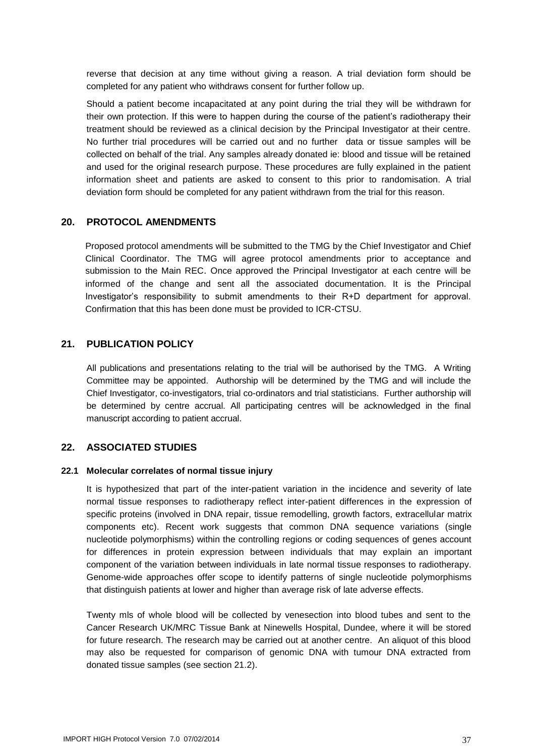reverse that decision at any time without giving a reason. A trial deviation form should be completed for any patient who withdraws consent for further follow up.

Should a patient become incapacitated at any point during the trial they will be withdrawn for their own protection. If this were to happen during the course of the patient's radiotherapy their treatment should be reviewed as a clinical decision by the Principal Investigator at their centre. No further trial procedures will be carried out and no further data or tissue samples will be collected on behalf of the trial. Any samples already donated ie: blood and tissue will be retained and used for the original research purpose. These procedures are fully explained in the patient information sheet and patients are asked to consent to this prior to randomisation. A trial deviation form should be completed for any patient withdrawn from the trial for this reason.

## 20. PROTOCOL AMENDMENTS

Proposed protocol amendments will be submitted to the TMG by the Chief Investigator and Chief Clinical Coordinator. The TMG will agree protocol amendments prior to acceptance and submission to the Main REC. Once approved the Principal Investigator at each centre will be informed of the change and sent all the associated documentation. It is the Principal Investigator's responsibility to submit amendments to their R+D department for approval. Confirmation that this has been done must be provided to ICR-CTSU.

## 21. PUBLICATION POLICY

All publications and presentations relating to the trial will be authorised by the TMG. A Writing Committee may be appointed. Authorship will be determined by the TMG and will include the Chief Investigator, co-investigators, trial co-ordinators and trial statisticians. Further authorship will be determined by centre accrual. All participating centres will be acknowledged in the final manuscript according to patient accrual.

## 22. ASSOCIATED STUDIES

### 22.1 Molecular correlates of normal tissue injury

It is hypothesized that part of the inter-patient variation in the incidence and severity of late normal tissue responses to radiotherapy reflect inter-patient differences in the expression of specific proteins (involved in DNA repair, tissue remodelling, growth factors, extracellular matrix components etc). Recent work suggests that common DNA sequence variations (single nucleotide polymorphisms) within the controlling regions or coding sequences of genes account for differences in protein expression between individuals that may explain an important component of the variation between individuals in late normal tissue responses to radiotherapy. Genome-wide approaches offer scope to identify patterns of single nucleotide polymorphisms that distinguish patients at lower and higher than average risk of late adverse effects.

Twenty mls of whole blood will be collected by venesection into blood tubes and sent to the Cancer Research UK/MRC Tissue Bank at Ninewells Hospital, Dundee, where it will be stored for future research. The research may be carried out at another centre. An aliquot of this blood may also be requested for comparison of genomic DNA with tumour DNA extracted from donated tissue samples (see section 21.2).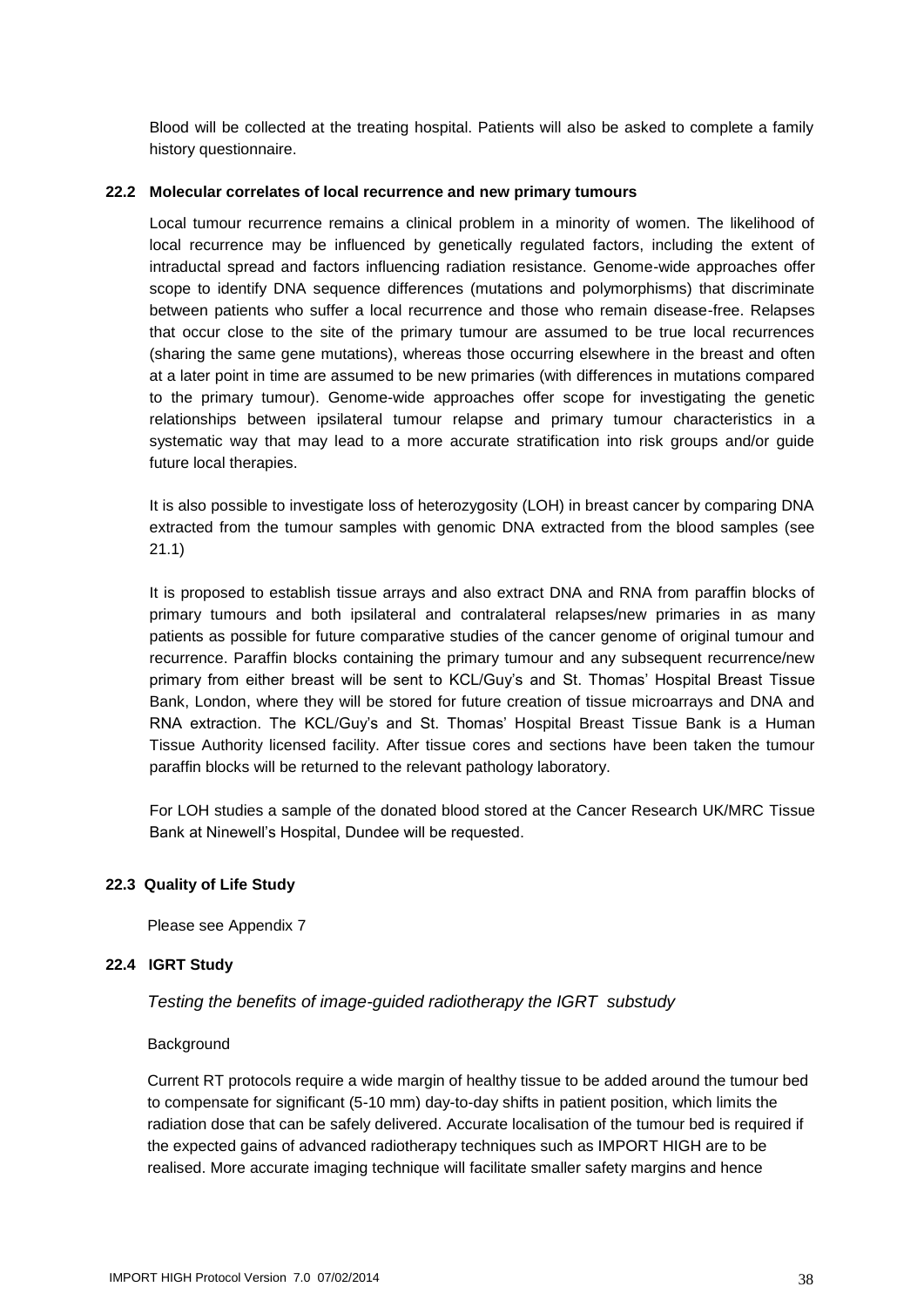Blood will be collected at the treating hospital. Patients will also be asked to complete a family history questionnaire.

### 22.2 Molecular correlates of local recurrence and new primary tumours

Local tumour recurrence remains a clinical problem in a minority of women. The likelihood of local recurrence may be influenced by genetically regulated factors, including the extent of intraductal spread and factors influencing radiation resistance. Genome-wide approaches offer scope to identify DNA sequence differences (mutations and polymorphisms) that discriminate between patients who suffer a local recurrence and those who remain disease-free. Relapses that occur close to the site of the primary tumour are assumed to be true local recurrences (sharing the same gene mutations), whereas those occurring elsewhere in the breast and often at a later point in time are assumed to be new primaries (with differences in mutations compared to the primary tumour). Genome-wide approaches offer scope for investigating the genetic relationships between ipsilateral tumour relapse and primary tumour characteristics in a systematic way that may lead to a more accurate stratification into risk groups and/or guide future local therapies.

It is also possible to investigate loss of heterozygosity (LOH) in breast cancer by comparing DNA extracted from the tumour samples with genomic DNA extracted from the blood samples (see 21.1)

It is proposed to establish tissue arrays and also extract DNA and RNA from paraffin blocks of primary tumours and both ipsilateral and contralateral relapses/new primaries in as many patients as possible for future comparative studies of the cancer genome of original tumour and recurrence. Paraffin blocks containing the primary tumour and any subsequent recurrence/new primary from either breast will be sent to KCL/Guy's and St. Thomas' Hospital Breast Tissue Bank, London, where they will be stored for future creation of tissue microarrays and DNA and RNA extraction. The KCL/Guy's and St. Thomas' Hospital Breast Tissue Bank is a Human Tissue Authority licensed facility. After tissue cores and sections have been taken the tumour paraffin blocks will be returned to the relevant pathology laboratory.

For LOH studies a sample of the donated blood stored at the Cancer Research UK/MRC Tissue Bank at Ninewell's Hospital, Dundee will be requested.

### 22.3 Quality of Life Study

Please see Appendix 7

### 22.4 IGRT Study

*Testing the benefits of image-guided radiotherapy the IGRT substudy*

Background

Current RT protocols require a wide margin of healthy tissue to be added around the tumour bed to compensate for significant (5-10 mm) day-to-day shifts in patient position, which limits the radiation dose that can be safely delivered. Accurate localisation of the tumour bed is required if the expected gains of advanced radiotherapy techniques such as IMPORT HIGH are to be realised. More accurate imaging technique will facilitate smaller safety margins and hence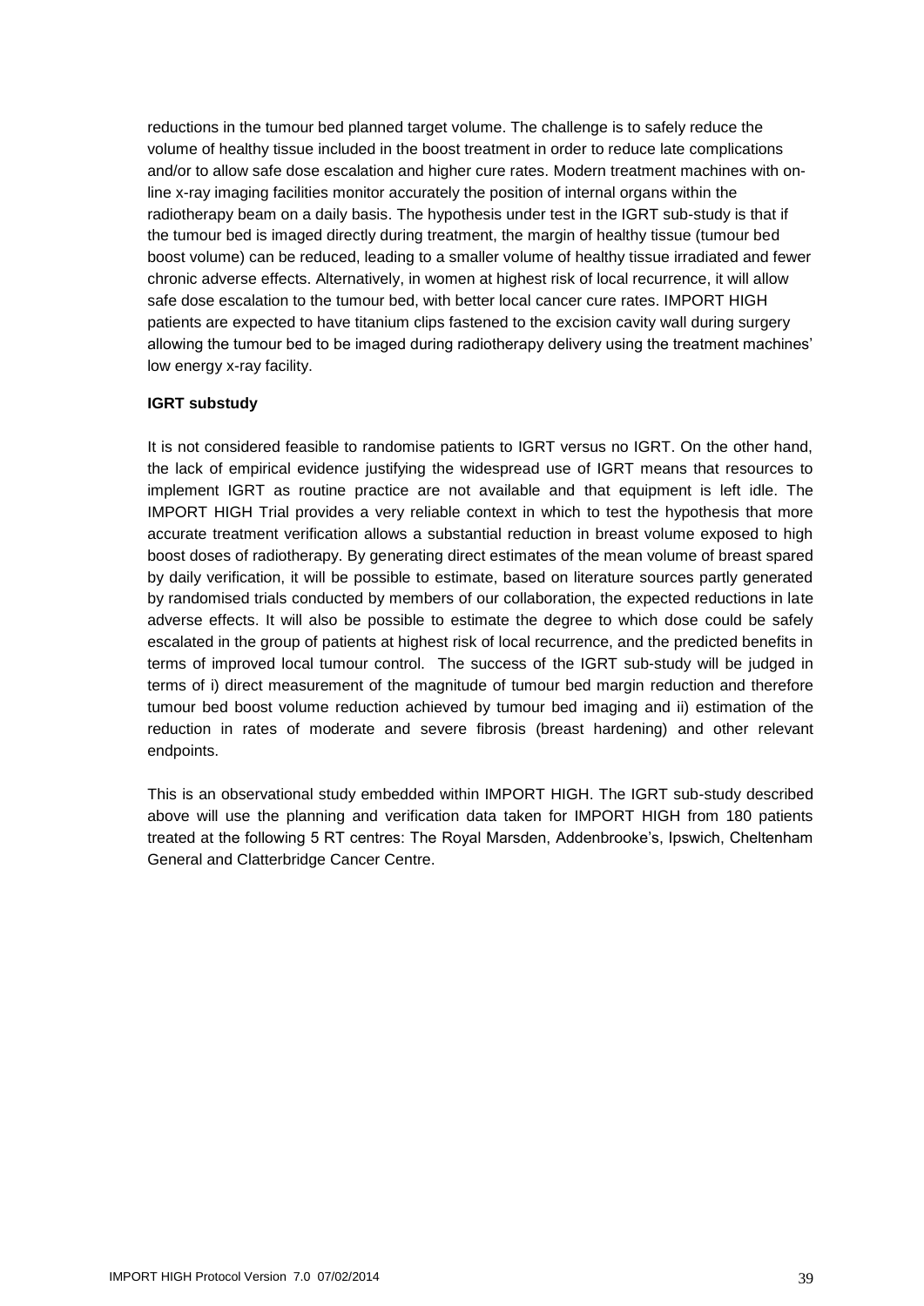reductions in the tumour bed planned target volume. The challenge is to safely reduce the volume of healthy tissue included in the boost treatment in order to reduce late complications and/or to allow safe dose escalation and higher cure rates. Modern treatment machines with on-line x-ray imaging facilities monitor accurately the position of internal organs within the radiotherapy beam on a daily basis. The hypothesis under test in the IGRT sub-study is that if the tumour bed is imaged directly during treatment, the margin of healthy tissue (tumour bed boost volume) can be reduced, leading to a smaller volume of healthy tissue irradiated and fewer chronic adverse effects. Alternatively, in women at highest risk of local recurrence, it will allow safe dose escalation to the tumour bed, with better local cancer cure rates. IMPORT HIGH patients are expected to have titanium clips fastened to the excision cavity wall during surgery allowing the tumour bed to be imaged during radiotherapy delivery using the treatment machines' low energy x-ray facility.

**IGRT substudy**

It is not considered feasible to randomise patients to IGRT versus no IGRT. On the other hand, the lack of empirical evidence justifying the widespread use of IGRT means that resources to implement IGRT as routine practice are not available and that equipment is left idle. The IMPORT HIGH Trial provides a very reliable context in which to test the hypothesis that more accurate treatment verification allows a substantial reduction in breast volume exposed to high boost doses of radiotherapy. By generating direct estimates of the mean volume of breast spared by daily verification, it will be possible to estimate, based on literature sources partly generated by randomised trials conducted by members of our collaboration, the expected reductions in late adverse effects. It will also be possible to estimate the degree to which dose could be safely escalated in the group of patients at highest risk of local recurrence, and the predicted benefits in terms of improved local tumour control. The success of the IGRT sub-study will be judged in terms of i) direct measurement of the magnitude of tumour bed margin reduction and therefore tumour bed boost volume reduction achieved by tumour bed imaging and ii) estimation of the reduction in rates of moderate and severe fibrosis (breast hardening) and other relevant endpoints.

This is an observational study embedded within IMPORT HIGH. The IGRT sub-study described above will use the planning and verification data taken for IMPORT HIGH from 180 patients treated at the following 5 RT centres: The Royal Marsden, Addenbrooke's, Ipswich, Cheltenham General and Clatterbridge Cancer Centre.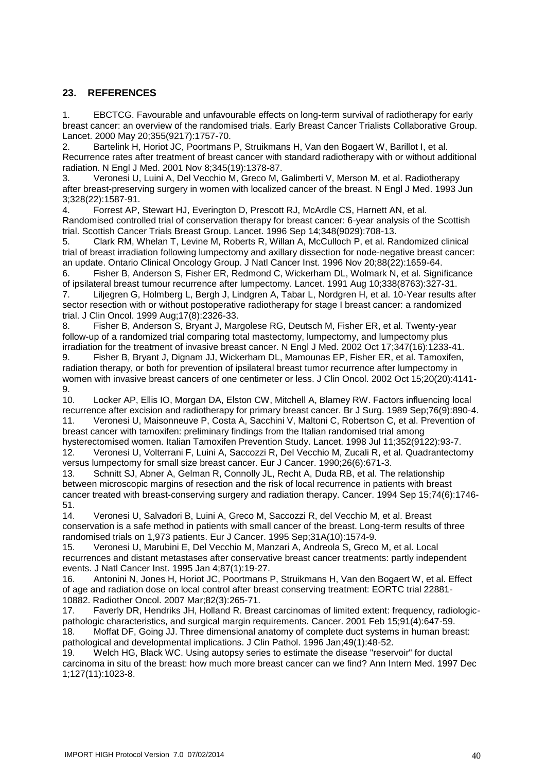## 23. REFERENCES

1. EBCTCG. Favourable and unfavourable effects on long-term survival of radiotherapy for early breast cancer: an overview of the randomised trials. Early Breast Cancer Trialists Collaborative Group. Lancet. 2000 May 20;355(9217):1757-70.
2. Bartelink H, Horiot JC, Poortmans P, Struikmans H, Van den Bogaert W, Barillot I, et al. Recurrence rates after treatment of breast cancer with standard radiotherapy with or without additional radiation. N Engl J Med. 2001 Nov 8;345(19):1378-87.
3. Veronesi U, Luini A, Del Vecchio M, Greco M, Galimberti V, Merson M, et al. Radiotherapy after breast-preserving surgery in women with localized cancer of the breast. N Engl J Med. 1993 Jun 3;328(22):1587-91.
4. Forrest AP, Stewart HJ, Everington D, Prescott RJ, McArdle CS, Harnett AN, et al. Randomised controlled trial of conservation therapy for breast cancer: 6-year analysis of the Scottish trial. Scottish Cancer Trials Breast Group. Lancet. 1996 Sep 14;348(9029):708-13.
5. Clark RM, Whelan T, Levine M, Roberts R, Willan A, McCulloch P, et al. Randomized clinical trial of breast irradiation following lumpectomy and axillary dissection for node-negative breast cancer: an update. Ontario Clinical Oncology Group. J Natl Cancer Inst. 1996 Nov 20;88(22):1659-64.
6. Fisher B, Anderson S, Fisher ER, Redmond C, Wickerham DL, Wolmark N, et al. Significance of ipsilateral breast tumour recurrence after lumpectomy. Lancet. 1991 Aug 10;338(8763):327-31.
7. Liljegren G, Holmberg L, Bergh J, Lindgren A, Tabar L, Nordgren H, et al. 10-Year results after sector resection with or without postoperative radiotherapy for stage I breast cancer: a randomized trial. J Clin Oncol. 1999 Aug;17(8):2326-33.
8. Fisher B, Anderson S, Bryant J, Margolese RG, Deutsch M, Fisher ER, et al. Twenty-year follow-up of a randomized trial comparing total mastectomy, lumpectomy, and lumpectomy plus irradiation for the treatment of invasive breast cancer. N Engl J Med. 2002 Oct 17;347(16):1233-41.
9. Fisher B, Bryant J, Dignam JJ, Wickerham DL, Mamounas EP, Fisher ER, et al. Tamoxifen, radiation therapy, or both for prevention of ipsilateral breast tumor recurrence after lumpectomy in women with invasive breast cancers of one centimeter or less. J Clin Oncol. 2002 Oct 15;20(20):4141-9.
10. Locker AP, Ellis IO, Morgan DA, Elston CW, Mitchell A, Blamey RW. Factors influencing local recurrence after excision and radiotherapy for primary breast cancer. Br J Surg. 1989 Sep;76(9):890-4.
11. Veronesi U, Maisonneuve P, Costa A, Sacchini V, Maltoni C, Robertson C, et al. Prevention of breast cancer with tamoxifen: preliminary findings from the Italian randomised trial among hysterectomised women. Italian Tamoxifen Prevention Study. Lancet. 1998 Jul 11;352(9122):93-7.
12. Veronesi U, Volterrani F, Luini A, Saccozzi R, Del Vecchio M, Zucali R, et al. Quadrantectomy versus lumpectomy for small size breast cancer. Eur J Cancer. 1990;26(6):671-3.
13. Schnitt SJ, Abner A, Gelman R, Connolly JL, Recht A, Duda RB, et al. The relationship between microscopic margins of resection and the risk of local recurrence in patients with breast cancer treated with breast-conserving surgery and radiation therapy. Cancer. 1994 Sep 15;74(6):1746-51.
14. Veronesi U, Salvadori B, Luini A, Greco M, Saccozzi R, del Vecchio M, et al. Breast conservation is a safe method in patients with small cancer of the breast. Long-term results of three randomised trials on 1,973 patients. Eur J Cancer. 1995 Sep;31A(10):1574-9.
15. Veronesi U, Marubini E, Del Vecchio M, Manzari A, Andreola S, Greco M, et al. Local recurrences and distant metastases after conservative breast cancer treatments: partly independent events. J Natl Cancer Inst. 1995 Jan 4;87(1):19-27.
16. Antonini N, Jones H, Horiot JC, Poortmans P, Struikmans H, Van den Bogaert W, et al. Effect of age and radiation dose on local control after breast conserving treatment: EORTC trial 22881-10882. Radiother Oncol. 2007 Mar;82(3):265-71.
17. Faverly DR, Hendriks JH, Holland R. Breast carcinomas of limited extent: frequency, radiologic-pathologic characteristics, and surgical margin requirements. Cancer. 2001 Feb 15;91(4):647-59.
18. Moffat DF, Going JJ. Three dimensional anatomy of complete duct systems in human breast: pathological and developmental implications. J Clin Pathol. 1996 Jan;49(1):48-52.
19. Welch HG, Black WC. Using autopsy series to estimate the disease "reservoir" for ductal carcinoma in situ of the breast: how much more breast cancer can we find? Ann Intern Med. 1997 Dec 1;127(11):1023-8.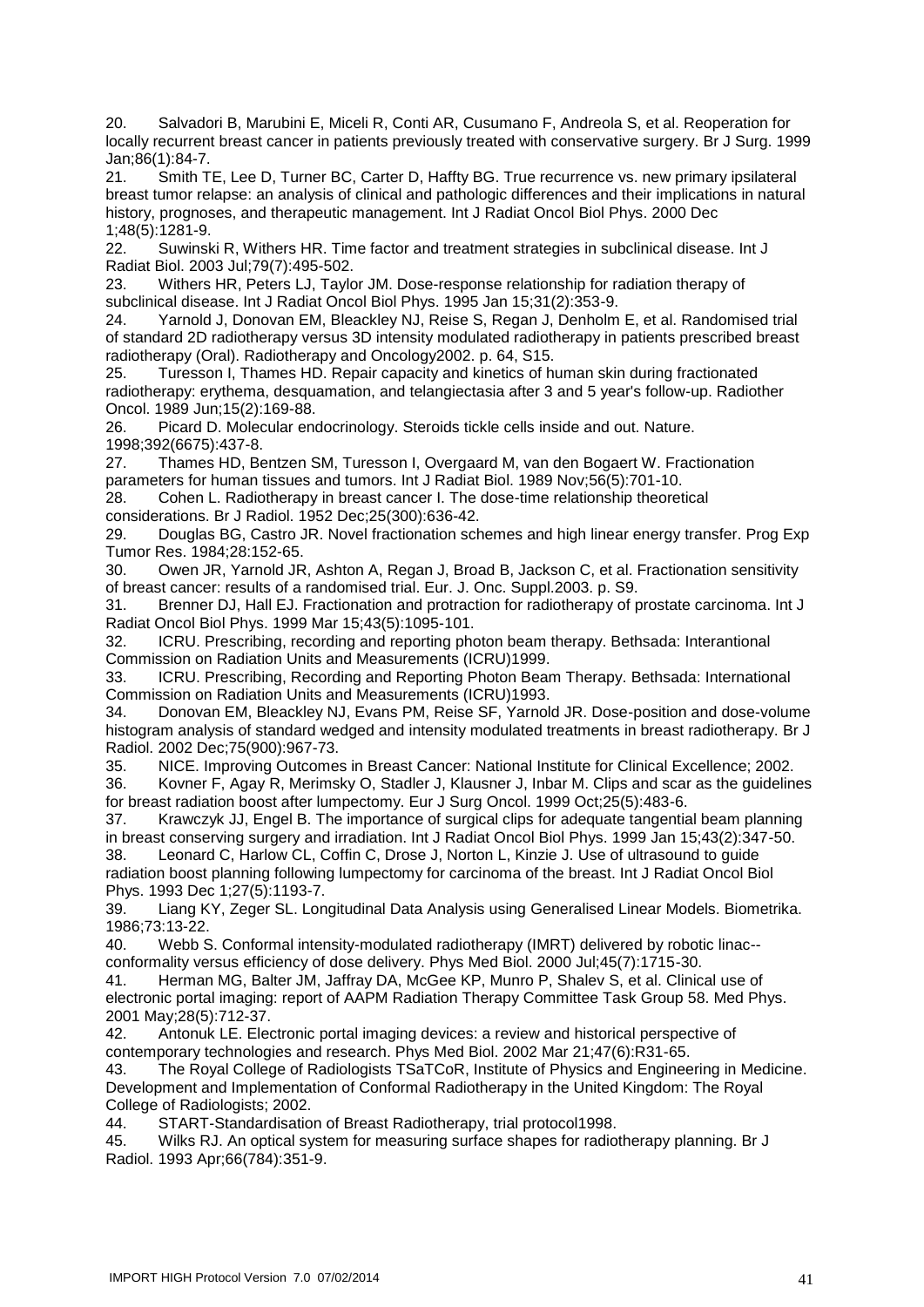20. Salvadori B, Marubini E, Miceli R, Conti AR, Cusumano F, Andreola S, et al. Reoperation for locally recurrent breast cancer in patients previously treated with conservative surgery. Br J Surg. 1999 Jan;86(1):84-7.
21. Smith TE, Lee D, Turner BC, Carter D, Haffty BG. True recurrence vs. new primary ipsilateral breast tumor relapse: an analysis of clinical and pathologic differences and their implications in natural history, prognoses, and therapeutic management. Int J Radiat Oncol Biol Phys. 2000 Dec 1;48(5):1281-9.
22. Suwinski R, Withers HR. Time factor and treatment strategies in subclinical disease. Int J Radiat Biol. 2003 Jul;79(7):495-502.
23. Withers HR, Peters LJ, Taylor JM. Dose-response relationship for radiation therapy of subclinical disease. Int J Radiat Oncol Biol Phys. 1995 Jan 15;31(2):353-9.
24. Yarnold J, Donovan EM, Bleackley NJ, Reise S, Regan J, Denholm E, et al. Randomised trial of standard 2D radiotherapy versus 3D intensity modulated radiotherapy in patients prescribed breast radiotherapy (Oral). Radiotherapy and Oncology2002. p. 64, S15.
25. Turesson I, Thames HD. Repair capacity and kinetics of human skin during fractionated radiotherapy: erythema, desquamation, and telangiectasia after 3 and 5 year's follow-up. Radiother Oncol. 1989 Jun;15(2):169-88.
26. Picard D. Molecular endocrinology. Steroids tickle cells inside and out. Nature. 1998;392(6675):437-8.
27. Thames HD, Bentzen SM, Turesson I, Overgaard M, van den Bogaert W. Fractionation parameters for human tissues and tumors. Int J Radiat Biol. 1989 Nov;56(5):701-10.
28. Cohen L. Radiotherapy in breast cancer I. The dose-time relationship theoretical considerations. Br J Radiol. 1952 Dec;25(300):636-42.
29. Douglas BG, Castro JR. Novel fractionation schemes and high linear energy transfer. Prog Exp Tumor Res. 1984;28:152-65.
30. Owen JR, Yarnold JR, Ashton A, Regan J, Broad B, Jackson C, et al. Fractionation sensitivity of breast cancer: results of a randomised trial. Eur. J. Onc. Suppl.2003. p. S9.
31. Brenner DJ, Hall EJ. Fractionation and protraction for radiotherapy of prostate carcinoma. Int J Radiat Oncol Biol Phys. 1999 Mar 15;43(5):1095-101.
32. ICRU. Prescribing, recording and reporting photon beam therapy. Bethsada: Interantional Commission on Radiation Units and Measurements (ICRU)1999.
33. ICRU. Prescribing, Recording and Reporting Photon Beam Therapy. Bethsada: International Commission on Radiation Units and Measurements (ICRU)1993.
34. Donovan EM, Bleackley NJ, Evans PM, Reise SF, Yarnold JR. Dose-position and dose-volume histogram analysis of standard wedged and intensity modulated treatments in breast radiotherapy. Br J Radiol. 2002 Dec;75(900):967-73.
35. NICE. Improving Outcomes in Breast Cancer: National Institute for Clinical Excellence; 2002.
36. Kovner F, Agay R, Merimsky O, Stadler J, Klausner J, Inbar M. Clips and scar as the guidelines for breast radiation boost after lumpectomy. Eur J Surg Oncol. 1999 Oct;25(5):483-6.
37. Krawczyk JJ, Engel B. The importance of surgical clips for adequate tangential beam planning in breast conserving surgery and irradiation. Int J Radiat Oncol Biol Phys. 1999 Jan 15;43(2):347-50.
38. Leonard C, Harlow CL, Coffin C, Drose J, Norton L, Kinzie J. Use of ultrasound to guide radiation boost planning following lumpectomy for carcinoma of the breast. Int J Radiat Oncol Biol Phys. 1993 Dec 1;27(5):1193-7.
39. Liang KY, Zeger SL. Longitudinal Data Analysis using Generalised Linear Models. Biometrika. 1986;73:13-22.
40. Webb S. Conformal intensity-modulated radiotherapy (IMRT) delivered by robotic linac--conformality versus efficiency of dose delivery. Phys Med Biol. 2000 Jul;45(7):1715-30.
41. Herman MG, Balter JM, Jaffray DA, McGee KP, Munro P, Shalev S, et al. Clinical use of electronic portal imaging: report of AAPM Radiation Therapy Committee Task Group 58. Med Phys. 2001 May;28(5):712-37.
42. Antonuk LE. Electronic portal imaging devices: a review and historical perspective of contemporary technologies and research. Phys Med Biol. 2002 Mar 21;47(6):R31-65.
43. The Royal College of Radiologists TSaTCoR, Institute of Physics and Engineering in Medicine. Development and Implementation of Conformal Radiotherapy in the United Kingdom: The Royal College of Radiologists; 2002.
44. START-Standardisation of Breast Radiotherapy, trial protocol1998.
45. Wilks RJ. An optical system for measuring surface shapes for radiotherapy planning. Br J Radiol. 1993 Apr;66(784):351-9.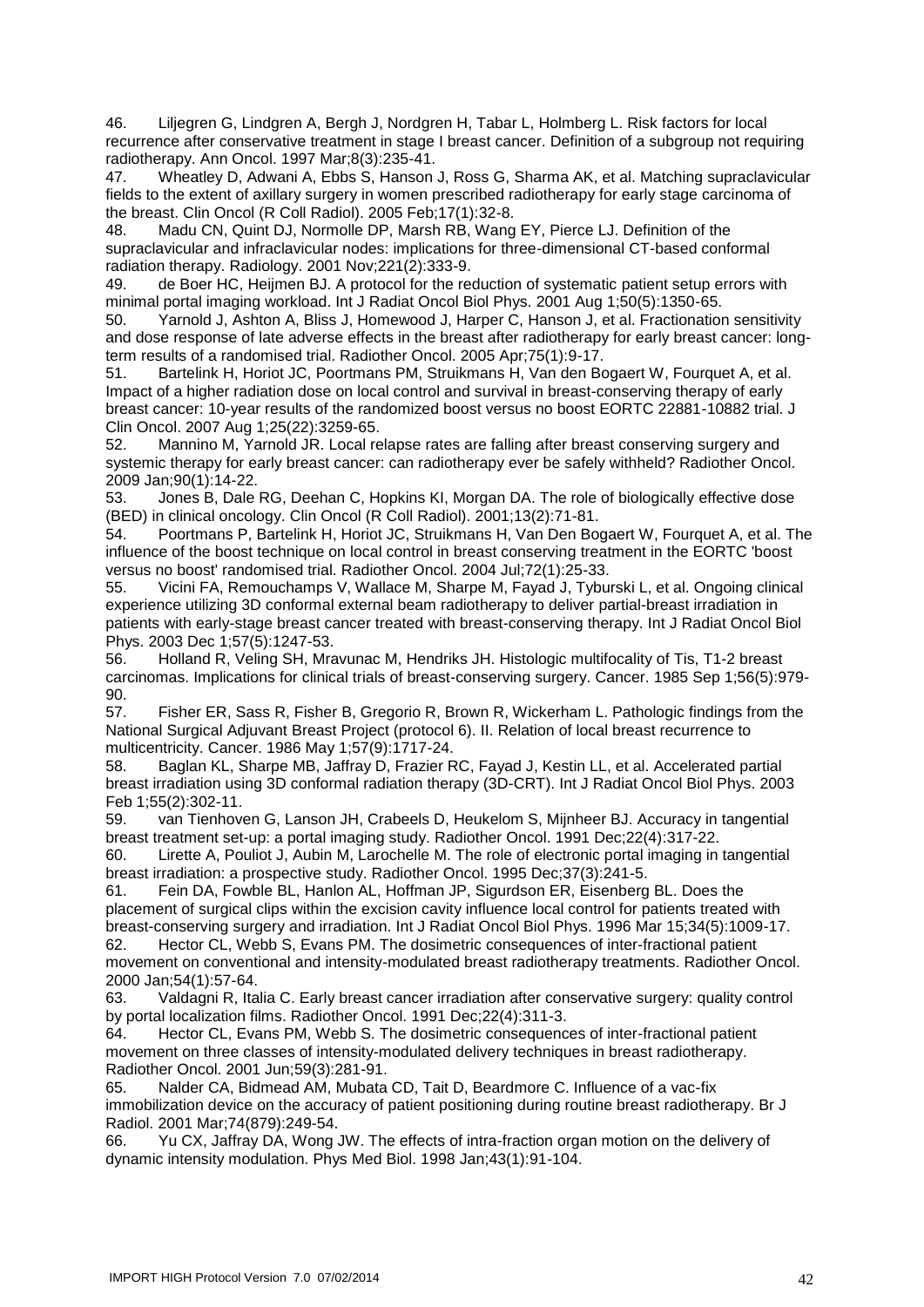46. Liljegren G, Lindgren A, Bergh J, Nordgren H, Tabar L, Holmberg L. Risk factors for local recurrence after conservative treatment in stage I breast cancer. Definition of a subgroup not requiring radiotherapy. Ann Oncol. 1997 Mar;8(3):235-41.

47. Wheatley D, Adwani A, Ebbs S, Hanson J, Ross G, Sharma AK, et al. Matching supraclavicular fields to the extent of axillary surgery in women prescribed radiotherapy for early stage carcinoma of the breast. Clin Oncol (R Coll Radiol). 2005 Feb;17(1):32-8.

48. Madu CN, Quint DJ, Normolle DP, Marsh RB, Wang EY, Pierce LJ. Definition of the supraclavicular and infraclavicular nodes: implications for three-dimensional CT-based conformal radiation therapy. Radiology. 2001 Nov;221(2):333-9.

49. de Boer HC, Heijmen BJ. A protocol for the reduction of systematic patient setup errors with minimal portal imaging workload. Int J Radiat Oncol Biol Phys. 2001 Aug 1;50(5):1350-65.

50. Yarnold J, Ashton A, Bliss J, Homewood J, Harper C, Hanson J, et al. Fractionation sensitivity and dose response of late adverse effects in the breast after radiotherapy for early breast cancer: long-term results of a randomised trial. Radiother Oncol. 2005 Apr;75(1):9-17.

51. Bartelink H, Horiot JC, Poortmans PM, Struikmans H, Van den Bogaert W, Fourquet A, et al. Impact of a higher radiation dose on local control and survival in breast-conserving therapy of early breast cancer: 10-year results of the randomized boost versus no boost EORTC 22881-10882 trial. J Clin Oncol. 2007 Aug 1;25(22):3259-65.

52. Mannino M, Yarnold JR. Local relapse rates are falling after breast conserving surgery and systemic therapy for early breast cancer: can radiotherapy ever be safely withheld? Radiother Oncol. 2009 Jan;90(1):14-22.

53. Jones B, Dale RG, Deehan C, Hopkins KI, Morgan DA. The role of biologically effective dose (BED) in clinical oncology. Clin Oncol (R Coll Radiol). 2001;13(2):71-81.

54. Poortmans P, Bartelink H, Horiot JC, Struikmans H, Van Den Bogaert W, Fourquet A, et al. The influence of the boost technique on local control in breast conserving treatment in the EORTC 'boost versus no boost' randomised trial. Radiother Oncol. 2004 Jul;72(1):25-33.

55. Vicini FA, Remouchamps V, Wallace M, Sharpe M, Fayad J, Tyburski L, et al. Ongoing clinical experience utilizing 3D conformal external beam radiotherapy to deliver partial-breast irradiation in patients with early-stage breast cancer treated with breast-conserving therapy. Int J Radiat Oncol Biol Phys. 2003 Dec 1;57(5):1247-53.

56. Holland R, Veling SH, Mravunac M, Hendriks JH. Histologic multifocality of Tis, T1-2 breast carcinomas. Implications for clinical trials of breast-conserving surgery. Cancer. 1985 Sep 1;56(5):979-90.

57. Fisher ER, Sass R, Fisher B, Gregorio R, Brown R, Wickerham L. Pathologic findings from the National Surgical Adjuvant Breast Project (protocol 6). II. Relation of local breast recurrence to multicentricity. Cancer. 1986 May 1;57(9):1717-24.

58. Baglan KL, Sharpe MB, Jaffray D, Frazier RC, Fayad J, Kestin LL, et al. Accelerated partial breast irradiation using 3D conformal radiation therapy (3D-CRT). Int J Radiat Oncol Biol Phys. 2003 Feb 1;55(2):302-11.

59. van Tienhoven G, Lanson JH, Crabeels D, Heukelom S, Mijnheer BJ. Accuracy in tangential breast treatment set-up: a portal imaging study. Radiother Oncol. 1991 Dec;22(4):317-22.

60. Lirette A, Pouliot J, Aubin M, Larochelle M. The role of electronic portal imaging in tangential breast irradiation: a prospective study. Radiother Oncol. 1995 Dec;37(3):241-5.

61. Fein DA, Fowble BL, Hanlon AL, Hoffman JP, Sigurdson ER, Eisenberg BL. Does the placement of surgical clips within the excision cavity influence local control for patients treated with breast-conserving surgery and irradiation. Int J Radiat Oncol Biol Phys. 1996 Mar 15;34(5):1009-17.

62. Hector CL, Webb S, Evans PM. The dosimetric consequences of inter-fractional patient movement on conventional and intensity-modulated breast radiotherapy treatments. Radiother Oncol. 2000 Jan;54(1):57-64.

63. Valdagni R, Italia C. Early breast cancer irradiation after conservative surgery: quality control by portal localization films. Radiother Oncol. 1991 Dec;22(4):311-3.

64. Hector CL, Evans PM, Webb S. The dosimetric consequences of inter-fractional patient movement on three classes of intensity-modulated delivery techniques in breast radiotherapy. Radiother Oncol. 2001 Jun;59(3):281-91.

65. Nalder CA, Bidmead AM, Mubata CD, Tait D, Beardmore C. Influence of a vac-fix immobilization device on the accuracy of patient positioning during routine breast radiotherapy. Br J Radiol. 2001 Mar;74(879):249-54.

66. Yu CX, Jaffray DA, Wong JW. The effects of intra-fraction organ motion on the delivery of dynamic intensity modulation. Phys Med Biol. 1998 Jan;43(1):91-104.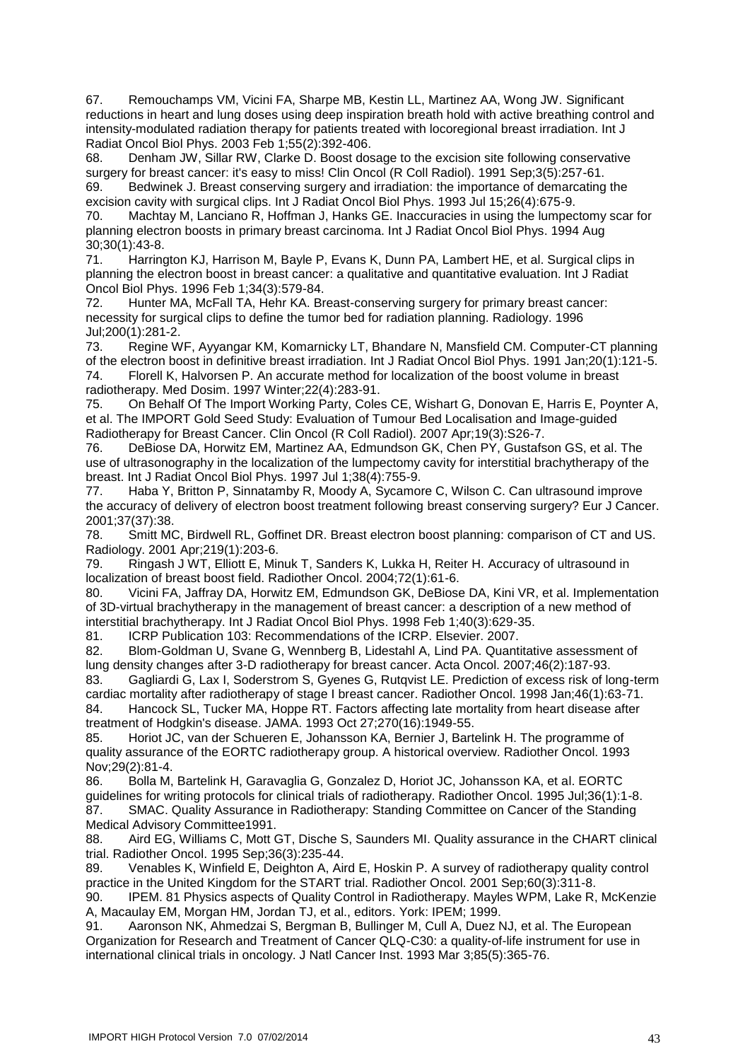67. Remouchamps VM, Vicini FA, Sharpe MB, Kestin LL, Martinez AA, Wong JW. Significant reductions in heart and lung doses using deep inspiration breath hold with active breathing control and intensity-modulated radiation therapy for patients treated with locoregional breast irradiation. Int J Radiat Oncol Biol Phys. 2003 Feb 1;55(2):392-406.

68. Denham JW, Sillar RW, Clarke D. Boost dosage to the excision site following conservative surgery for breast cancer: it's easy to miss! Clin Oncol (R Coll Radiol). 1991 Sep;3(5):257-61.

69. Bedwinek J. Breast conserving surgery and irradiation: the importance of demarcating the excision cavity with surgical clips. Int J Radiat Oncol Biol Phys. 1993 Jul 15;26(4):675-9.

70. Machtay M, Lanciano R, Hoffman J, Hanks GE. Inaccuracies in using the lumpectomy scar for planning electron boosts in primary breast carcinoma. Int J Radiat Oncol Biol Phys. 1994 Aug 30;30(1):43-8.

71. Harrington KJ, Harrison M, Bayle P, Evans K, Dunn PA, Lambert HE, et al. Surgical clips in planning the electron boost in breast cancer: a qualitative and quantitative evaluation. Int J Radiat Oncol Biol Phys. 1996 Feb 1;34(3):579-84.

72. Hunter MA, McFall TA, Hehr KA. Breast-conserving surgery for primary breast cancer: necessity for surgical clips to define the tumor bed for radiation planning. Radiology. 1996 Jul;200(1):281-2.

73. Regine WF, Ayyangar KM, Komarnicky LT, Bhandare N, Mansfield CM. Computer-CT planning of the electron boost in definitive breast irradiation. Int J Radiat Oncol Biol Phys. 1991 Jan;20(1):121-5.

74. Florell K, Halvorsen P. An accurate method for localization of the boost volume in breast radiotherapy. Med Dosim. 1997 Winter;22(4):283-91.

75. On Behalf Of The Import Working Party, Coles CE, Wishart G, Donovan E, Harris E, Poynter A, et al. The IMPORT Gold Seed Study: Evaluation of Tumour Bed Localisation and Image-guided Radiotherapy for Breast Cancer. Clin Oncol (R Coll Radiol). 2007 Apr;19(3):S26-7.

76. DeBiose DA, Horwitz EM, Martinez AA, Edmundson GK, Chen PY, Gustafson GS, et al. The use of ultrasonography in the localization of the lumpectomy cavity for interstitial brachytherapy of the breast. Int J Radiat Oncol Biol Phys. 1997 Jul 1;38(4):755-9.

77. Haba Y, Britton P, Sinnatamby R, Moody A, Sycamore C, Wilson C. Can ultrasound improve the accuracy of delivery of electron boost treatment following breast conserving surgery? Eur J Cancer. 2001;37(37):38.

78. Smitt MC, Birdwell RL, Goffinet DR. Breast electron boost planning: comparison of CT and US. Radiology. 2001 Apr;219(1):203-6.

79. Ringash J WT, Elliott E, Minuk T, Sanders K, Lukka H, Reiter H. Accuracy of ultrasound in localization of breast boost field. Radiother Oncol. 2004;72(1):61-6.

80. Vicini FA, Jaffray DA, Horwitz EM, Edmundson GK, DeBiose DA, Kini VR, et al. Implementation of 3D-virtual brachytherapy in the management of breast cancer: a description of a new method of interstitial brachytherapy. Int J Radiat Oncol Biol Phys. 1998 Feb 1;40(3):629-35.

81. ICRP Publication 103: Recommendations of the ICRP. Elsevier. 2007.

82. Blom-Goldman U, Svane G, Wennberg B, Lidestahl A, Lind PA. Quantitative assessment of lung density changes after 3-D radiotherapy for breast cancer. Acta Oncol. 2007;46(2):187-93.

83. Gagliardi G, Lax I, Soderstrom S, Gyenes G, Rutqvist LE. Prediction of excess risk of long-term cardiac mortality after radiotherapy of stage I breast cancer. Radiother Oncol. 1998 Jan;46(1):63-71.

84. Hancock SL, Tucker MA, Hoppe RT. Factors affecting late mortality from heart disease after treatment of Hodgkin's disease. JAMA. 1993 Oct 27;270(16):1949-55.

85. Horiot JC, van der Schueren E, Johansson KA, Bernier J, Bartelink H. The programme of quality assurance of the EORTC radiotherapy group. A historical overview. Radiother Oncol. 1993 Nov;29(2):81-4.

86. Bolla M, Bartelink H, Garavaglia G, Gonzalez D, Horiot JC, Johansson KA, et al. EORTC guidelines for writing protocols for clinical trials of radiotherapy. Radiother Oncol. 1995 Jul;36(1):1-8.

87. SMAC. Quality Assurance in Radiotherapy: Standing Committee on Cancer of the Standing Medical Advisory Committee1991.

88. Aird EG, Williams C, Mott GT, Dische S, Saunders MI. Quality assurance in the CHART clinical trial. Radiother Oncol. 1995 Sep;36(3):235-44.

89. Venables K, Winfield E, Deighton A, Aird E, Hoskin P. A survey of radiotherapy quality control practice in the United Kingdom for the START trial. Radiother Oncol. 2001 Sep;60(3):311-8.

90. IPEM. 81 Physics aspects of Quality Control in Radiotherapy. Mayles WPM, Lake R, McKenzie A, Macaulay EM, Morgan HM, Jordan TJ, et al., editors. York: IPEM; 1999.

91. Aaronson NK, Ahmedzai S, Bergman B, Bullinger M, Cull A, Duez NJ, et al. The European Organization for Research and Treatment of Cancer QLQ-C30: a quality-of-life instrument for use in international clinical trials in oncology. J Natl Cancer Inst. 1993 Mar 3;85(5):365-76.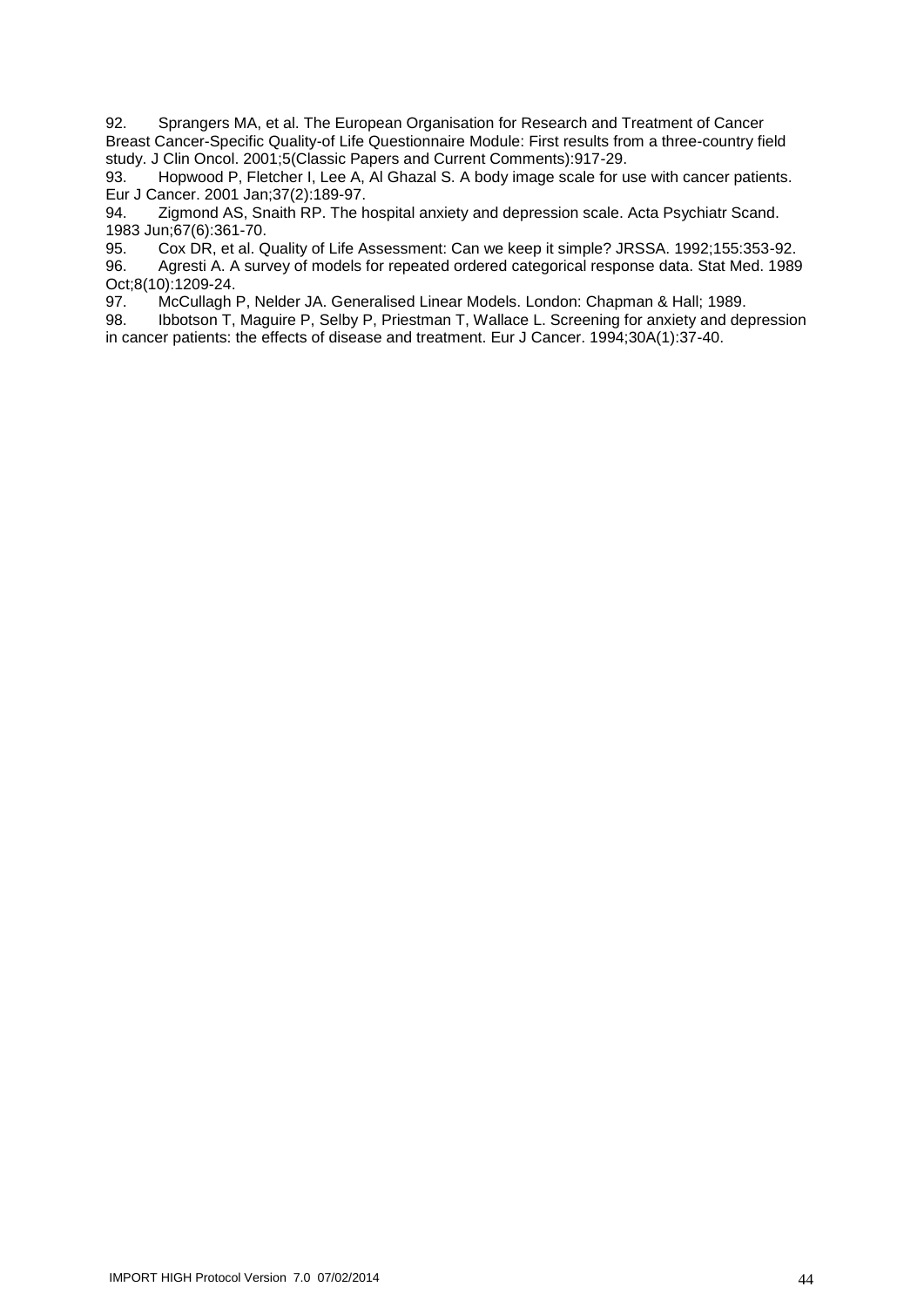92. Sprangers MA, et al. The European Organisation for Research and Treatment of Cancer Breast Cancer-Specific Quality-of Life Questionnaire Module: First results from a three-country field study. J Clin Oncol. 2001;5(Classic Papers and Current Comments):917-29.

93. Hopwood P, Fletcher I, Lee A, Al Ghazal S. A body image scale for use with cancer patients. Eur J Cancer. 2001 Jan;37(2):189-97.

94. Zigmond AS, Snaith RP. The hospital anxiety and depression scale. Acta Psychiatr Scand. 1983 Jun;67(6):361-70.

95. Cox DR, et al. Quality of Life Assessment: Can we keep it simple? JRSSA. 1992;155:353-92.

96. Agresti A. A survey of models for repeated ordered categorical response data. Stat Med. 1989 Oct;8(10):1209-24.

97. McCullagh P, Nelder JA. Generalised Linear Models. London: Chapman & Hall; 1989.

98. Ibbotson T, Maguire P, Selby P, Priestman T, Wallace L. Screening for anxiety and depression in cancer patients: the effects of disease and treatment. Eur J Cancer. 1994;30A(1):37-40.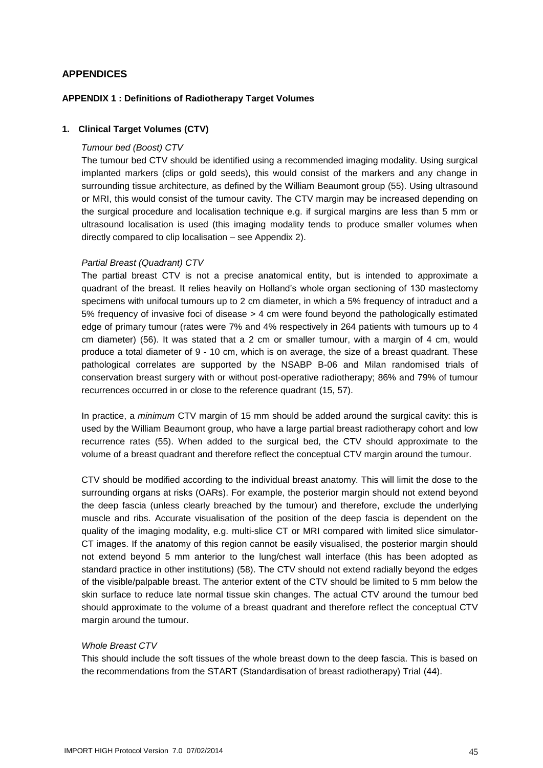## APPENDICES

### APPENDIX 1 : Definitions of Radiotherapy Target Volumes

#### 1. Clinical Target Volumes (CTV)

*Tumour bed (Boost) CTV*

The tumour bed CTV should be identified using a recommended imaging modality. Using surgical implanted markers (clips or gold seeds), this would consist of the markers and any change in surrounding tissue architecture, as defined by the William Beaumont group (55). Using ultrasound or MRI, this would consist of the tumour cavity. The CTV margin may be increased depending on the surgical procedure and localisation technique e.g. if surgical margins are less than 5 mm or ultrasound localisation is used (this imaging modality tends to produce smaller volumes when directly compared to clip localisation – see Appendix 2).

*Partial Breast (Quadrant) CTV*

The partial breast CTV is not a precise anatomical entity, but is intended to approximate a quadrant of the breast. It relies heavily on Holland's whole organ sectioning of 130 mastectomy specimens with unifocal tumours up to 2 cm diameter, in which a 5% frequency of intraduct and a 5% frequency of invasive foci of disease > 4 cm were found beyond the pathologically estimated edge of primary tumour (rates were 7% and 4% respectively in 264 patients with tumours up to 4 cm diameter) (56). It was stated that a 2 cm or smaller tumour, with a margin of 4 cm, would produce a total diameter of 9 - 10 cm, which is on average, the size of a breast quadrant. These pathological correlates are supported by the NSABP B-06 and Milan randomised trials of conservation breast surgery with or without post-operative radiotherapy; 86% and 79% of tumour recurrences occurred in or close to the reference quadrant (15, 57).

In practice, a *minimum* CTV margin of 15 mm should be added around the surgical cavity: this is used by the William Beaumont group, who have a large partial breast radiotherapy cohort and low recurrence rates (55). When added to the surgical bed, the CTV should approximate to the volume of a breast quadrant and therefore reflect the conceptual CTV margin around the tumour.

CTV should be modified according to the individual breast anatomy. This will limit the dose to the surrounding organs at risks (OARs). For example, the posterior margin should not extend beyond the deep fascia (unless clearly breached by the tumour) and therefore, exclude the underlying muscle and ribs. Accurate visualisation of the position of the deep fascia is dependent on the quality of the imaging modality, e.g. multi-slice CT or MRI compared with limited slice simulator-CT images. If the anatomy of this region cannot be easily visualised, the posterior margin should not extend beyond 5 mm anterior to the lung/chest wall interface (this has been adopted as standard practice in other institutions) (58). The CTV should not extend radially beyond the edges of the visible/palpable breast. The anterior extent of the CTV should be limited to 5 mm below the skin surface to reduce late normal tissue skin changes. The actual CTV around the tumour bed should approximate to the volume of a breast quadrant and therefore reflect the conceptual CTV margin around the tumour.

*Whole Breast CTV*

This should include the soft tissues of the whole breast down to the deep fascia. This is based on the recommendations from the START (Standardisation of breast radiotherapy) Trial (44).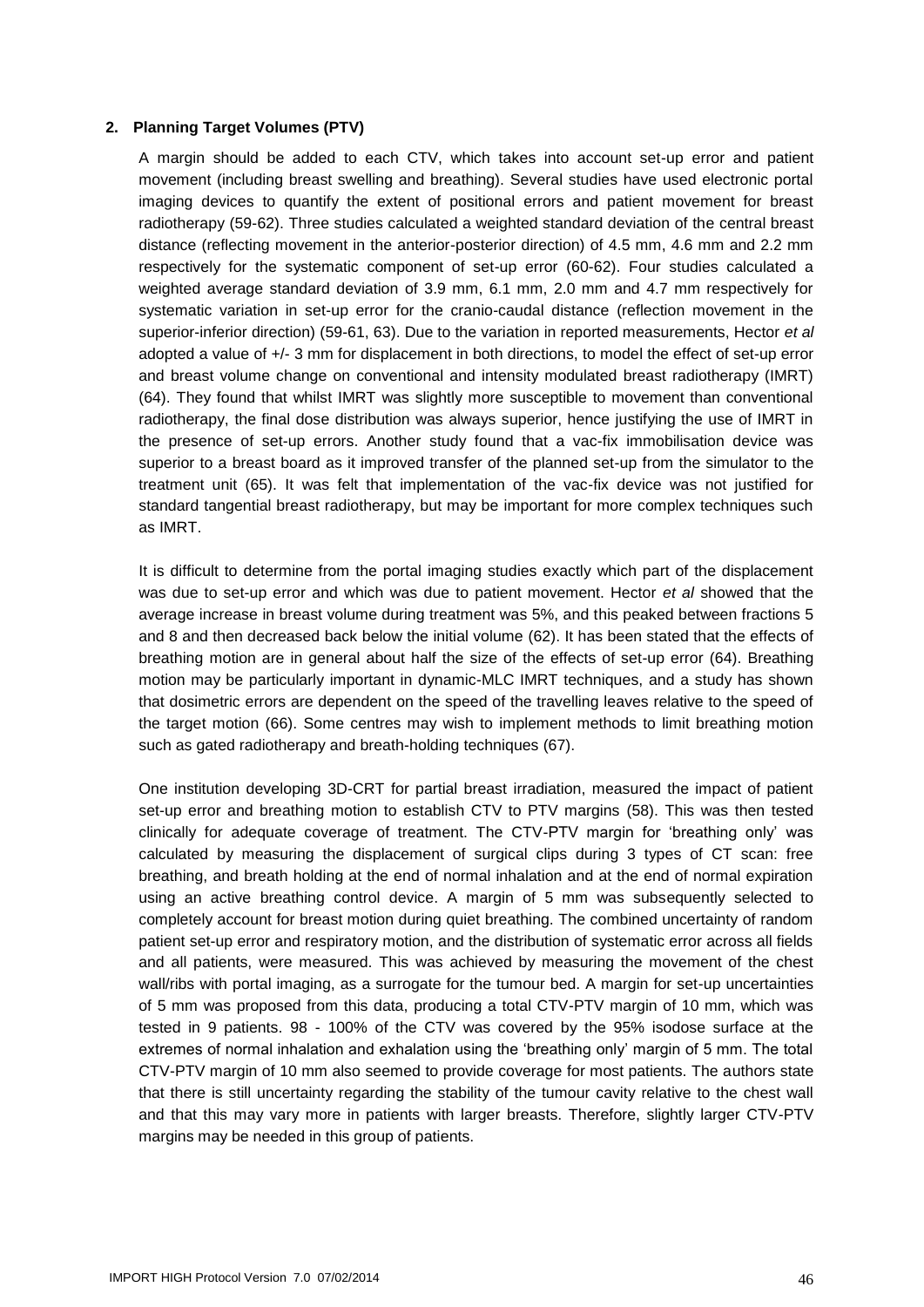## 2. Planning Target Volumes (PTV)

A margin should be added to each CTV, which takes into account set-up error and patient movement (including breast swelling and breathing). Several studies have used electronic portal imaging devices to quantify the extent of positional errors and patient movement for breast radiotherapy (59-62). Three studies calculated a weighted standard deviation of the central breast distance (reflecting movement in the anterior-posterior direction) of 4.5 mm, 4.6 mm and 2.2 mm respectively for the systematic component of set-up error (60-62). Four studies calculated a weighted average standard deviation of 3.9 mm, 6.1 mm, 2.0 mm and 4.7 mm respectively for systematic variation in set-up error for the cranio-caudal distance (reflection movement in the superior-inferior direction) (59-61, 63). Due to the variation in reported measurements, Hector *et al* adopted a value of +/- 3 mm for displacement in both directions, to model the effect of set-up error and breast volume change on conventional and intensity modulated breast radiotherapy (IMRT) (64). They found that whilst IMRT was slightly more susceptible to movement than conventional radiotherapy, the final dose distribution was always superior, hence justifying the use of IMRT in the presence of set-up errors. Another study found that a vac-fix immobilisation device was superior to a breast board as it improved transfer of the planned set-up from the simulator to the treatment unit (65). It was felt that implementation of the vac-fix device was not justified for standard tangential breast radiotherapy, but may be important for more complex techniques such as IMRT.

It is difficult to determine from the portal imaging studies exactly which part of the displacement was due to set-up error and which was due to patient movement. Hector *et al* showed that the average increase in breast volume during treatment was 5%, and this peaked between fractions 5 and 8 and then decreased back below the initial volume (62). It has been stated that the effects of breathing motion are in general about half the size of the effects of set-up error (64). Breathing motion may be particularly important in dynamic-MLC IMRT techniques, and a study has shown that dosimetric errors are dependent on the speed of the travelling leaves relative to the speed of the target motion (66). Some centres may wish to implement methods to limit breathing motion such as gated radiotherapy and breath-holding techniques (67).

One institution developing 3D-CRT for partial breast irradiation, measured the impact of patient set-up error and breathing motion to establish CTV to PTV margins (58). This was then tested clinically for adequate coverage of treatment. The CTV-PTV margin for 'breathing only' was calculated by measuring the displacement of surgical clips during 3 types of CT scan: free breathing, and breath holding at the end of normal inhalation and at the end of normal expiration using an active breathing control device. A margin of 5 mm was subsequently selected to completely account for breast motion during quiet breathing. The combined uncertainty of random patient set-up error and respiratory motion, and the distribution of systematic error across all fields and all patients, were measured. This was achieved by measuring the movement of the chest wall/ribs with portal imaging, as a surrogate for the tumour bed. A margin for set-up uncertainties of 5 mm was proposed from this data, producing a total CTV-PTV margin of 10 mm, which was tested in 9 patients. 98 - 100% of the CTV was covered by the 95% isodose surface at the extremes of normal inhalation and exhalation using the 'breathing only' margin of 5 mm. The total CTV-PTV margin of 10 mm also seemed to provide coverage for most patients. The authors state that there is still uncertainty regarding the stability of the tumour cavity relative to the chest wall and that this may vary more in patients with larger breasts. Therefore, slightly larger CTV-PTV margins may be needed in this group of patients.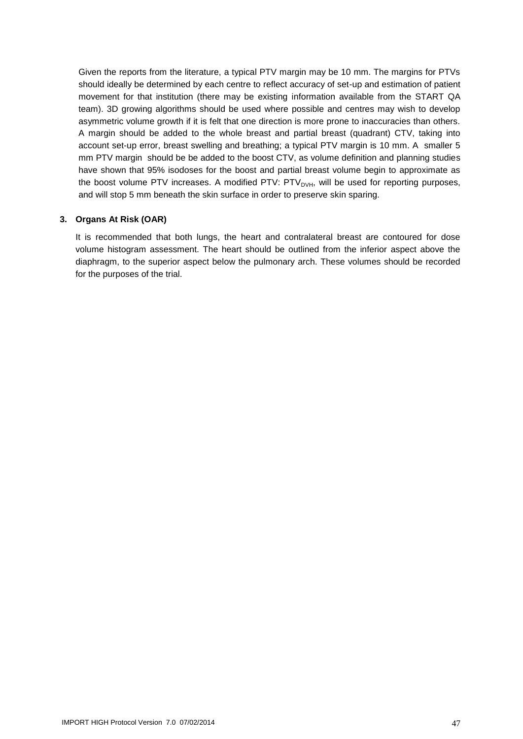Given the reports from the literature, a typical PTV margin may be 10 mm. The margins for PTVs should ideally be determined by each centre to reflect accuracy of set-up and estimation of patient movement for that institution (there may be existing information available from the START QA team). 3D growing algorithms should be used where possible and centres may wish to develop asymmetric volume growth if it is felt that one direction is more prone to inaccuracies than others. A margin should be added to the whole breast and partial breast (quadrant) CTV, taking into account set-up error, breast swelling and breathing; a typical PTV margin is 10 mm. A smaller 5 mm PTV margin should be be added to the boost CTV, as volume definition and planning studies have shown that 95% isodoses for the boost and partial breast volume begin to approximate as the boost volume PTV increases. A modified PTV: $PTV_{DVH}$, will be used for reporting purposes, and will stop 5 mm beneath the skin surface in order to preserve skin sparing.

**3. Organs At Risk (OAR)**

It is recommended that both lungs, the heart and contralateral breast are contoured for dose volume histogram assessment. The heart should be outlined from the inferior aspect above the diaphragm, to the superior aspect below the pulmonary arch. These volumes should be recorded for the purposes of the trial.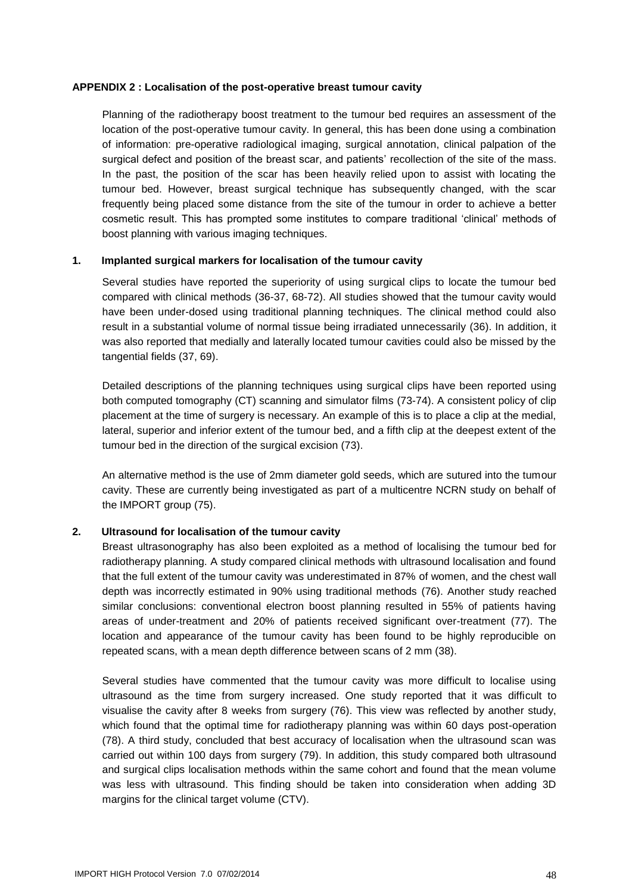**APPENDIX 2 : Localisation of the post-operative breast tumour cavity**

Planning of the radiotherapy boost treatment to the tumour bed requires an assessment of the location of the post-operative tumour cavity. In general, this has been done using a combination of information: pre-operative radiological imaging, surgical annotation, clinical palpation of the surgical defect and position of the breast scar, and patients' recollection of the site of the mass. In the past, the position of the scar has been heavily relied upon to assist with locating the tumour bed. However, breast surgical technique has subsequently changed, with the scar frequently being placed some distance from the site of the tumour in order to achieve a better cosmetic result. This has prompted some institutes to compare traditional 'clinical' methods of boost planning with various imaging techniques.

**1. Implanted surgical markers for localisation of the tumour cavity**

Several studies have reported the superiority of using surgical clips to locate the tumour bed compared with clinical methods (36-37, 68-72). All studies showed that the tumour cavity would have been under-dosed using traditional planning techniques. The clinical method could also result in a substantial volume of normal tissue being irradiated unnecessarily (36). In addition, it was also reported that medially and laterally located tumour cavities could also be missed by the tangential fields (37, 69).

Detailed descriptions of the planning techniques using surgical clips have been reported using both computed tomography (CT) scanning and simulator films (73-74). A consistent policy of clip placement at the time of surgery is necessary. An example of this is to place a clip at the medial, lateral, superior and inferior extent of the tumour bed, and a fifth clip at the deepest extent of the tumour bed in the direction of the surgical excision (73).

An alternative method is the use of 2mm diameter gold seeds, which are sutured into the tumour cavity. These are currently being investigated as part of a multicentre NCRN study on behalf of the IMPORT group (75).

**2. Ultrasound for localisation of the tumour cavity**

Breast ultrasonography has also been exploited as a method of localising the tumour bed for radiotherapy planning. A study compared clinical methods with ultrasound localisation and found that the full extent of the tumour cavity was underestimated in 87% of women, and the chest wall depth was incorrectly estimated in 90% using traditional methods (76). Another study reached similar conclusions: conventional electron boost planning resulted in 55% of patients having areas of under-treatment and 20% of patients received significant over-treatment (77). The location and appearance of the tumour cavity has been found to be highly reproducible on repeated scans, with a mean depth difference between scans of 2 mm (38).

Several studies have commented that the tumour cavity was more difficult to localise using ultrasound as the time from surgery increased. One study reported that it was difficult to visualise the cavity after 8 weeks from surgery (76). This view was reflected by another study, which found that the optimal time for radiotherapy planning was within 60 days post-operation (78). A third study, concluded that best accuracy of localisation when the ultrasound scan was carried out within 100 days from surgery (79). In addition, this study compared both ultrasound and surgical clips localisation methods within the same cohort and found that the mean volume was less with ultrasound. This finding should be taken into consideration when adding 3D margins for the clinical target volume (CTV).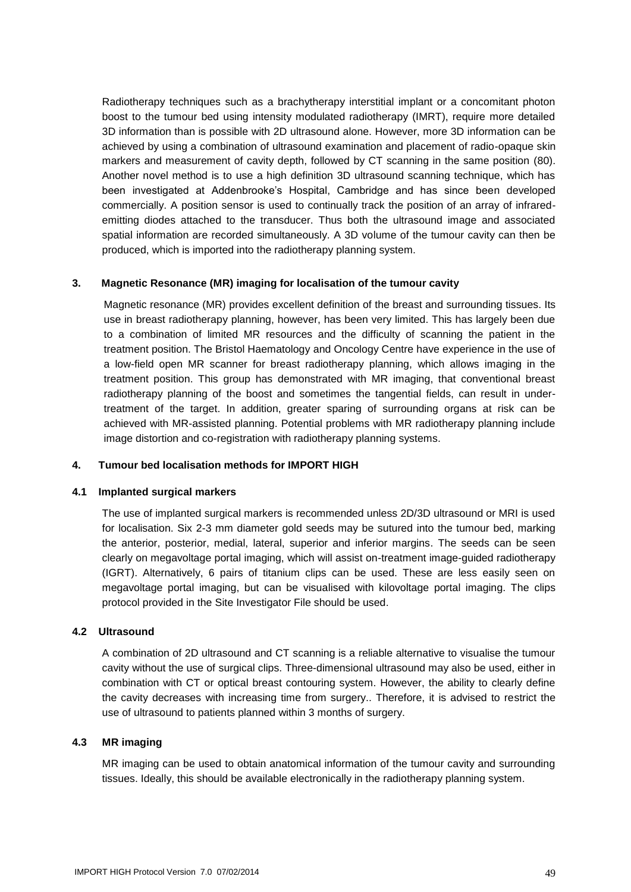Radiotherapy techniques such as a brachytherapy interstitial implant or a concomitant photon boost to the tumour bed using intensity modulated radiotherapy (IMRT), require more detailed 3D information than is possible with 2D ultrasound alone. However, more 3D information can be achieved by using a combination of ultrasound examination and placement of radio-opaque skin markers and measurement of cavity depth, followed by CT scanning in the same position (80). Another novel method is to use a high definition 3D ultrasound scanning technique, which has been investigated at Addenbrooke's Hospital, Cambridge and has since been developed commercially. A position sensor is used to continually track the position of an array of infrared-emitting diodes attached to the transducer. Thus both the ultrasound image and associated spatial information are recorded simultaneously. A 3D volume of the tumour cavity can then be produced, which is imported into the radiotherapy planning system.

### 3. Magnetic Resonance (MR) imaging for localisation of the tumour cavity

Magnetic resonance (MR) provides excellent definition of the breast and surrounding tissues. Its use in breast radiotherapy planning, however, has been very limited. This has largely been due to a combination of limited MR resources and the difficulty of scanning the patient in the treatment position. The Bristol Haematology and Oncology Centre have experience in the use of a low-field open MR scanner for breast radiotherapy planning, which allows imaging in the treatment position. This group has demonstrated with MR imaging, that conventional breast radiotherapy planning of the boost and sometimes the tangential fields, can result in under-treatment of the target. In addition, greater sparing of surrounding organs at risk can be achieved with MR-assisted planning. Potential problems with MR radiotherapy planning include image distortion and co-registration with radiotherapy planning systems.

### 4. Tumour bed localisation methods for IMPORT HIGH

#### 4.1 Implanted surgical markers

The use of implanted surgical markers is recommended unless 2D/3D ultrasound or MRI is used for localisation. Six 2-3 mm diameter gold seeds may be sutured into the tumour bed, marking the anterior, posterior, medial, lateral, superior and inferior margins. The seeds can be seen clearly on megavoltage portal imaging, which will assist on-treatment image-guided radiotherapy (IGRT). Alternatively, 6 pairs of titanium clips can be used. These are less easily seen on megavoltage portal imaging, but can be visualised with kilovoltage portal imaging. The clips protocol provided in the Site Investigator File should be used.

#### 4.2 Ultrasound

A combination of 2D ultrasound and CT scanning is a reliable alternative to visualise the tumour cavity without the use of surgical clips. Three-dimensional ultrasound may also be used, either in combination with CT or optical breast contouring system. However, the ability to clearly define the cavity decreases with increasing time from surgery.. Therefore, it is advised to restrict the use of ultrasound to patients planned within 3 months of surgery.

#### 4.3 MR imaging

MR imaging can be used to obtain anatomical information of the tumour cavity and surrounding tissues. Ideally, this should be available electronically in the radiotherapy planning system.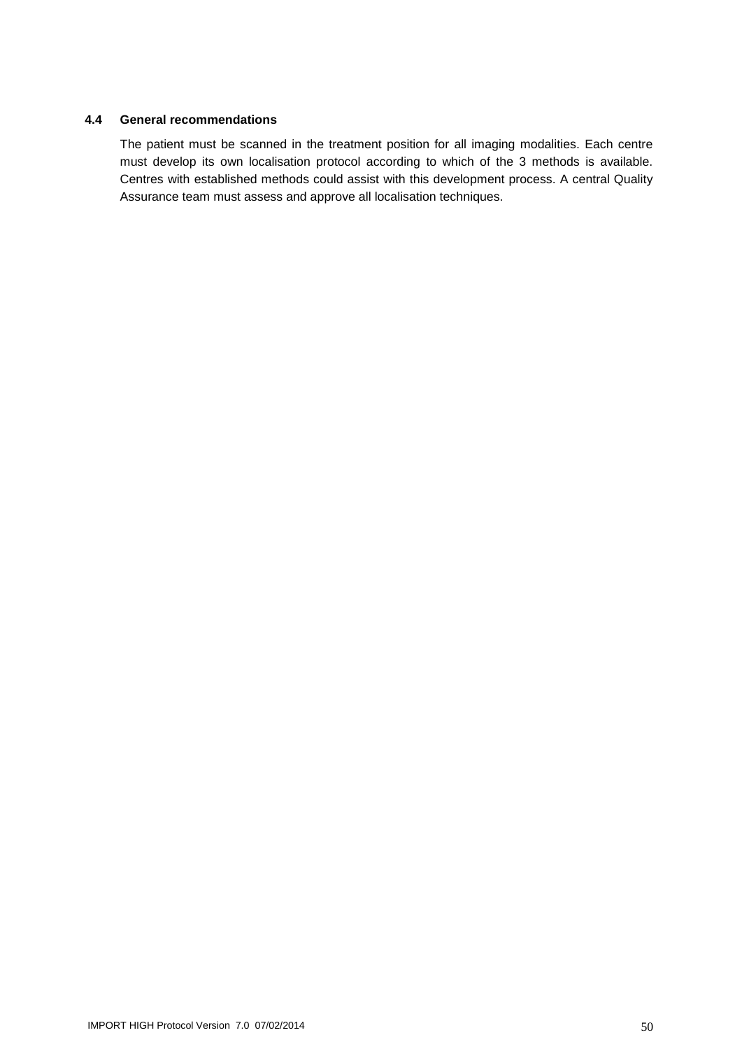### 4.4 General recommendations

The patient must be scanned in the treatment position for all imaging modalities. Each centre must develop its own localisation protocol according to which of the 3 methods is available. Centres with established methods could assist with this development process. A central Quality Assurance team must assess and approve all localisation techniques.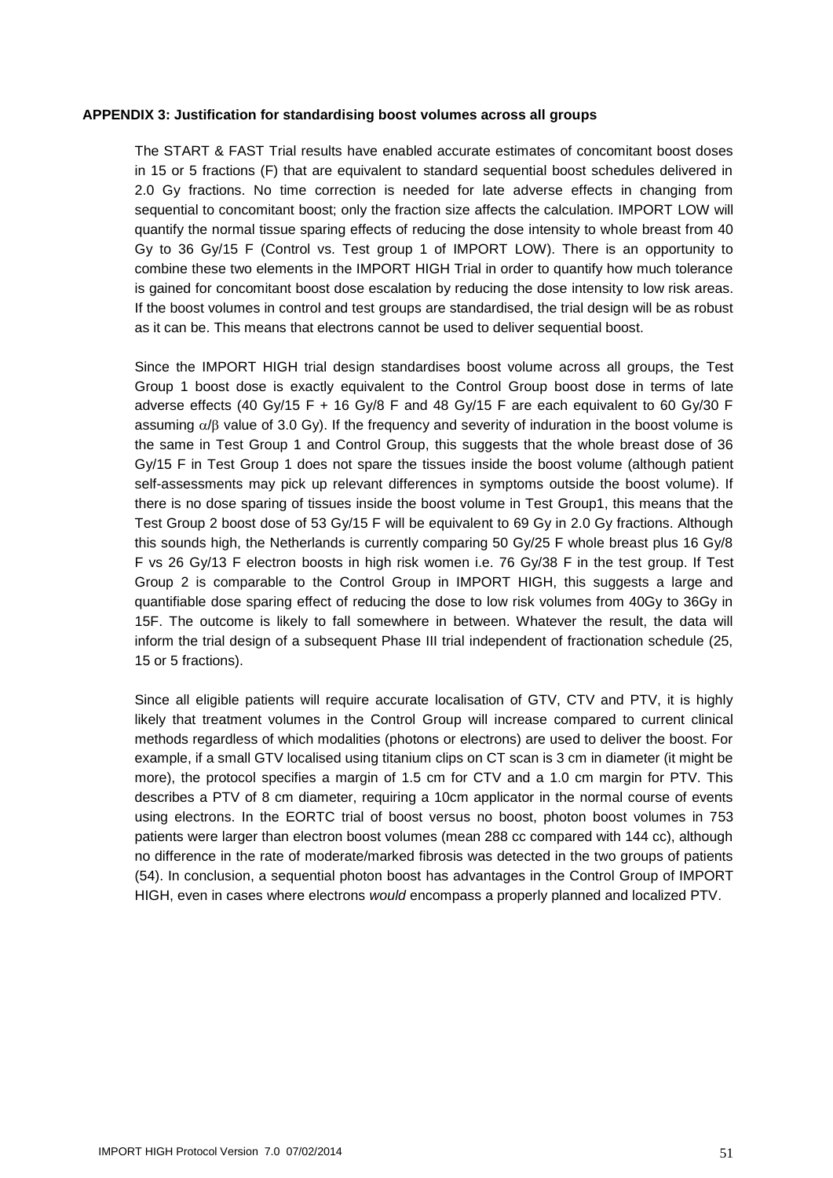**APPENDIX 3: Justification for standardising boost volumes across all groups**

The START & FAST Trial results have enabled accurate estimates of concomitant boost doses in 15 or 5 fractions (F) that are equivalent to standard sequential boost schedules delivered in 2.0 Gy fractions. No time correction is needed for late adverse effects in changing from sequential to concomitant boost; only the fraction size affects the calculation. IMPORT LOW will quantify the normal tissue sparing effects of reducing the dose intensity to whole breast from 40 Gy to 36 Gy/15 F (Control vs. Test group 1 of IMPORT LOW). There is an opportunity to combine these two elements in the IMPORT HIGH Trial in order to quantify how much tolerance is gained for concomitant boost dose escalation by reducing the dose intensity to low risk areas. If the boost volumes in control and test groups are standardised, the trial design will be as robust as it can be. This means that electrons cannot be used to deliver sequential boost.

Since the IMPORT HIGH trial design standardises boost volume across all groups, the Test Group 1 boost dose is exactly equivalent to the Control Group boost dose in terms of late adverse effects (40 Gy/15 F + 16 Gy/8 F and 48 Gy/15 F are each equivalent to 60 Gy/30 F assuming $\alpha/\beta$ value of 3.0 Gy). If the frequency and severity of induration in the boost volume is the same in Test Group 1 and Control Group, this suggests that the whole breast dose of 36 Gy/15 F in Test Group 1 does not spare the tissues inside the boost volume (although patient self-assessments may pick up relevant differences in symptoms outside the boost volume). If there is no dose sparing of tissues inside the boost volume in Test Group1, this means that the Test Group 2 boost dose of 53 Gy/15 F will be equivalent to 69 Gy in 2.0 Gy fractions. Although this sounds high, the Netherlands is currently comparing 50 Gy/25 F whole breast plus 16 Gy/8 F vs 26 Gy/13 F electron boosts in high risk women i.e. 76 Gy/38 F in the test group. If Test Group 2 is comparable to the Control Group in IMPORT HIGH, this suggests a large and quantifiable dose sparing effect of reducing the dose to low risk volumes from 40Gy to 36Gy in 15F. The outcome is likely to fall somewhere in between. Whatever the result, the data will inform the trial design of a subsequent Phase III trial independent of fractionation schedule (25, 15 or 5 fractions).

Since all eligible patients will require accurate localisation of GTV, CTV and PTV, it is highly likely that treatment volumes in the Control Group will increase compared to current clinical methods regardless of which modalities (photons or electrons) are used to deliver the boost. For example, if a small GTV localised using titanium clips on CT scan is 3 cm in diameter (it might be more), the protocol specifies a margin of 1.5 cm for CTV and a 1.0 cm margin for PTV. This describes a PTV of 8 cm diameter, requiring a 10cm applicator in the normal course of events using electrons. In the EORTC trial of boost versus no boost, photon boost volumes in 753 patients were larger than electron boost volumes (mean 288 cc compared with 144 cc), although no difference in the rate of moderate/marked fibrosis was detected in the two groups of patients (54). In conclusion, a sequential photon boost has advantages in the Control Group of IMPORT HIGH, even in cases where electrons *would* encompass a properly planned and localized PTV.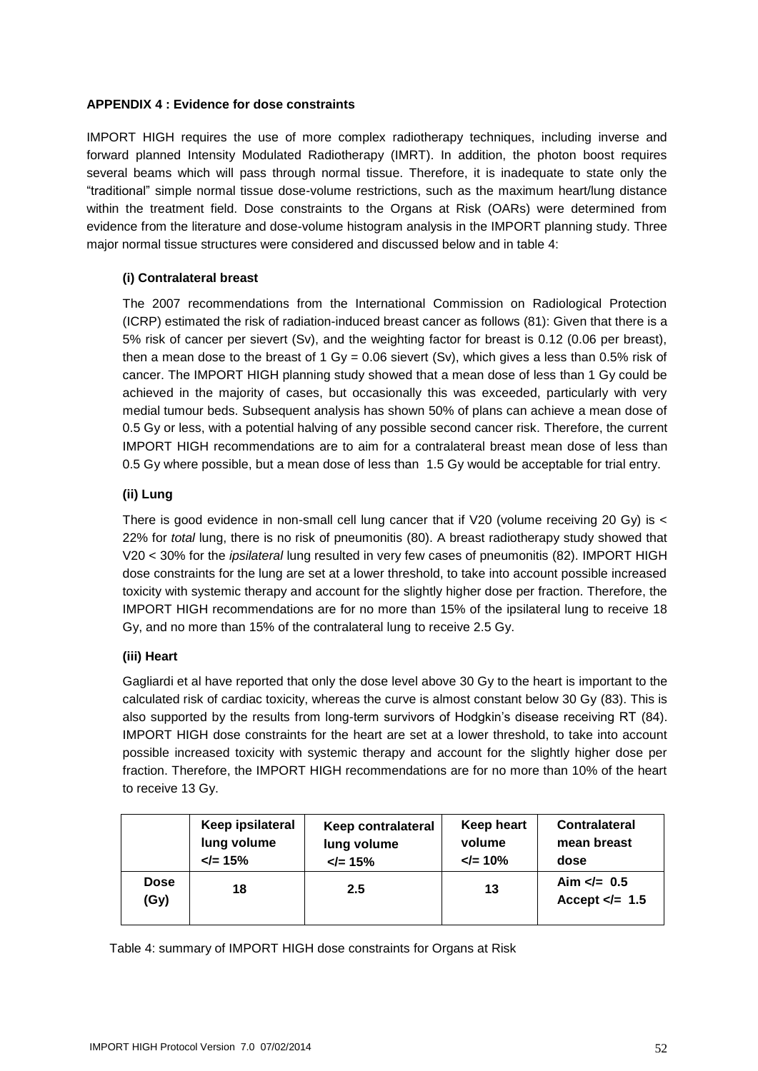**APPENDIX 4 : Evidence for dose constraints**

IMPORT HIGH requires the use of more complex radiotherapy techniques, including inverse and forward planned Intensity Modulated Radiotherapy (IMRT). In addition, the photon boost requires several beams which will pass through normal tissue. Therefore, it is inadequate to state only the "traditional" simple normal tissue dose-volume restrictions, such as the maximum heart/lung distance within the treatment field. Dose constraints to the Organs at Risk (OARs) were determined from evidence from the literature and dose-volume histogram analysis in the IMPORT planning study. Three major normal tissue structures were considered and discussed below and in table 4:

**(i) Contralateral breast**

The 2007 recommendations from the International Commission on Radiological Protection (ICRP) estimated the risk of radiation-induced breast cancer as follows (81): Given that there is a 5% risk of cancer per sievert (Sv), and the weighting factor for breast is 0.12 (0.06 per breast), then a mean dose to the breast of 1 Gy = 0.06 sievert (Sv), which gives a less than 0.5% risk of cancer. The IMPORT HIGH planning study showed that a mean dose of less than 1 Gy could be achieved in the majority of cases, but occasionally this was exceeded, particularly with very medial tumour beds. Subsequent analysis has shown 50% of plans can achieve a mean dose of 0.5 Gy or less, with a potential halving of any possible second cancer risk. Therefore, the current IMPORT HIGH recommendations are to aim for a contralateral breast mean dose of less than 0.5 Gy where possible, but a mean dose of less than 1.5 Gy would be acceptable for trial entry.

**(ii) Lung**

There is good evidence in non-small cell lung cancer that if V20 (volume receiving 20 Gy) is < 22% for *total* lung, there is no risk of pneumonitis (80). A breast radiotherapy study showed that V20 < 30% for the *ipsilateral* lung resulted in very few cases of pneumonitis (82). IMPORT HIGH dose constraints for the lung are set at a lower threshold, to take into account possible increased toxicity with systemic therapy and account for the slightly higher dose per fraction. Therefore, the IMPORT HIGH recommendations are for no more than 15% of the ipsilateral lung to receive 18 Gy, and no more than 15% of the contralateral lung to receive 2.5 Gy.

**(iii) Heart**

Gagliardi et al have reported that only the dose level above 30 Gy to the heart is important to the calculated risk of cardiac toxicity, whereas the curve is almost constant below 30 Gy (83). This is also supported by the results from long-term survivors of Hodgkin's disease receiving RT (84). IMPORT HIGH dose constraints for the heart are set at a lower threshold, to take into account possible increased toxicity with systemic therapy and account for the slightly higher dose per fraction. Therefore, the IMPORT HIGH recommendations are for no more than 10% of the heart to receive 13 Gy.

| | **Keep ipsilateral lung volume </= 15%** | **Keep contralateral lung volume </= 15%** | **Keep heart volume </= 10%** | **Contralateral mean breast dose** |
|---|---|---|---|---|
| **Dose (Gy)** | **18** | **2.5** | **13** | **Aim </= 0.5**<br>**Accept </= 1.5** |

Table 4: summary of IMPORT HIGH dose constraints for Organs at Risk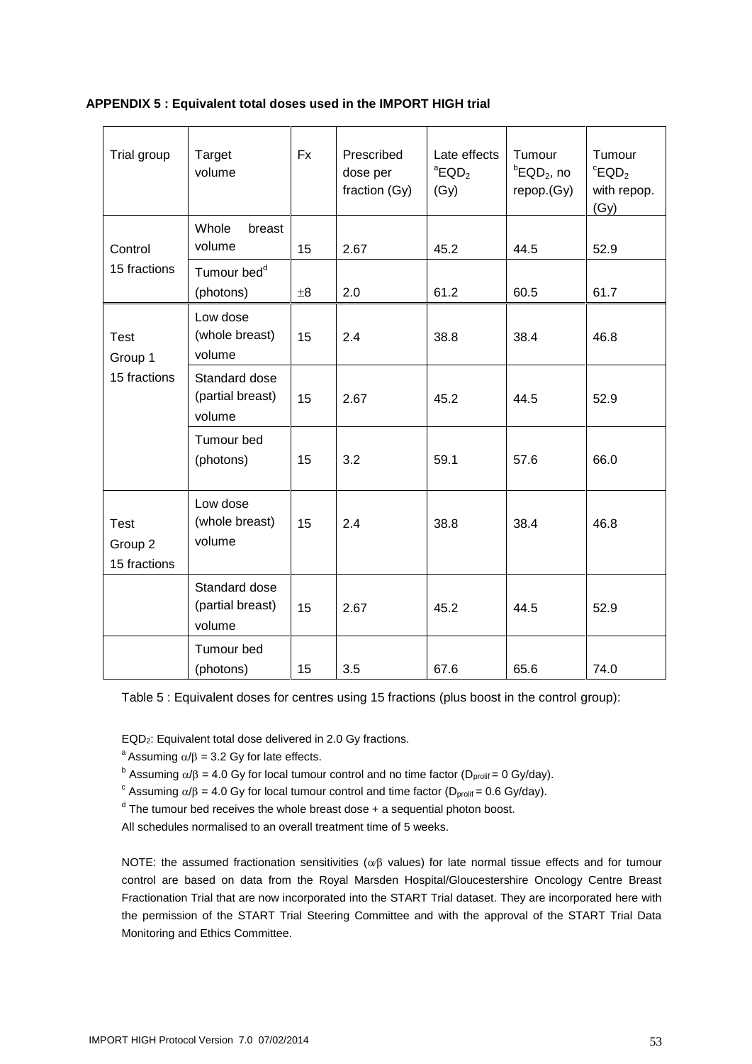**APPENDIX 5 : Equivalent total doses used in the IMPORT HIGH trial**

| Trial group | Target volume | Fx | Prescribed dose per fraction (Gy) | Late effects [a]$EQD_2$ (Gy) | Tumour [b]$EQD_2$, no repop.(Gy) | Tumour [c]$EQD_2$ with repop. (Gy) |
|---|---|---|---|---|---|---|
| Control 15 fractions | Whole breast volume | 15 | 2.67 | 45.2 | 44.5 | 52.9 |
| | Tumour bed[d] (photons) | ±8 | 2.0 | 61.2 | 60.5 | 61.7 |
| Test Group 1 15 fractions | Low dose (whole breast) volume | 15 | 2.4 | 38.8 | 38.4 | 46.8 |
| | Standard dose (partial breast) volume | 15 | 2.67 | 45.2 | 44.5 | 52.9 |
| | Tumour bed (photons) | 15 | 3.2 | 59.1 | 57.6 | 66.0 |
| Test Group 2 15 fractions | Low dose (whole breast) volume | 15 | 2.4 | 38.8 | 38.4 | 46.8 |
| | Standard dose (partial breast) volume | 15 | 2.67 | 45.2 | 44.5 | 52.9 |
| | Tumour bed (photons) | 15 | 3.5 | 67.6 | 65.6 | 74.0 |

Table 5 : Equivalent doses for centres using 15 fractions (plus boost in the control group):

$EQD_2$: Equivalent total dose delivered in 2.0 Gy fractions.

[a] Assuming $\alpha/\beta$ = 3.2 Gy for late effects.

[b] Assuming $\alpha/\beta$ = 4.0 Gy for local tumour control and no time factor ($D_{prolif}$ = 0 Gy/day).

[c] Assuming $\alpha/\beta$ = 4.0 Gy for local tumour control and time factor ($D_{prolif}$ = 0.6 Gy/day).

[d] The tumour bed receives the whole breast dose + a sequential photon boost.

All schedules normalised to an overall treatment time of 5 weeks.

NOTE: the assumed fractionation sensitivities ($\alpha/\beta$ values) for late normal tissue effects and for tumour control are based on data from the Royal Marsden Hospital/Gloucestershire Oncology Centre Breast Fractionation Trial that are now incorporated into the START Trial dataset. They are incorporated here with the permission of the START Trial Steering Committee and with the approval of the START Trial Data Monitoring and Ethics Committee.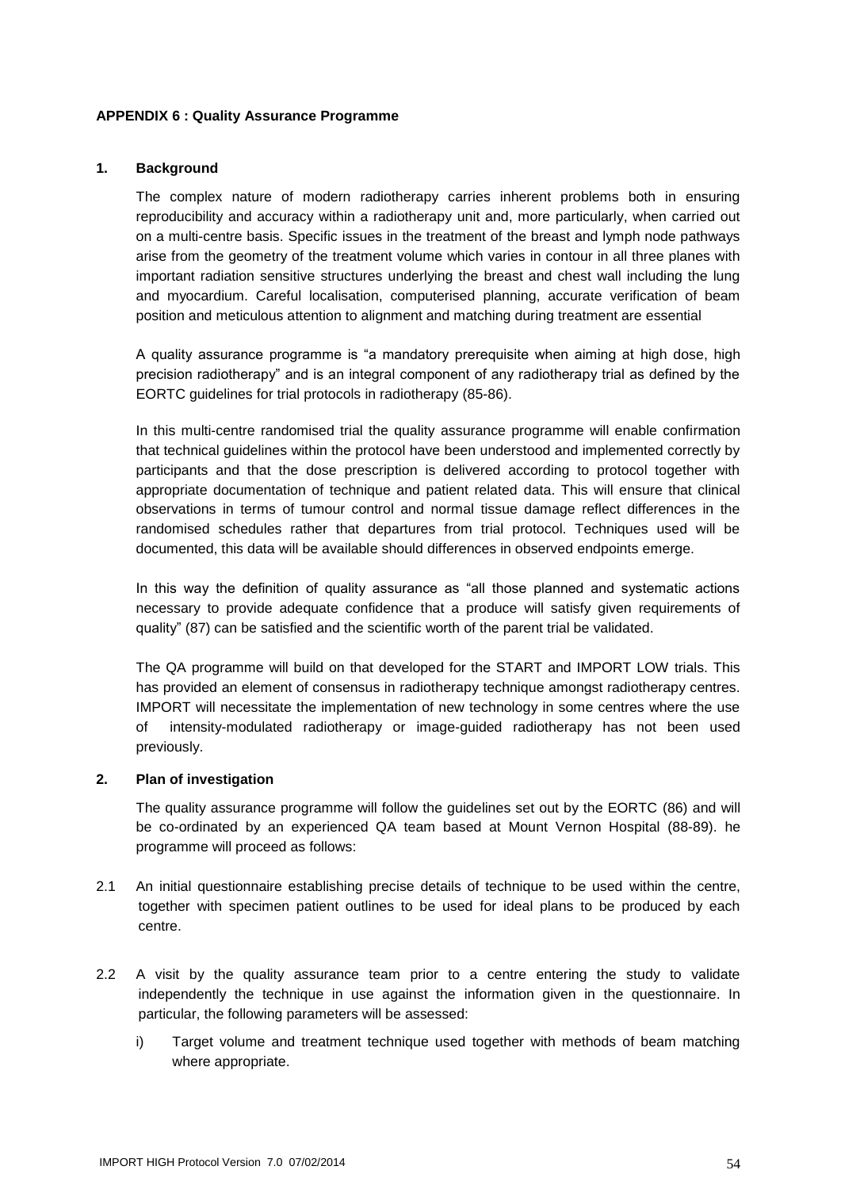**APPENDIX 6 : Quality Assurance Programme**

**1. Background**

The complex nature of modern radiotherapy carries inherent problems both in ensuring reproducibility and accuracy within a radiotherapy unit and, more particularly, when carried out on a multi-centre basis. Specific issues in the treatment of the breast and lymph node pathways arise from the geometry of the treatment volume which varies in contour in all three planes with important radiation sensitive structures underlying the breast and chest wall including the lung and myocardium. Careful localisation, computerised planning, accurate verification of beam position and meticulous attention to alignment and matching during treatment are essential

A quality assurance programme is "a mandatory prerequisite when aiming at high dose, high precision radiotherapy" and is an integral component of any radiotherapy trial as defined by the EORTC guidelines for trial protocols in radiotherapy (85-86).

In this multi-centre randomised trial the quality assurance programme will enable confirmation that technical guidelines within the protocol have been understood and implemented correctly by participants and that the dose prescription is delivered according to protocol together with appropriate documentation of technique and patient related data. This will ensure that clinical observations in terms of tumour control and normal tissue damage reflect differences in the randomised schedules rather that departures from trial protocol. Techniques used will be documented, this data will be available should differences in observed endpoints emerge.

In this way the definition of quality assurance as "all those planned and systematic actions necessary to provide adequate confidence that a produce will satisfy given requirements of quality" (87) can be satisfied and the scientific worth of the parent trial be validated.

The QA programme will build on that developed for the START and IMPORT LOW trials. This has provided an element of consensus in radiotherapy technique amongst radiotherapy centres. IMPORT will necessitate the implementation of new technology in some centres where the use of intensity-modulated radiotherapy or image-guided radiotherapy has not been used previously.

**2. Plan of investigation**

The quality assurance programme will follow the guidelines set out by the EORTC (86) and will be co-ordinated by an experienced QA team based at Mount Vernon Hospital (88-89). he programme will proceed as follows:

2.1 An initial questionnaire establishing precise details of technique to be used within the centre, together with specimen patient outlines to be used for ideal plans to be produced by each centre.

2.2 A visit by the quality assurance team prior to a centre entering the study to validate independently the technique in use against the information given in the questionnaire. In particular, the following parameters will be assessed:

i) Target volume and treatment technique used together with methods of beam matching where appropriate.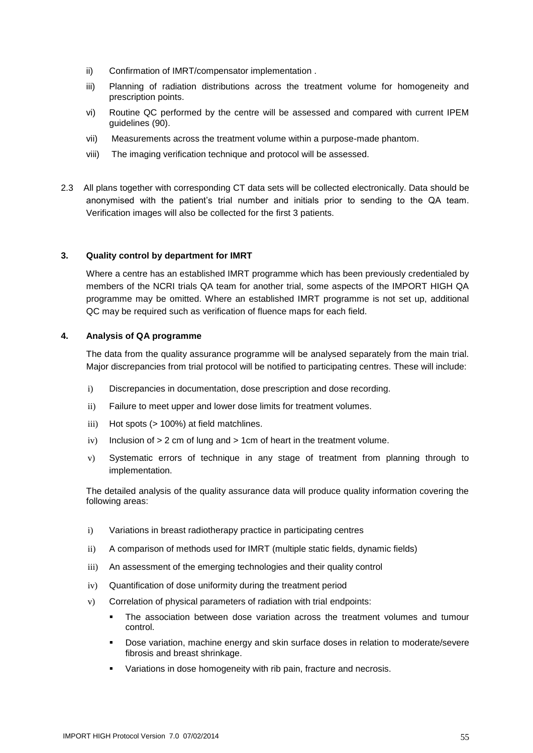ii) Confirmation of IMRT/compensator implementation .

iii) Planning of radiation distributions across the treatment volume for homogeneity and prescription points.

vi) Routine QC performed by the centre will be assessed and compared with current IPEM guidelines (90).

vii) Measurements across the treatment volume within a purpose-made phantom.

viii) The imaging verification technique and protocol will be assessed.

2.3 All plans together with corresponding CT data sets will be collected electronically. Data should be anonymised with the patient's trial number and initials prior to sending to the QA team. Verification images will also be collected for the first 3 patients.

## 3. Quality control by department for IMRT

Where a centre has an established IMRT programme which has been previously credentialed by members of the NCRI trials QA team for another trial, some aspects of the IMPORT HIGH QA programme may be omitted. Where an established IMRT programme is not set up, additional QC may be required such as verification of fluence maps for each field.

## 4. Analysis of QA programme

The data from the quality assurance programme will be analysed separately from the main trial. Major discrepancies from trial protocol will be notified to participating centres. These will include:

i) Discrepancies in documentation, dose prescription and dose recording.

ii) Failure to meet upper and lower dose limits for treatment volumes.

iii) Hot spots (> 100%) at field matchlines.

iv) Inclusion of > 2 cm of lung and > 1cm of heart in the treatment volume.

v) Systematic errors of technique in any stage of treatment from planning through to implementation.

The detailed analysis of the quality assurance data will produce quality information covering the following areas:

i) Variations in breast radiotherapy practice in participating centres

ii) A comparison of methods used for IMRT (multiple static fields, dynamic fields)

iii) An assessment of the emerging technologies and their quality control

iv) Quantification of dose uniformity during the treatment period

v) Correlation of physical parameters of radiation with trial endpoints:

- The association between dose variation across the treatment volumes and tumour control.
- Dose variation, machine energy and skin surface doses in relation to moderate/severe fibrosis and breast shrinkage.
- Variations in dose homogeneity with rib pain, fracture and necrosis.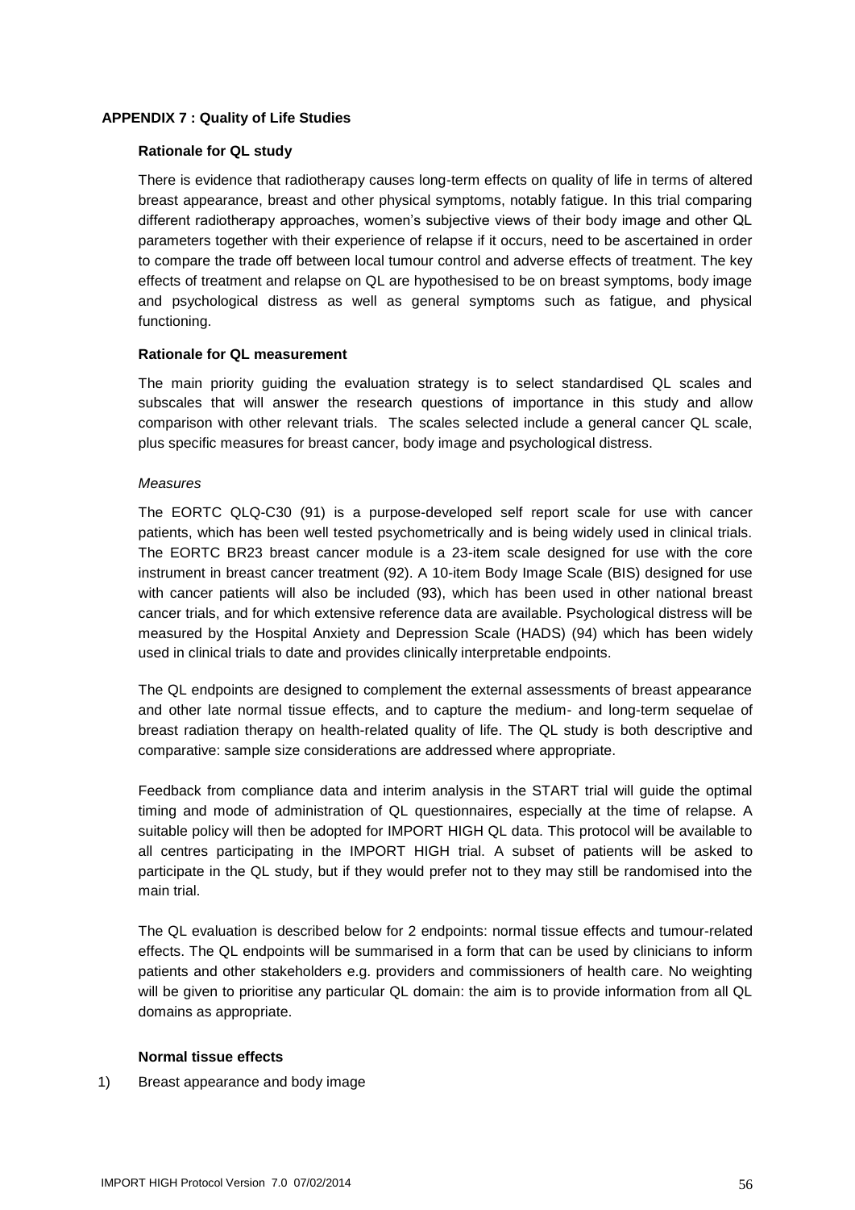## APPENDIX 7 : Quality of Life Studies

### Rationale for QL study

There is evidence that radiotherapy causes long-term effects on quality of life in terms of altered breast appearance, breast and other physical symptoms, notably fatigue. In this trial comparing different radiotherapy approaches, women's subjective views of their body image and other QL parameters together with their experience of relapse if it occurs, need to be ascertained in order to compare the trade off between local tumour control and adverse effects of treatment. The key effects of treatment and relapse on QL are hypothesised to be on breast symptoms, body image and psychological distress as well as general symptoms such as fatigue, and physical functioning.

### Rationale for QL measurement

The main priority guiding the evaluation strategy is to select standardised QL scales and subscales that will answer the research questions of importance in this study and allow comparison with other relevant trials. The scales selected include a general cancer QL scale, plus specific measures for breast cancer, body image and psychological distress.

*Measures*

The EORTC QLQ-C30 (91) is a purpose-developed self report scale for use with cancer patients, which has been well tested psychometrically and is being widely used in clinical trials. The EORTC BR23 breast cancer module is a 23-item scale designed for use with the core instrument in breast cancer treatment (92). A 10-item Body Image Scale (BIS) designed for use with cancer patients will also be included (93), which has been used in other national breast cancer trials, and for which extensive reference data are available. Psychological distress will be measured by the Hospital Anxiety and Depression Scale (HADS) (94) which has been widely used in clinical trials to date and provides clinically interpretable endpoints.

The QL endpoints are designed to complement the external assessments of breast appearance and other late normal tissue effects, and to capture the medium- and long-term sequelae of breast radiation therapy on health-related quality of life. The QL study is both descriptive and comparative: sample size considerations are addressed where appropriate.

Feedback from compliance data and interim analysis in the START trial will guide the optimal timing and mode of administration of QL questionnaires, especially at the time of relapse. A suitable policy will then be adopted for IMPORT HIGH QL data. This protocol will be available to all centres participating in the IMPORT HIGH trial. A subset of patients will be asked to participate in the QL study, but if they would prefer not to they may still be randomised into the main trial.

The QL evaluation is described below for 2 endpoints: normal tissue effects and tumour-related effects. The QL endpoints will be summarised in a form that can be used by clinicians to inform patients and other stakeholders e.g. providers and commissioners of health care. No weighting will be given to prioritise any particular QL domain: the aim is to provide information from all QL domains as appropriate.

### Normal tissue effects

1) Breast appearance and body image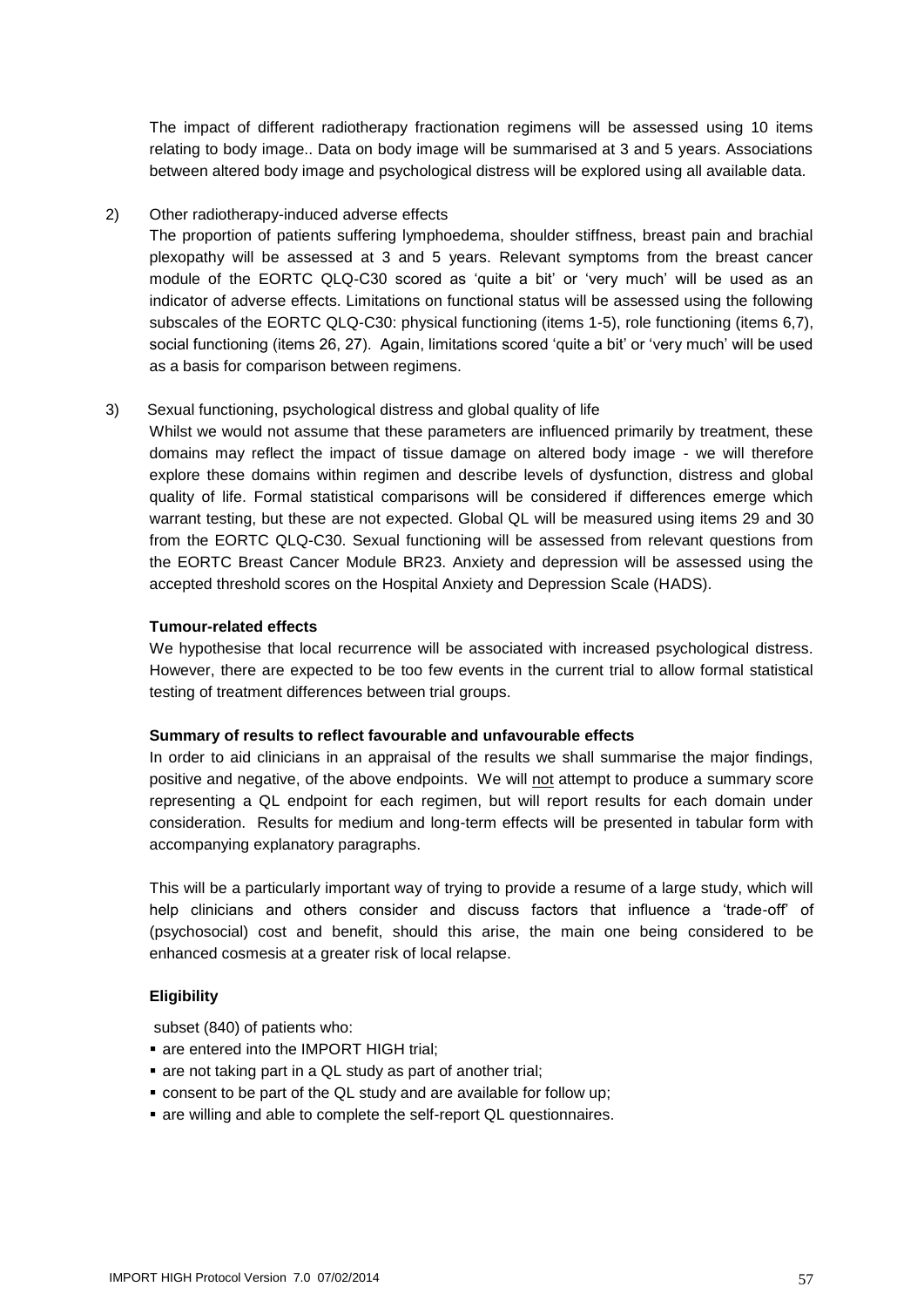The impact of different radiotherapy fractionation regimens will be assessed using 10 items relating to body image.. Data on body image will be summarised at 3 and 5 years. Associations between altered body image and psychological distress will be explored using all available data.

2) Other radiotherapy-induced adverse effects

The proportion of patients suffering lymphoedema, shoulder stiffness, breast pain and brachial plexopathy will be assessed at 3 and 5 years. Relevant symptoms from the breast cancer module of the EORTC QLQ-C30 scored as 'quite a bit' or 'very much' will be used as an indicator of adverse effects. Limitations on functional status will be assessed using the following subscales of the EORTC QLQ-C30: physical functioning (items 1-5), role functioning (items 6,7), social functioning (items 26, 27). Again, limitations scored 'quite a bit' or 'very much' will be used as a basis for comparison between regimens.

3) Sexual functioning, psychological distress and global quality of life

Whilst we would not assume that these parameters are influenced primarily by treatment, these domains may reflect the impact of tissue damage on altered body image - we will therefore explore these domains within regimen and describe levels of dysfunction, distress and global quality of life. Formal statistical comparisons will be considered if differences emerge which warrant testing, but these are not expected. Global QL will be measured using items 29 and 30 from the EORTC QLQ-C30. Sexual functioning will be assessed from relevant questions from the EORTC Breast Cancer Module BR23. Anxiety and depression will be assessed using the accepted threshold scores on the Hospital Anxiety and Depression Scale (HADS).

**Tumour-related effects**

We hypothesise that local recurrence will be associated with increased psychological distress. However, there are expected to be too few events in the current trial to allow formal statistical testing of treatment differences between trial groups.

**Summary of results to reflect favourable and unfavourable effects**

In order to aid clinicians in an appraisal of the results we shall summarise the major findings, positive and negative, of the above endpoints. We will not attempt to produce a summary score representing a QL endpoint for each regimen, but will report results for each domain under consideration. Results for medium and long-term effects will be presented in tabular form with accompanying explanatory paragraphs.

This will be a particularly important way of trying to provide a resume of a large study, which will help clinicians and others consider and discuss factors that influence a 'trade-off' of (psychosocial) cost and benefit, should this arise, the main one being considered to be enhanced cosmesis at a greater risk of local relapse.

**Eligibility**

subset (840) of patients who:

- are entered into the IMPORT HIGH trial;
- are not taking part in a QL study as part of another trial;
- consent to be part of the QL study and are available for follow up;
- are willing and able to complete the self-report QL questionnaires.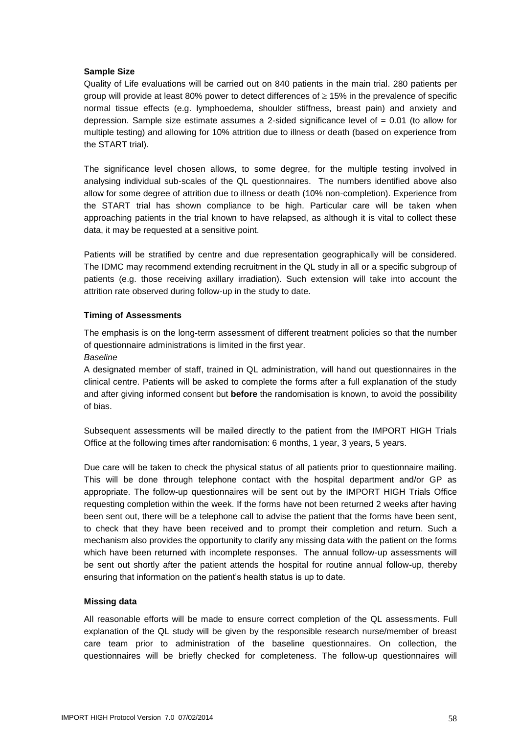**Sample Size**

Quality of Life evaluations will be carried out on 840 patients in the main trial. 280 patients per group will provide at least 80% power to detect differences of $\geq$ 15% in the prevalence of specific normal tissue effects (e.g. lymphoedema, shoulder stiffness, breast pain) and anxiety and depression. Sample size estimate assumes a 2-sided significance level of = 0.01 (to allow for multiple testing) and allowing for 10% attrition due to illness or death (based on experience from the START trial).

The significance level chosen allows, to some degree, for the multiple testing involved in analysing individual sub-scales of the QL questionnaires. The numbers identified above also allow for some degree of attrition due to illness or death (10% non-completion). Experience from the START trial has shown compliance to be high. Particular care will be taken when approaching patients in the trial known to have relapsed, as although it is vital to collect these data, it may be requested at a sensitive point.

Patients will be stratified by centre and due representation geographically will be considered. The IDMC may recommend extending recruitment in the QL study in all or a specific subgroup of patients (e.g. those receiving axillary irradiation). Such extension will take into account the attrition rate observed during follow-up in the study to date.

**Timing of Assessments**

The emphasis is on the long-term assessment of different treatment policies so that the number of questionnaire administrations is limited in the first year.

*Baseline*

A designated member of staff, trained in QL administration, will hand out questionnaires in the clinical centre. Patients will be asked to complete the forms after a full explanation of the study and after giving informed consent but **before** the randomisation is known, to avoid the possibility of bias.

Subsequent assessments will be mailed directly to the patient from the IMPORT HIGH Trials Office at the following times after randomisation: 6 months, 1 year, 3 years, 5 years.

Due care will be taken to check the physical status of all patients prior to questionnaire mailing. This will be done through telephone contact with the hospital department and/or GP as appropriate. The follow-up questionnaires will be sent out by the IMPORT HIGH Trials Office requesting completion within the week. If the forms have not been returned 2 weeks after having been sent out, there will be a telephone call to advise the patient that the forms have been sent, to check that they have been received and to prompt their completion and return. Such a mechanism also provides the opportunity to clarify any missing data with the patient on the forms which have been returned with incomplete responses. The annual follow-up assessments will be sent out shortly after the patient attends the hospital for routine annual follow-up, thereby ensuring that information on the patient's health status is up to date.

**Missing data**

All reasonable efforts will be made to ensure correct completion of the QL assessments. Full explanation of the QL study will be given by the responsible research nurse/member of breast care team prior to administration of the baseline questionnaires. On collection, the questionnaires will be briefly checked for completeness. The follow-up questionnaires will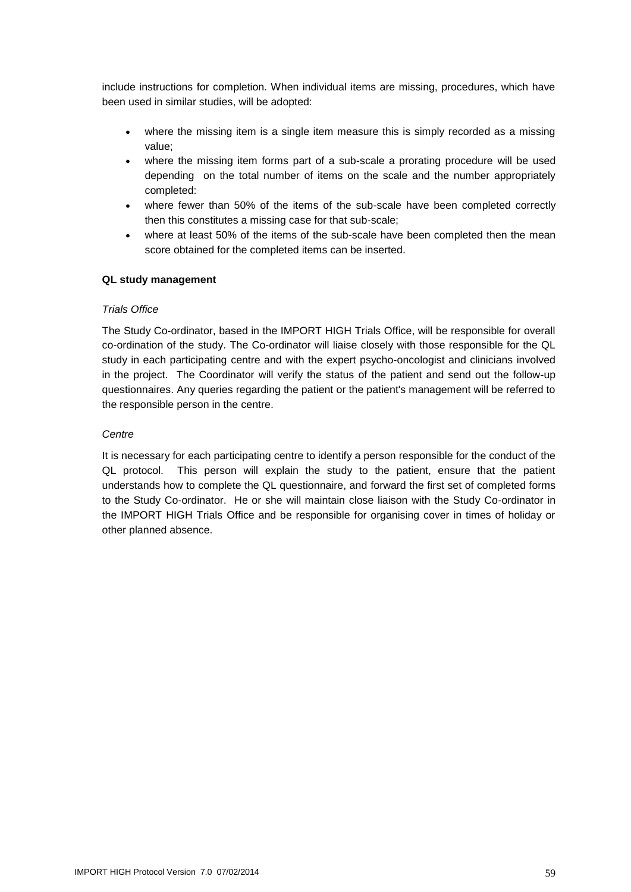include instructions for completion. When individual items are missing, procedures, which have been used in similar studies, will be adopted:

- where the missing item is a single item measure this is simply recorded as a missing value;
- where the missing item forms part of a sub-scale a prorating procedure will be used depending on the total number of items on the scale and the number appropriately completed:
- where fewer than 50% of the items of the sub-scale have been completed correctly then this constitutes a missing case for that sub-scale;
- where at least 50% of the items of the sub-scale have been completed then the mean score obtained for the completed items can be inserted.

**QL study management**

*Trials Office*

The Study Co-ordinator, based in the IMPORT HIGH Trials Office, will be responsible for overall co-ordination of the study. The Co-ordinator will liaise closely with those responsible for the QL study in each participating centre and with the expert psycho-oncologist and clinicians involved in the project. The Coordinator will verify the status of the patient and send out the follow-up questionnaires. Any queries regarding the patient or the patient's management will be referred to the responsible person in the centre.

*Centre*

It is necessary for each participating centre to identify a person responsible for the conduct of the QL protocol. This person will explain the study to the patient, ensure that the patient understands how to complete the QL questionnaire, and forward the first set of completed forms to the Study Co-ordinator. He or she will maintain close liaison with the Study Co-ordinator in the IMPORT HIGH Trials Office and be responsible for organising cover in times of holiday or other planned absence.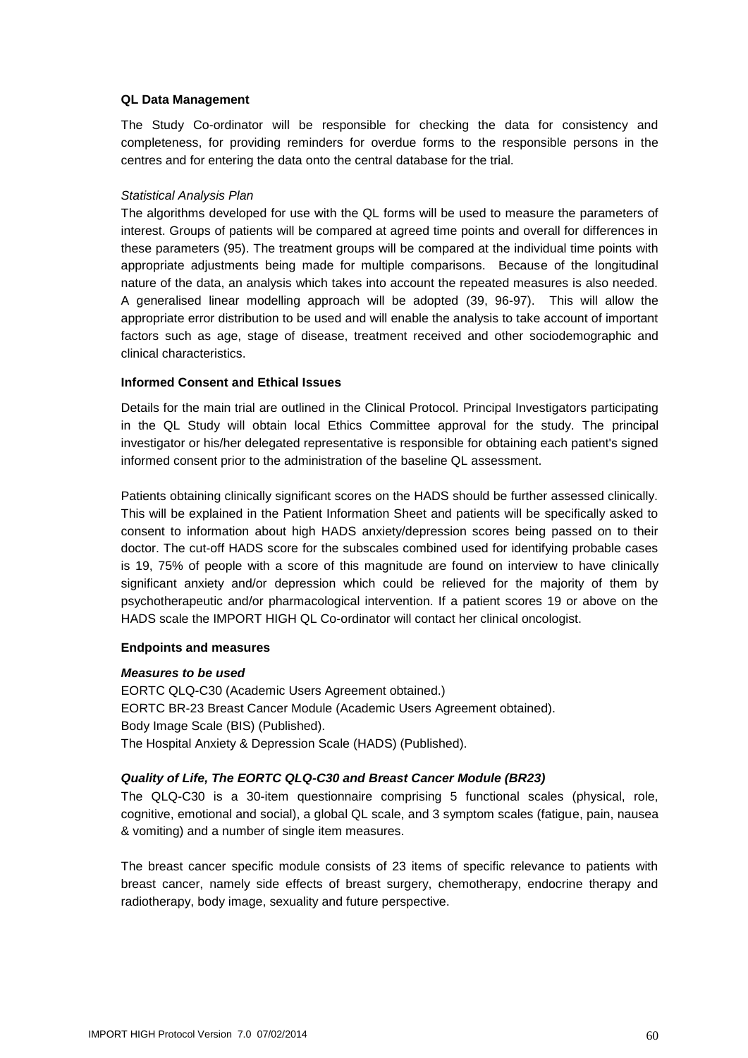**QL Data Management**

The Study Co-ordinator will be responsible for checking the data for consistency and completeness, for providing reminders for overdue forms to the responsible persons in the centres and for entering the data onto the central database for the trial.

*Statistical Analysis Plan*

The algorithms developed for use with the QL forms will be used to measure the parameters of interest. Groups of patients will be compared at agreed time points and overall for differences in these parameters (95). The treatment groups will be compared at the individual time points with appropriate adjustments being made for multiple comparisons. Because of the longitudinal nature of the data, an analysis which takes into account the repeated measures is also needed. A generalised linear modelling approach will be adopted (39, 96-97). This will allow the appropriate error distribution to be used and will enable the analysis to take account of important factors such as age, stage of disease, treatment received and other sociodemographic and clinical characteristics.

**Informed Consent and Ethical Issues**

Details for the main trial are outlined in the Clinical Protocol. Principal Investigators participating in the QL Study will obtain local Ethics Committee approval for the study. The principal investigator or his/her delegated representative is responsible for obtaining each patient's signed informed consent prior to the administration of the baseline QL assessment.

Patients obtaining clinically significant scores on the HADS should be further assessed clinically. This will be explained in the Patient Information Sheet and patients will be specifically asked to consent to information about high HADS anxiety/depression scores being passed on to their doctor. The cut-off HADS score for the subscales combined used for identifying probable cases is 19, 75% of people with a score of this magnitude are found on interview to have clinically significant anxiety and/or depression which could be relieved for the majority of them by psychotherapeutic and/or pharmacological intervention. If a patient scores 19 or above on the HADS scale the IMPORT HIGH QL Co-ordinator will contact her clinical oncologist.

**Endpoints and measures**

***Measures to be used***

EORTC QLQ-C30 (Academic Users Agreement obtained.)
EORTC BR-23 Breast Cancer Module (Academic Users Agreement obtained).
Body Image Scale (BIS) (Published).
The Hospital Anxiety & Depression Scale (HADS) (Published).

***Quality of Life, The EORTC QLQ-C30 and Breast Cancer Module (BR23)***

The QLQ-C30 is a 30-item questionnaire comprising 5 functional scales (physical, role, cognitive, emotional and social), a global QL scale, and 3 symptom scales (fatigue, pain, nausea & vomiting) and a number of single item measures.

The breast cancer specific module consists of 23 items of specific relevance to patients with breast cancer, namely side effects of breast surgery, chemotherapy, endocrine therapy and radiotherapy, body image, sexuality and future perspective.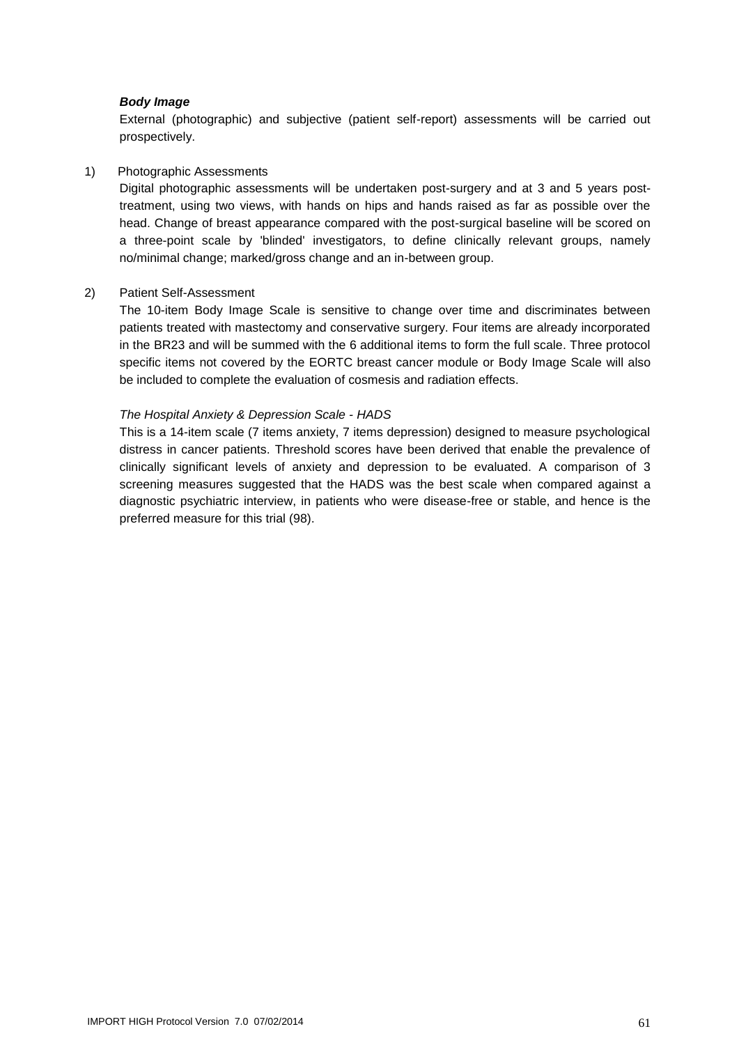***Body Image***

External (photographic) and subjective (patient self-report) assessments will be carried out prospectively.

1) Photographic Assessments

Digital photographic assessments will be undertaken post-surgery and at 3 and 5 years post-treatment, using two views, with hands on hips and hands raised as far as possible over the head. Change of breast appearance compared with the post-surgical baseline will be scored on a three-point scale by 'blinded' investigators, to define clinically relevant groups, namely no/minimal change; marked/gross change and an in-between group.

2) Patient Self-Assessment

The 10-item Body Image Scale is sensitive to change over time and discriminates between patients treated with mastectomy and conservative surgery. Four items are already incorporated in the BR23 and will be summed with the 6 additional items to form the full scale. Three protocol specific items not covered by the EORTC breast cancer module or Body Image Scale will also be included to complete the evaluation of cosmesis and radiation effects.

*The Hospital Anxiety & Depression Scale - HADS*

This is a 14-item scale (7 items anxiety, 7 items depression) designed to measure psychological distress in cancer patients. Threshold scores have been derived that enable the prevalence of clinically significant levels of anxiety and depression to be evaluated. A comparison of 3 screening measures suggested that the HADS was the best scale when compared against a diagnostic psychiatric interview, in patients who were disease-free or stable, and hence is the preferred measure for this trial (98).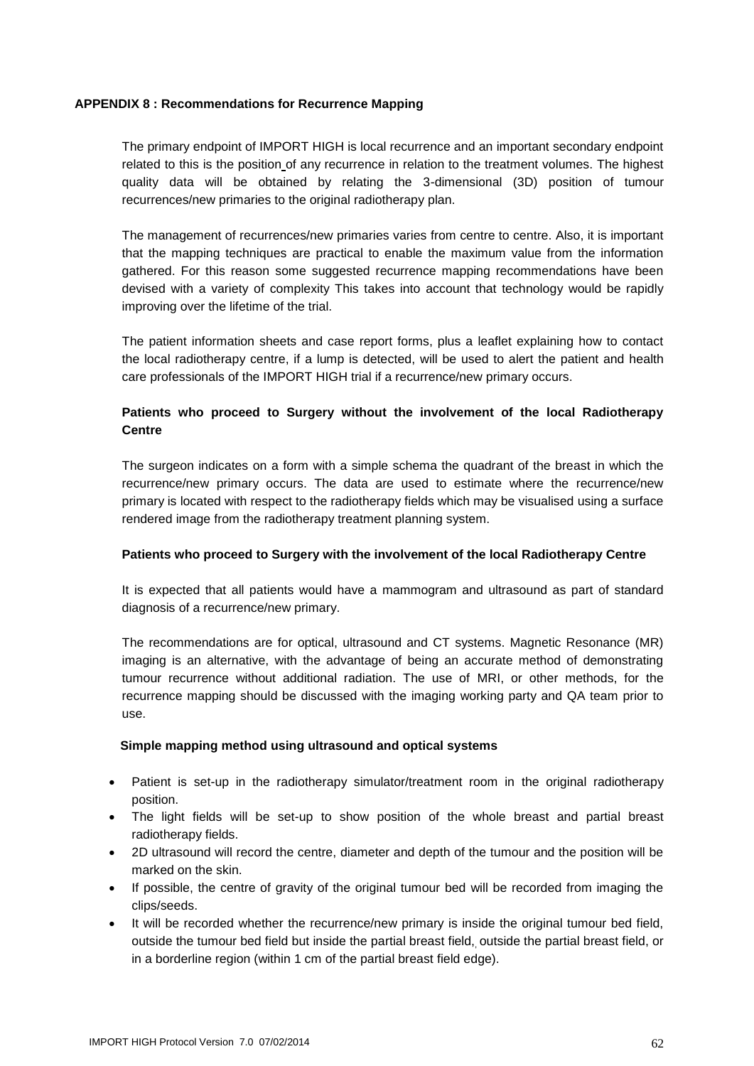## APPENDIX 8 : Recommendations for Recurrence Mapping

The primary endpoint of IMPORT HIGH is local recurrence and an important secondary endpoint related to this is the position of any recurrence in relation to the treatment volumes. The highest quality data will be obtained by relating the 3-dimensional (3D) position of tumour recurrences/new primaries to the original radiotherapy plan.

The management of recurrences/new primaries varies from centre to centre. Also, it is important that the mapping techniques are practical to enable the maximum value from the information gathered. For this reason some suggested recurrence mapping recommendations have been devised with a variety of complexity This takes into account that technology would be rapidly improving over the lifetime of the trial.

The patient information sheets and case report forms, plus a leaflet explaining how to contact the local radiotherapy centre, if a lump is detected, will be used to alert the patient and health care professionals of the IMPORT HIGH trial if a recurrence/new primary occurs.

### Patients who proceed to Surgery without the involvement of the local Radiotherapy Centre

The surgeon indicates on a form with a simple schema the quadrant of the breast in which the recurrence/new primary occurs. The data are used to estimate where the recurrence/new primary is located with respect to the radiotherapy fields which may be visualised using a surface rendered image from the radiotherapy treatment planning system.

### Patients who proceed to Surgery with the involvement of the local Radiotherapy Centre

It is expected that all patients would have a mammogram and ultrasound as part of standard diagnosis of a recurrence/new primary.

The recommendations are for optical, ultrasound and CT systems. Magnetic Resonance (MR) imaging is an alternative, with the advantage of being an accurate method of demonstrating tumour recurrence without additional radiation. The use of MRI, or other methods, for the recurrence mapping should be discussed with the imaging working party and QA team prior to use.

#### Simple mapping method using ultrasound and optical systems

- Patient is set-up in the radiotherapy simulator/treatment room in the original radiotherapy position.
- The light fields will be set-up to show position of the whole breast and partial breast radiotherapy fields.
- 2D ultrasound will record the centre, diameter and depth of the tumour and the position will be marked on the skin.
- If possible, the centre of gravity of the original tumour bed will be recorded from imaging the clips/seeds.
- It will be recorded whether the recurrence/new primary is inside the original tumour bed field, outside the tumour bed field but inside the partial breast field, outside the partial breast field, or in a borderline region (within 1 cm of the partial breast field edge).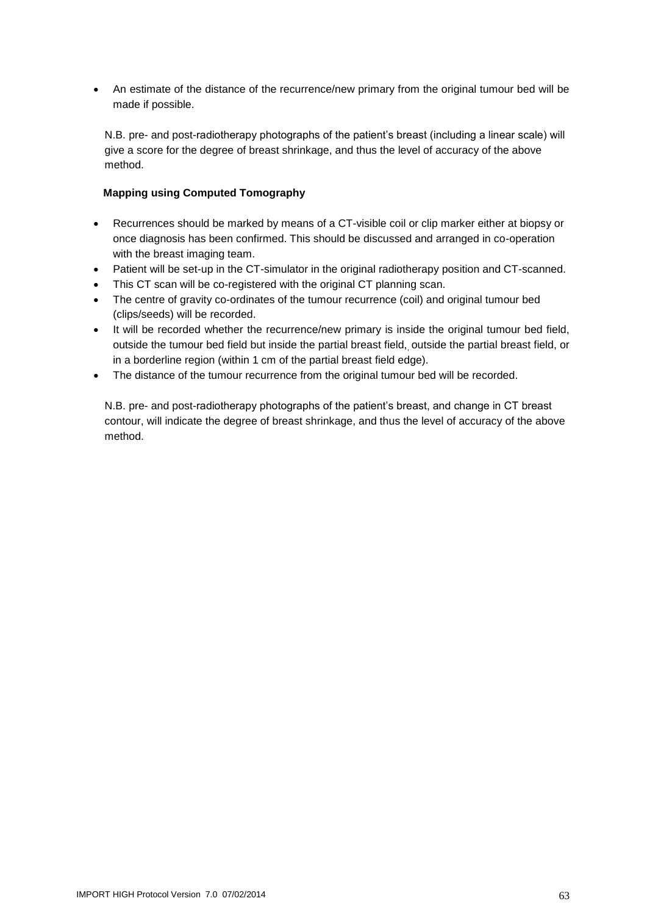- An estimate of the distance of the recurrence/new primary from the original tumour bed will be made if possible.

N.B. pre- and post-radiotherapy photographs of the patient's breast (including a linear scale) will give a score for the degree of breast shrinkage, and thus the level of accuracy of the above method.

**Mapping using Computed Tomography**

- Recurrences should be marked by means of a CT-visible coil or clip marker either at biopsy or once diagnosis has been confirmed. This should be discussed and arranged in co-operation with the breast imaging team.
- Patient will be set-up in the CT-simulator in the original radiotherapy position and CT-scanned.
- This CT scan will be co-registered with the original CT planning scan.
- The centre of gravity co-ordinates of the tumour recurrence (coil) and original tumour bed (clips/seeds) will be recorded.
- It will be recorded whether the recurrence/new primary is inside the original tumour bed field, outside the tumour bed field but inside the partial breast field, outside the partial breast field, or in a borderline region (within 1 cm of the partial breast field edge).
- The distance of the tumour recurrence from the original tumour bed will be recorded.

N.B. pre- and post-radiotherapy photographs of the patient's breast, and change in CT breast contour, will indicate the degree of breast shrinkage, and thus the level of accuracy of the above method.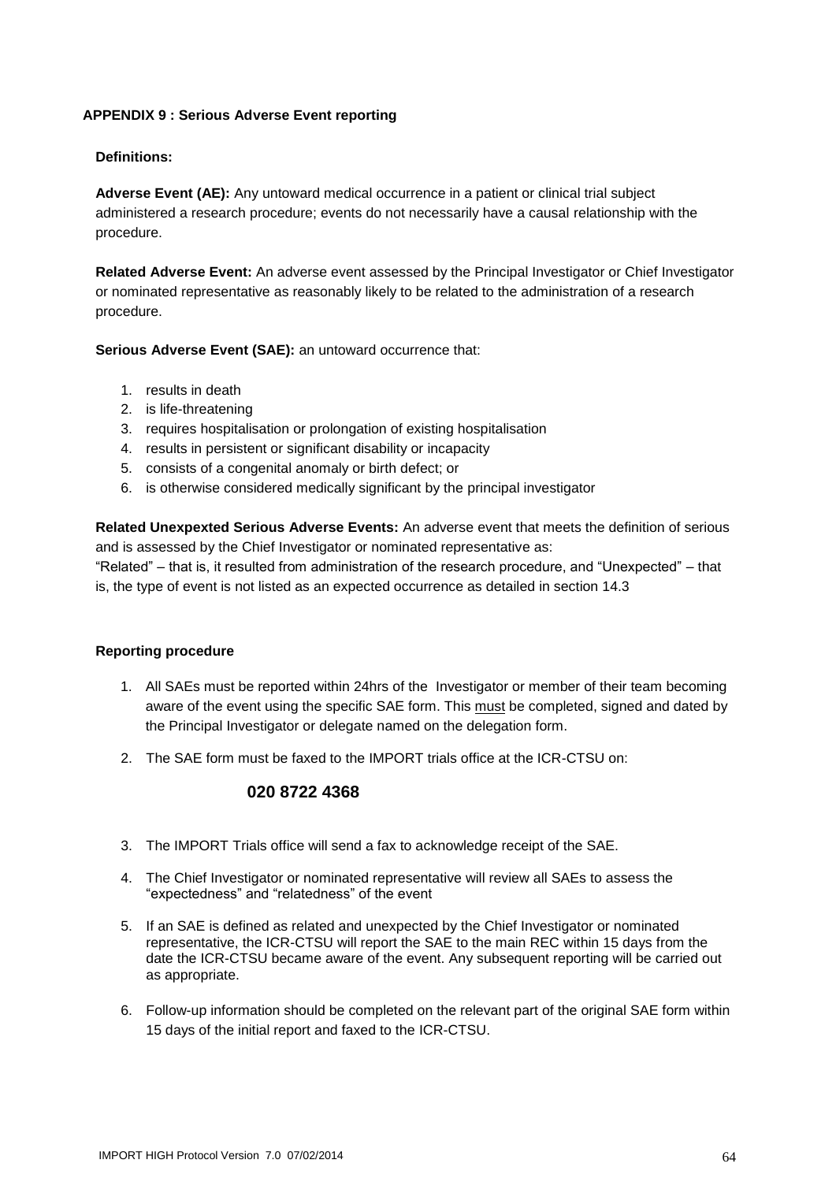## APPENDIX 9 : Serious Adverse Event reporting

**Definitions:**

**Adverse Event (AE):** Any untoward medical occurrence in a patient or clinical trial subject administered a research procedure; events do not necessarily have a causal relationship with the procedure.

**Related Adverse Event:** An adverse event assessed by the Principal Investigator or Chief Investigator or nominated representative as reasonably likely to be related to the administration of a research procedure.

**Serious Adverse Event (SAE):** an untoward occurrence that:

1. results in death
2. is life-threatening
3. requires hospitalisation or prolongation of existing hospitalisation
4. results in persistent or significant disability or incapacity
5. consists of a congenital anomaly or birth defect; or
6. is otherwise considered medically significant by the principal investigator

**Related Unexpexted Serious Adverse Events:** An adverse event that meets the definition of serious and is assessed by the Chief Investigator or nominated representative as:
"Related" – that is, it resulted from administration of the research procedure, and "Unexpected" – that is, the type of event is not listed as an expected occurrence as detailed in section 14.3

**Reporting procedure**

1. All SAEs must be reported within 24hrs of the Investigator or member of their team becoming aware of the event using the specific SAE form. This must be completed, signed and dated by the Principal Investigator or delegate named on the delegation form.
2. The SAE form must be faxed to the IMPORT trials office at the ICR-CTSU on:

   **020 8722 4368**

3. The IMPORT Trials office will send a fax to acknowledge receipt of the SAE.
4. The Chief Investigator or nominated representative will review all SAEs to assess the "expectedness" and "relatedness" of the event
5. If an SAE is defined as related and unexpected by the Chief Investigator or nominated representative, the ICR-CTSU will report the SAE to the main REC within 15 days from the date the ICR-CTSU became aware of the event. Any subsequent reporting will be carried out as appropriate.
6. Follow-up information should be completed on the relevant part of the original SAE form within 15 days of the initial report and faxed to the ICR-CTSU.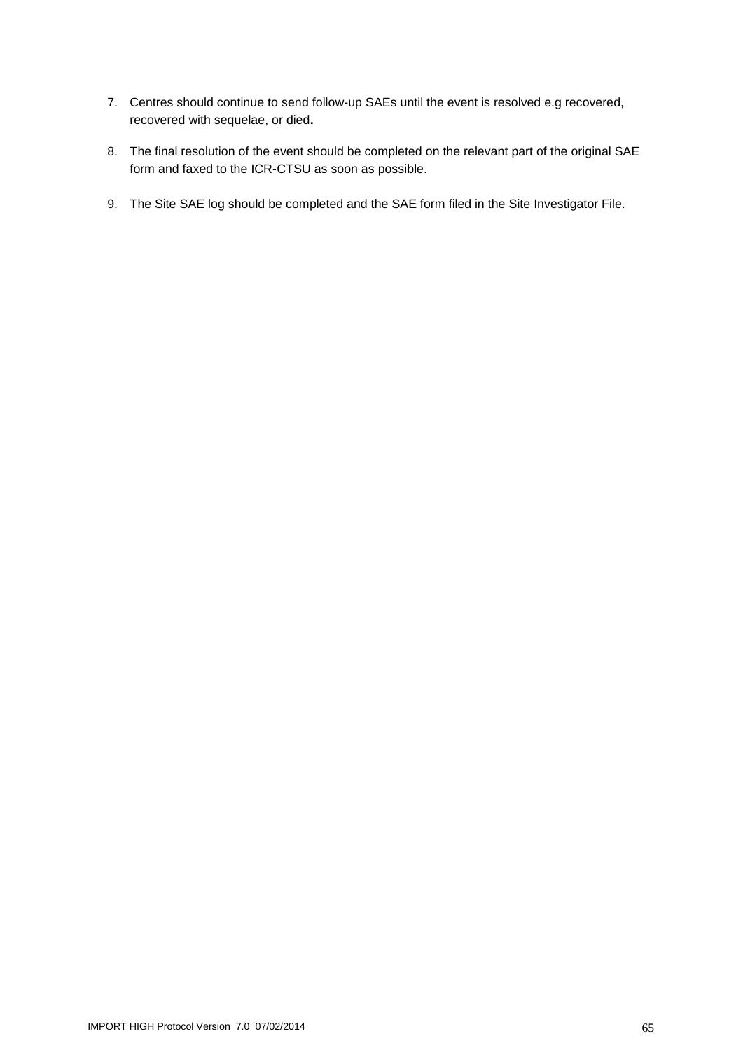7. Centres should continue to send follow-up SAEs until the event is resolved e.g recovered, recovered with sequelae, or died**.**

8. The final resolution of the event should be completed on the relevant part of the original SAE form and faxed to the ICR-CTSU as soon as possible.

9. The Site SAE log should be completed and the SAE form filed in the Site Investigator File.